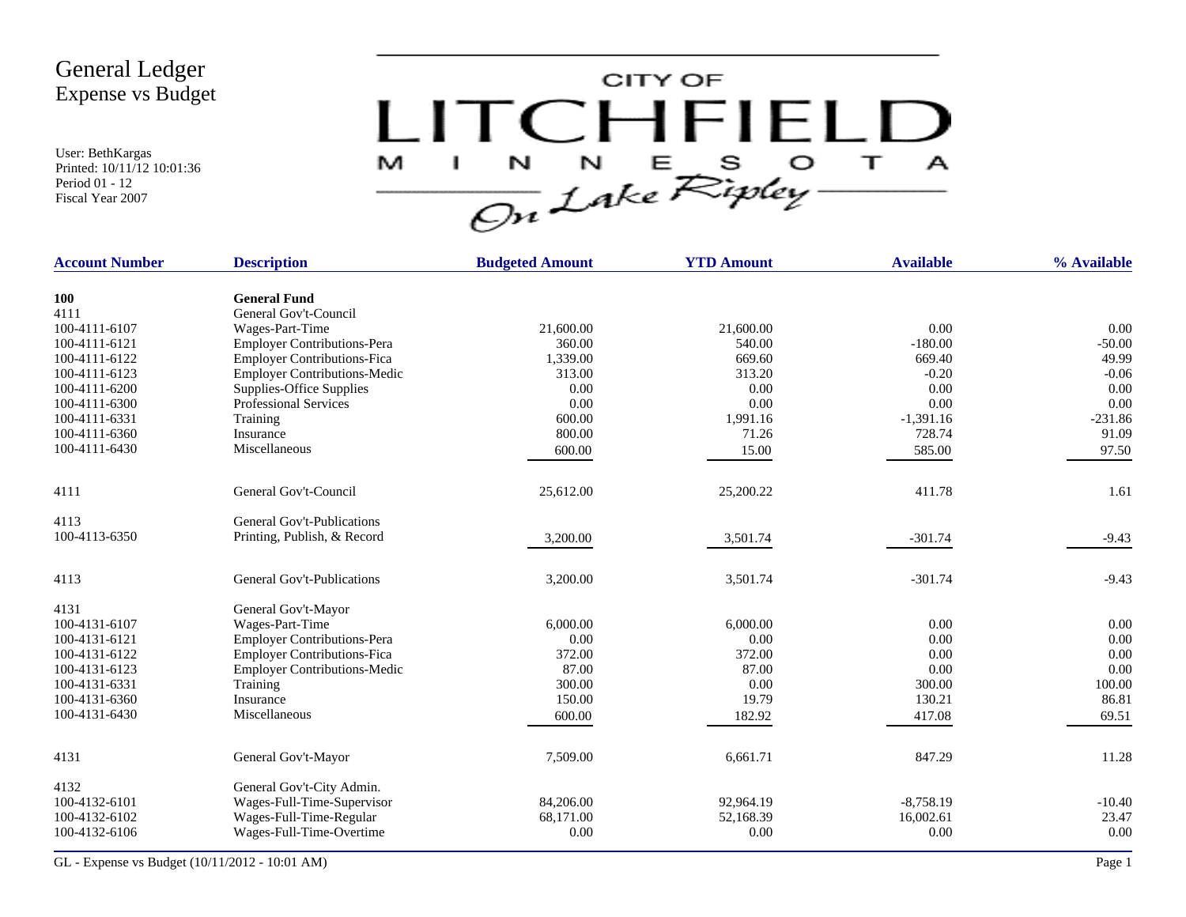# General Ledger
## Expense vs Budget

User: BethKargas
Printed: 10/11/12 10:01:36
Period 01 - 12
Fiscal Year 2007

CITY OF LITCHFIELD MINNESOTA On Lake Ripley

| Account Number | Description | Budgeted Amount | YTD Amount | Available | % Available |
|---|---|---|---|---|---|
| **100** | **General Fund** | | | | |
| 4111 | General Gov't-Council | | | | |
| 100-4111-6107 | Wages-Part-Time | 21,600.00 | 21,600.00 | 0.00 | 0.00 |
| 100-4111-6121 | Employer Contributions-Pera | 360.00 | 540.00 | -180.00 | -50.00 |
| 100-4111-6122 | Employer Contributions-Fica | 1,339.00 | 669.60 | 669.40 | 49.99 |
| 100-4111-6123 | Employer Contributions-Medic | 313.00 | 313.20 | -0.20 | -0.06 |
| 100-4111-6200 | Supplies-Office Supplies | 0.00 | 0.00 | 0.00 | 0.00 |
| 100-4111-6300 | Professional Services | 0.00 | 0.00 | 0.00 | 0.00 |
| 100-4111-6331 | Training | 600.00 | 1,991.16 | -1,391.16 | -231.86 |
| 100-4111-6360 | Insurance | 800.00 | 71.26 | 728.74 | 91.09 |
| 100-4111-6430 | Miscellaneous | 600.00 | 15.00 | 585.00 | 97.50 |
| 4111 | General Gov't-Council | 25,612.00 | 25,200.22 | 411.78 | 1.61 |
| 4113 | General Gov't-Publications | | | | |
| 100-4113-6350 | Printing, Publish, & Record | 3,200.00 | 3,501.74 | -301.74 | -9.43 |
| 4113 | General Gov't-Publications | 3,200.00 | 3,501.74 | -301.74 | -9.43 |
| 4131 | General Gov't-Mayor | | | | |
| 100-4131-6107 | Wages-Part-Time | 6,000.00 | 6,000.00 | 0.00 | 0.00 |
| 100-4131-6121 | Employer Contributions-Pera | 0.00 | 0.00 | 0.00 | 0.00 |
| 100-4131-6122 | Employer Contributions-Fica | 372.00 | 372.00 | 0.00 | 0.00 |
| 100-4131-6123 | Employer Contributions-Medic | 87.00 | 87.00 | 0.00 | 0.00 |
| 100-4131-6331 | Training | 300.00 | 0.00 | 300.00 | 100.00 |
| 100-4131-6360 | Insurance | 150.00 | 19.79 | 130.21 | 86.81 |
| 100-4131-6430 | Miscellaneous | 600.00 | 182.92 | 417.08 | 69.51 |
| 4131 | General Gov't-Mayor | 7,509.00 | 6,661.71 | 847.29 | 11.28 |
| 4132 | General Gov't-City Admin. | | | | |
| 100-4132-6101 | Wages-Full-Time-Supervisor | 84,206.00 | 92,964.19 | -8,758.19 | -10.40 |
| 100-4132-6102 | Wages-Full-Time-Regular | 68,171.00 | 52,168.39 | 16,002.61 | 23.47 |
| 100-4132-6106 | Wages-Full-Time-Overtime | 0.00 | 0.00 | 0.00 | 0.00 |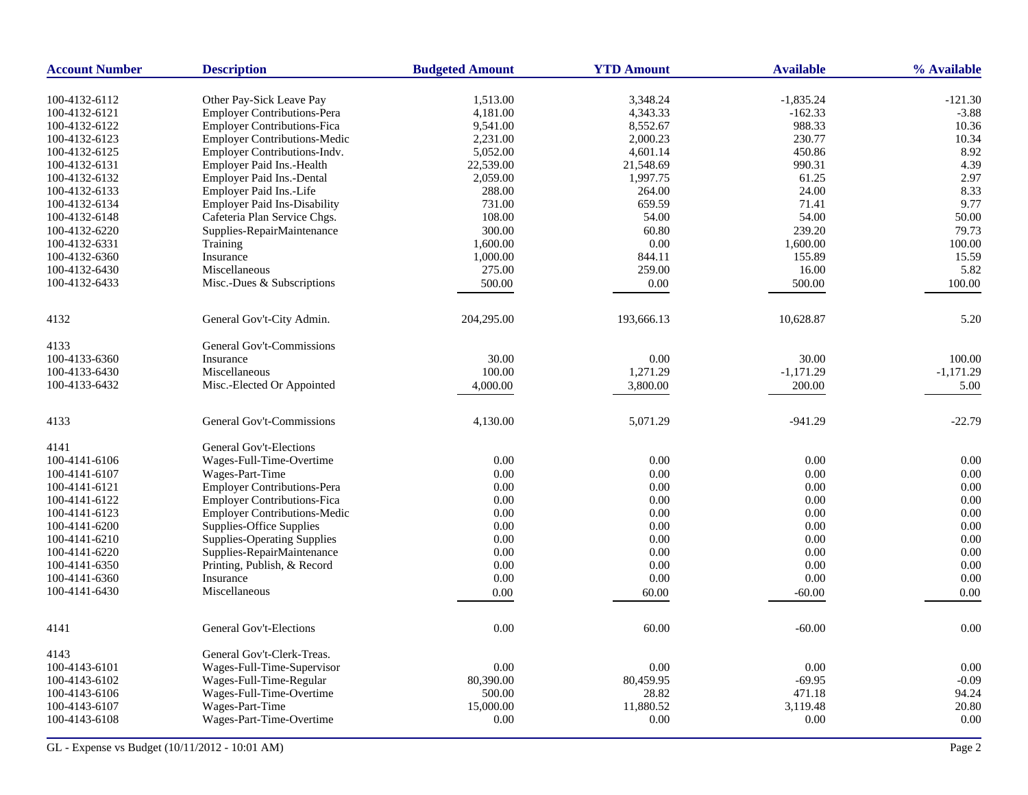| Account Number | Description | Budgeted Amount | YTD Amount | Available | % Available |
|---|---|---|---|---|---|
| 100-4132-6112 | Other Pay-Sick Leave Pay | 1,513.00 | 3,348.24 | -1,835.24 | -121.30 |
| 100-4132-6121 | Employer Contributions-Pera | 4,181.00 | 4,343.33 | -162.33 | -3.88 |
| 100-4132-6122 | Employer Contributions-Fica | 9,541.00 | 8,552.67 | 988.33 | 10.36 |
| 100-4132-6123 | Employer Contributions-Medic | 2,231.00 | 2,000.23 | 230.77 | 10.34 |
| 100-4132-6125 | Employer Contributions-Indv. | 5,052.00 | 4,601.14 | 450.86 | 8.92 |
| 100-4132-6131 | Employer Paid Ins.-Health | 22,539.00 | 21,548.69 | 990.31 | 4.39 |
| 100-4132-6132 | Employer Paid Ins.-Dental | 2,059.00 | 1,997.75 | 61.25 | 2.97 |
| 100-4132-6133 | Employer Paid Ins.-Life | 288.00 | 264.00 | 24.00 | 8.33 |
| 100-4132-6134 | Employer Paid Ins-Disability | 731.00 | 659.59 | 71.41 | 9.77 |
| 100-4132-6148 | Cafeteria Plan Service Chgs. | 108.00 | 54.00 | 54.00 | 50.00 |
| 100-4132-6220 | Supplies-RepairMaintenance | 300.00 | 60.80 | 239.20 | 79.73 |
| 100-4132-6331 | Training | 1,600.00 | 0.00 | 1,600.00 | 100.00 |
| 100-4132-6360 | Insurance | 1,000.00 | 844.11 | 155.89 | 15.59 |
| 100-4132-6430 | Miscellaneous | 275.00 | 259.00 | 16.00 | 5.82 |
| 100-4132-6433 | Misc.-Dues & Subscriptions | 500.00 | 0.00 | 500.00 | 100.00 |
| 4132 | General Gov't-City Admin. | 204,295.00 | 193,666.13 | 10,628.87 | 5.20 |
| 4133 | General Gov't-Commissions | | | | |
| 100-4133-6360 | Insurance | 30.00 | 0.00 | 30.00 | 100.00 |
| 100-4133-6430 | Miscellaneous | 100.00 | 1,271.29 | -1,171.29 | -1,171.29 |
| 100-4133-6432 | Misc.-Elected Or Appointed | 4,000.00 | 3,800.00 | 200.00 | 5.00 |
| 4133 | General Gov't-Commissions | 4,130.00 | 5,071.29 | -941.29 | -22.79 |
| 4141 | General Gov't-Elections | | | | |
| 100-4141-6106 | Wages-Full-Time-Overtime | 0.00 | 0.00 | 0.00 | 0.00 |
| 100-4141-6107 | Wages-Part-Time | 0.00 | 0.00 | 0.00 | 0.00 |
| 100-4141-6121 | Employer Contributions-Pera | 0.00 | 0.00 | 0.00 | 0.00 |
| 100-4141-6122 | Employer Contributions-Fica | 0.00 | 0.00 | 0.00 | 0.00 |
| 100-4141-6123 | Employer Contributions-Medic | 0.00 | 0.00 | 0.00 | 0.00 |
| 100-4141-6200 | Supplies-Office Supplies | 0.00 | 0.00 | 0.00 | 0.00 |
| 100-4141-6210 | Supplies-Operating Supplies | 0.00 | 0.00 | 0.00 | 0.00 |
| 100-4141-6220 | Supplies-RepairMaintenance | 0.00 | 0.00 | 0.00 | 0.00 |
| 100-4141-6350 | Printing, Publish, & Record | 0.00 | 0.00 | 0.00 | 0.00 |
| 100-4141-6360 | Insurance | 0.00 | 0.00 | 0.00 | 0.00 |
| 100-4141-6430 | Miscellaneous | 0.00 | 60.00 | -60.00 | 0.00 |
| 4141 | General Gov't-Elections | 0.00 | 60.00 | -60.00 | 0.00 |
| 4143 | General Gov't-Clerk-Treas. | | | | |
| 100-4143-6101 | Wages-Full-Time-Supervisor | 0.00 | 0.00 | 0.00 | 0.00 |
| 100-4143-6102 | Wages-Full-Time-Regular | 80,390.00 | 80,459.95 | -69.95 | -0.09 |
| 100-4143-6106 | Wages-Full-Time-Overtime | 500.00 | 28.82 | 471.18 | 94.24 |
| 100-4143-6107 | Wages-Part-Time | 15,000.00 | 11,880.52 | 3,119.48 | 20.80 |
| 100-4143-6108 | Wages-Part-Time-Overtime | 0.00 | 0.00 | 0.00 | 0.00 |

GL - Expense vs Budget (10/11/2012 - 10:01 AM)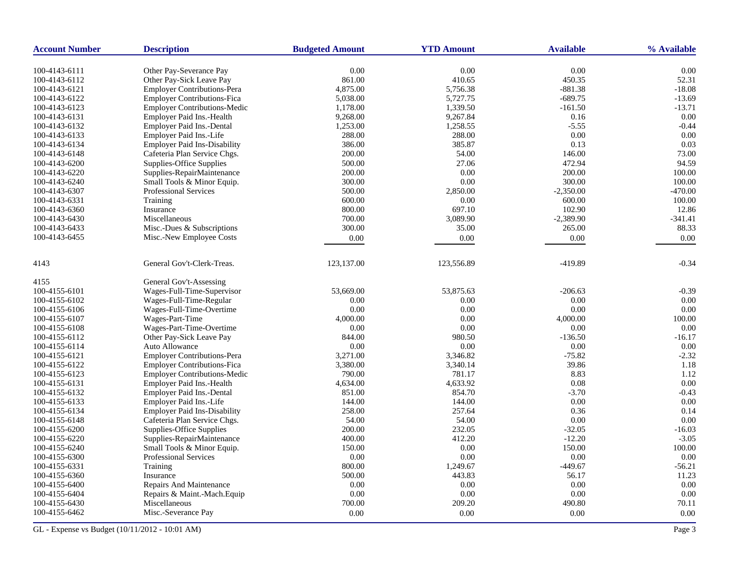| Account Number | Description | Budgeted Amount | YTD Amount | Available | % Available |
|---|---|---|---|---|---|
| 100-4143-6111 | Other Pay-Severance Pay | 0.00 | 0.00 | 0.00 | 0.00 |
| 100-4143-6112 | Other Pay-Sick Leave Pay | 861.00 | 410.65 | 450.35 | 52.31 |
| 100-4143-6121 | Employer Contributions-Pera | 4,875.00 | 5,756.38 | -881.38 | -18.08 |
| 100-4143-6122 | Employer Contributions-Fica | 5,038.00 | 5,727.75 | -689.75 | -13.69 |
| 100-4143-6123 | Employer Contributions-Medic | 1,178.00 | 1,339.50 | -161.50 | -13.71 |
| 100-4143-6131 | Employer Paid Ins.-Health | 9,268.00 | 9,267.84 | 0.16 | 0.00 |
| 100-4143-6132 | Employer Paid Ins.-Dental | 1,253.00 | 1,258.55 | -5.55 | -0.44 |
| 100-4143-6133 | Employer Paid Ins.-Life | 288.00 | 288.00 | 0.00 | 0.00 |
| 100-4143-6134 | Employer Paid Ins-Disability | 386.00 | 385.87 | 0.13 | 0.03 |
| 100-4143-6148 | Cafeteria Plan Service Chgs. | 200.00 | 54.00 | 146.00 | 73.00 |
| 100-4143-6200 | Supplies-Office Supplies | 500.00 | 27.06 | 472.94 | 94.59 |
| 100-4143-6220 | Supplies-RepairMaintenance | 200.00 | 0.00 | 200.00 | 100.00 |
| 100-4143-6240 | Small Tools & Minor Equip. | 300.00 | 0.00 | 300.00 | 100.00 |
| 100-4143-6307 | Professional Services | 500.00 | 2,850.00 | -2,350.00 | -470.00 |
| 100-4143-6331 | Training | 600.00 | 0.00 | 600.00 | 100.00 |
| 100-4143-6360 | Insurance | 800.00 | 697.10 | 102.90 | 12.86 |
| 100-4143-6430 | Miscellaneous | 700.00 | 3,089.90 | -2,389.90 | -341.41 |
| 100-4143-6433 | Misc.-Dues & Subscriptions | 300.00 | 35.00 | 265.00 | 88.33 |
| 100-4143-6455 | Misc.-New Employee Costs | 0.00 | 0.00 | 0.00 | 0.00 |
| 4143 | General Gov't-Clerk-Treas. | 123,137.00 | 123,556.89 | -419.89 | -0.34 |
| 4155 | General Gov't-Assessing | | | | |
| 100-4155-6101 | Wages-Full-Time-Supervisor | 53,669.00 | 53,875.63 | -206.63 | -0.39 |
| 100-4155-6102 | Wages-Full-Time-Regular | 0.00 | 0.00 | 0.00 | 0.00 |
| 100-4155-6106 | Wages-Full-Time-Overtime | 0.00 | 0.00 | 0.00 | 0.00 |
| 100-4155-6107 | Wages-Part-Time | 4,000.00 | 0.00 | 4,000.00 | 100.00 |
| 100-4155-6108 | Wages-Part-Time-Overtime | 0.00 | 0.00 | 0.00 | 0.00 |
| 100-4155-6112 | Other Pay-Sick Leave Pay | 844.00 | 980.50 | -136.50 | -16.17 |
| 100-4155-6114 | Auto Allowance | 0.00 | 0.00 | 0.00 | 0.00 |
| 100-4155-6121 | Employer Contributions-Pera | 3,271.00 | 3,346.82 | -75.82 | -2.32 |
| 100-4155-6122 | Employer Contributions-Fica | 3,380.00 | 3,340.14 | 39.86 | 1.18 |
| 100-4155-6123 | Employer Contributions-Medic | 790.00 | 781.17 | 8.83 | 1.12 |
| 100-4155-6131 | Employer Paid Ins.-Health | 4,634.00 | 4,633.92 | 0.08 | 0.00 |
| 100-4155-6132 | Employer Paid Ins.-Dental | 851.00 | 854.70 | -3.70 | -0.43 |
| 100-4155-6133 | Employer Paid Ins.-Life | 144.00 | 144.00 | 0.00 | 0.00 |
| 100-4155-6134 | Employer Paid Ins-Disability | 258.00 | 257.64 | 0.36 | 0.14 |
| 100-4155-6148 | Cafeteria Plan Service Chgs. | 54.00 | 54.00 | 0.00 | 0.00 |
| 100-4155-6200 | Supplies-Office Supplies | 200.00 | 232.05 | -32.05 | -16.03 |
| 100-4155-6220 | Supplies-RepairMaintenance | 400.00 | 412.20 | -12.20 | -3.05 |
| 100-4155-6240 | Small Tools & Minor Equip. | 150.00 | 0.00 | 150.00 | 100.00 |
| 100-4155-6300 | Professional Services | 0.00 | 0.00 | 0.00 | 0.00 |
| 100-4155-6331 | Training | 800.00 | 1,249.67 | -449.67 | -56.21 |
| 100-4155-6360 | Insurance | 500.00 | 443.83 | 56.17 | 11.23 |
| 100-4155-6400 | Repairs And Maintenance | 0.00 | 0.00 | 0.00 | 0.00 |
| 100-4155-6404 | Repairs & Maint.-Mach.Equip | 0.00 | 0.00 | 0.00 | 0.00 |
| 100-4155-6430 | Miscellaneous | 700.00 | 209.20 | 490.80 | 70.11 |
| 100-4155-6462 | Misc.-Severance Pay | 0.00 | 0.00 | 0.00 | 0.00 |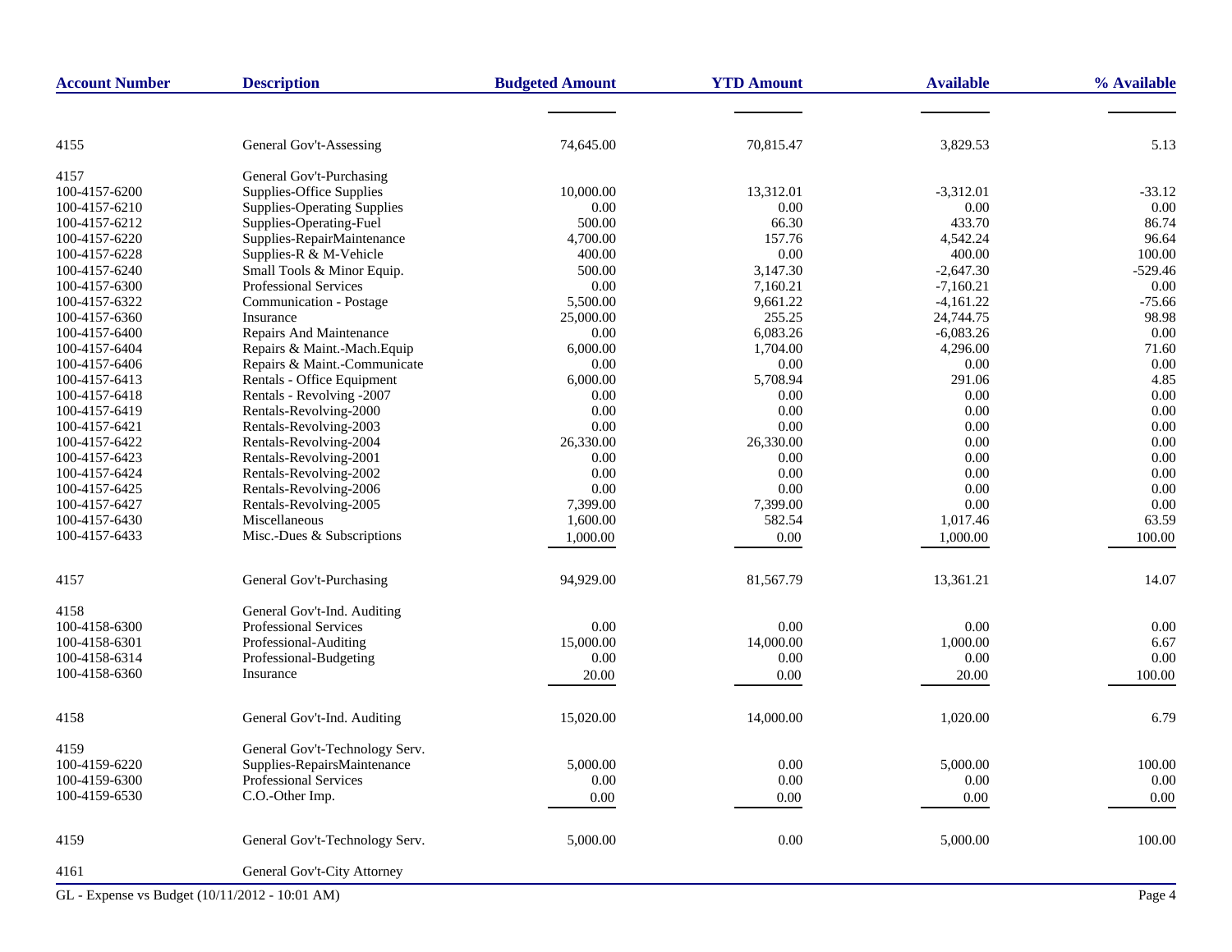| Account Number | Description | Budgeted Amount | YTD Amount | Available | % Available |
|---|---|---|---|---|---|
| 4155 | General Gov't-Assessing | 74,645.00 | 70,815.47 | 3,829.53 | 5.13 |
| 4157 | General Gov't-Purchasing | | | | |
| 100-4157-6200 | Supplies-Office Supplies | 10,000.00 | 13,312.01 | -3,312.01 | -33.12 |
| 100-4157-6210 | Supplies-Operating Supplies | 0.00 | 0.00 | 0.00 | 0.00 |
| 100-4157-6212 | Supplies-Operating-Fuel | 500.00 | 66.30 | 433.70 | 86.74 |
| 100-4157-6220 | Supplies-RepairMaintenance | 4,700.00 | 157.76 | 4,542.24 | 96.64 |
| 100-4157-6228 | Supplies-R & M-Vehicle | 400.00 | 0.00 | 400.00 | 100.00 |
| 100-4157-6240 | Small Tools & Minor Equip. | 500.00 | 3,147.30 | -2,647.30 | -529.46 |
| 100-4157-6300 | Professional Services | 0.00 | 7,160.21 | -7,160.21 | 0.00 |
| 100-4157-6322 | Communication - Postage | 5,500.00 | 9,661.22 | -4,161.22 | -75.66 |
| 100-4157-6360 | Insurance | 25,000.00 | 255.25 | 24,744.75 | 98.98 |
| 100-4157-6400 | Repairs And Maintenance | 0.00 | 6,083.26 | -6,083.26 | 0.00 |
| 100-4157-6404 | Repairs & Maint.-Mach.Equip | 6,000.00 | 1,704.00 | 4,296.00 | 71.60 |
| 100-4157-6406 | Repairs & Maint.-Communicate | 0.00 | 0.00 | 0.00 | 0.00 |
| 100-4157-6413 | Rentals - Office Equipment | 6,000.00 | 5,708.94 | 291.06 | 4.85 |
| 100-4157-6418 | Rentals - Revolving -2007 | 0.00 | 0.00 | 0.00 | 0.00 |
| 100-4157-6419 | Rentals-Revolving-2000 | 0.00 | 0.00 | 0.00 | 0.00 |
| 100-4157-6421 | Rentals-Revolving-2003 | 0.00 | 0.00 | 0.00 | 0.00 |
| 100-4157-6422 | Rentals-Revolving-2004 | 26,330.00 | 26,330.00 | 0.00 | 0.00 |
| 100-4157-6423 | Rentals-Revolving-2001 | 0.00 | 0.00 | 0.00 | 0.00 |
| 100-4157-6424 | Rentals-Revolving-2002 | 0.00 | 0.00 | 0.00 | 0.00 |
| 100-4157-6425 | Rentals-Revolving-2006 | 0.00 | 0.00 | 0.00 | 0.00 |
| 100-4157-6427 | Rentals-Revolving-2005 | 7,399.00 | 7,399.00 | 0.00 | 0.00 |
| 100-4157-6430 | Miscellaneous | 1,600.00 | 582.54 | 1,017.46 | 63.59 |
| 100-4157-6433 | Misc.-Dues & Subscriptions | 1,000.00 | 0.00 | 1,000.00 | 100.00 |
| 4157 | General Gov't-Purchasing | 94,929.00 | 81,567.79 | 13,361.21 | 14.07 |
| 4158 | General Gov't-Ind. Auditing | | | | |
| 100-4158-6300 | Professional Services | 0.00 | 0.00 | 0.00 | 0.00 |
| 100-4158-6301 | Professional-Auditing | 15,000.00 | 14,000.00 | 1,000.00 | 6.67 |
| 100-4158-6314 | Professional-Budgeting | 0.00 | 0.00 | 0.00 | 0.00 |
| 100-4158-6360 | Insurance | 20.00 | 0.00 | 20.00 | 100.00 |
| 4158 | General Gov't-Ind. Auditing | 15,020.00 | 14,000.00 | 1,020.00 | 6.79 |
| 4159 | General Gov't-Technology Serv. | | | | |
| 100-4159-6220 | Supplies-RepairsMaintenance | 5,000.00 | 0.00 | 5,000.00 | 100.00 |
| 100-4159-6300 | Professional Services | 0.00 | 0.00 | 0.00 | 0.00 |
| 100-4159-6530 | C.O.-Other Imp. | 0.00 | 0.00 | 0.00 | 0.00 |
| 4159 | General Gov't-Technology Serv. | 5,000.00 | 0.00 | 5,000.00 | 100.00 |
| 4161 | General Gov't-City Attorney | | | | |

GL - Expense vs Budget (10/11/2012 - 10:01 AM)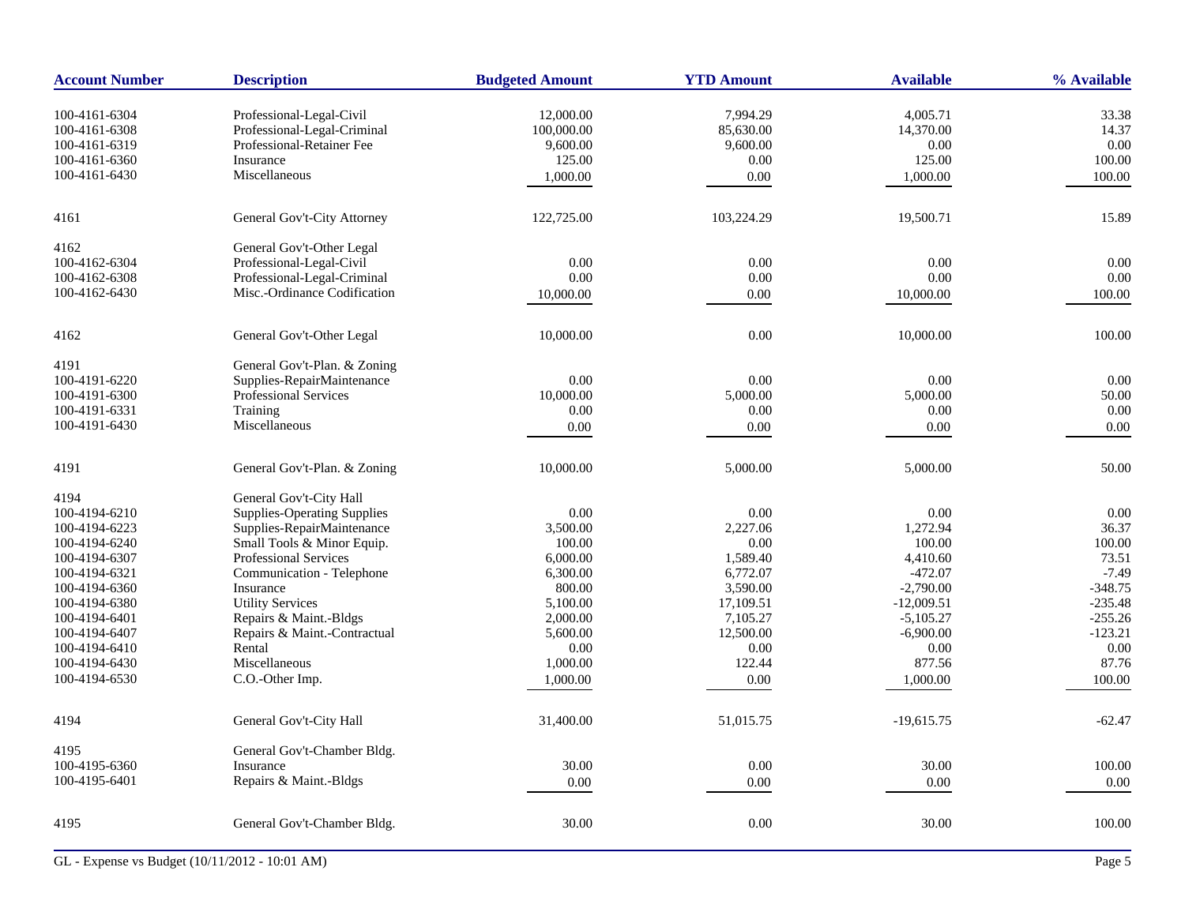| Account Number | Description | Budgeted Amount | YTD Amount | Available | % Available |
|---|---|---|---|---|---|
| 100-4161-6304 | Professional-Legal-Civil | 12,000.00 | 7,994.29 | 4,005.71 | 33.38 |
| 100-4161-6308 | Professional-Legal-Criminal | 100,000.00 | 85,630.00 | 14,370.00 | 14.37 |
| 100-4161-6319 | Professional-Retainer Fee | 9,600.00 | 9,600.00 | 0.00 | 0.00 |
| 100-4161-6360 | Insurance | 125.00 | 0.00 | 125.00 | 100.00 |
| 100-4161-6430 | Miscellaneous | 1,000.00 | 0.00 | 1,000.00 | 100.00 |
| 4161 | General Gov't-City Attorney | 122,725.00 | 103,224.29 | 19,500.71 | 15.89 |
| 4162 | General Gov't-Other Legal | | | | |
| 100-4162-6304 | Professional-Legal-Civil | 0.00 | 0.00 | 0.00 | 0.00 |
| 100-4162-6308 | Professional-Legal-Criminal | 0.00 | 0.00 | 0.00 | 0.00 |
| 100-4162-6430 | Misc.-Ordinance Codification | 10,000.00 | 0.00 | 10,000.00 | 100.00 |
| 4162 | General Gov't-Other Legal | 10,000.00 | 0.00 | 10,000.00 | 100.00 |
| 4191 | General Gov't-Plan. & Zoning | | | | |
| 100-4191-6220 | Supplies-RepairMaintenance | 0.00 | 0.00 | 0.00 | 0.00 |
| 100-4191-6300 | Professional Services | 10,000.00 | 5,000.00 | 5,000.00 | 50.00 |
| 100-4191-6331 | Training | 0.00 | 0.00 | 0.00 | 0.00 |
| 100-4191-6430 | Miscellaneous | 0.00 | 0.00 | 0.00 | 0.00 |
| 4191 | General Gov't-Plan. & Zoning | 10,000.00 | 5,000.00 | 5,000.00 | 50.00 |
| 4194 | General Gov't-City Hall | | | | |
| 100-4194-6210 | Supplies-Operating Supplies | 0.00 | 0.00 | 0.00 | 0.00 |
| 100-4194-6223 | Supplies-RepairMaintenance | 3,500.00 | 2,227.06 | 1,272.94 | 36.37 |
| 100-4194-6240 | Small Tools & Minor Equip. | 100.00 | 0.00 | 100.00 | 100.00 |
| 100-4194-6307 | Professional Services | 6,000.00 | 1,589.40 | 4,410.60 | 73.51 |
| 100-4194-6321 | Communication - Telephone | 6,300.00 | 6,772.07 | -472.07 | -7.49 |
| 100-4194-6360 | Insurance | 800.00 | 3,590.00 | -2,790.00 | -348.75 |
| 100-4194-6380 | Utility Services | 5,100.00 | 17,109.51 | -12,009.51 | -235.48 |
| 100-4194-6401 | Repairs & Maint.-Bldgs | 2,000.00 | 7,105.27 | -5,105.27 | -255.26 |
| 100-4194-6407 | Repairs & Maint.-Contractual | 5,600.00 | 12,500.00 | -6,900.00 | -123.21 |
| 100-4194-6410 | Rental | 0.00 | 0.00 | 0.00 | 0.00 |
| 100-4194-6430 | Miscellaneous | 1,000.00 | 122.44 | 877.56 | 87.76 |
| 100-4194-6530 | C.O.-Other Imp. | 1,000.00 | 0.00 | 1,000.00 | 100.00 |
| 4194 | General Gov't-City Hall | 31,400.00 | 51,015.75 | -19,615.75 | -62.47 |
| 4195 | General Gov't-Chamber Bldg. | | | | |
| 100-4195-6360 | Insurance | 30.00 | 0.00 | 30.00 | 100.00 |
| 100-4195-6401 | Repairs & Maint.-Bldgs | 0.00 | 0.00 | 0.00 | 0.00 |
| 4195 | General Gov't-Chamber Bldg. | 30.00 | 0.00 | 30.00 | 100.00 |

GL - Expense vs Budget (10/11/2012 - 10:01 AM)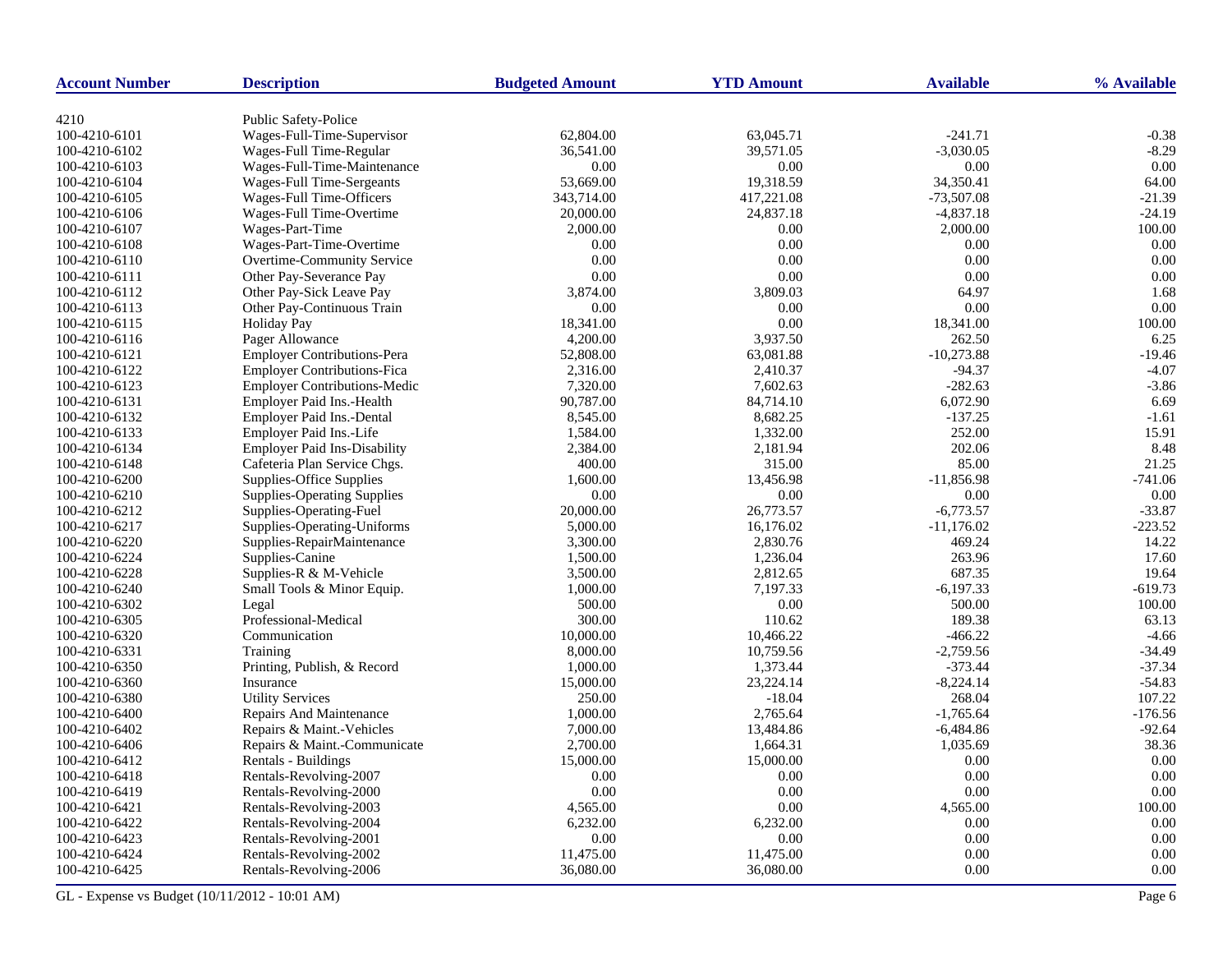| Account Number | Description | Budgeted Amount | YTD Amount | Available | % Available |
|---|---|---|---|---|---|
| 4210 | Public Safety-Police | | | | |
| 100-4210-6101 | Wages-Full-Time-Supervisor | 62,804.00 | 63,045.71 | -241.71 | -0.38 |
| 100-4210-6102 | Wages-Full Time-Regular | 36,541.00 | 39,571.05 | -3,030.05 | -8.29 |
| 100-4210-6103 | Wages-Full-Time-Maintenance | 0.00 | 0.00 | 0.00 | 0.00 |
| 100-4210-6104 | Wages-Full Time-Sergeants | 53,669.00 | 19,318.59 | 34,350.41 | 64.00 |
| 100-4210-6105 | Wages-Full Time-Officers | 343,714.00 | 417,221.08 | -73,507.08 | -21.39 |
| 100-4210-6106 | Wages-Full Time-Overtime | 20,000.00 | 24,837.18 | -4,837.18 | -24.19 |
| 100-4210-6107 | Wages-Part-Time | 2,000.00 | 0.00 | 2,000.00 | 100.00 |
| 100-4210-6108 | Wages-Part-Time-Overtime | 0.00 | 0.00 | 0.00 | 0.00 |
| 100-4210-6110 | Overtime-Community Service | 0.00 | 0.00 | 0.00 | 0.00 |
| 100-4210-6111 | Other Pay-Severance Pay | 0.00 | 0.00 | 0.00 | 0.00 |
| 100-4210-6112 | Other Pay-Sick Leave Pay | 3,874.00 | 3,809.03 | 64.97 | 1.68 |
| 100-4210-6113 | Other Pay-Continuous Train | 0.00 | 0.00 | 0.00 | 0.00 |
| 100-4210-6115 | Holiday Pay | 18,341.00 | 0.00 | 18,341.00 | 100.00 |
| 100-4210-6116 | Pager Allowance | 4,200.00 | 3,937.50 | 262.50 | 6.25 |
| 100-4210-6121 | Employer Contributions-Pera | 52,808.00 | 63,081.88 | -10,273.88 | -19.46 |
| 100-4210-6122 | Employer Contributions-Fica | 2,316.00 | 2,410.37 | -94.37 | -4.07 |
| 100-4210-6123 | Employer Contributions-Medic | 7,320.00 | 7,602.63 | -282.63 | -3.86 |
| 100-4210-6131 | Employer Paid Ins.-Health | 90,787.00 | 84,714.10 | 6,072.90 | 6.69 |
| 100-4210-6132 | Employer Paid Ins.-Dental | 8,545.00 | 8,682.25 | -137.25 | -1.61 |
| 100-4210-6133 | Employer Paid Ins.-Life | 1,584.00 | 1,332.00 | 252.00 | 15.91 |
| 100-4210-6134 | Employer Paid Ins-Disability | 2,384.00 | 2,181.94 | 202.06 | 8.48 |
| 100-4210-6148 | Cafeteria Plan Service Chgs. | 400.00 | 315.00 | 85.00 | 21.25 |
| 100-4210-6200 | Supplies-Office Supplies | 1,600.00 | 13,456.98 | -11,856.98 | -741.06 |
| 100-4210-6210 | Supplies-Operating Supplies | 0.00 | 0.00 | 0.00 | 0.00 |
| 100-4210-6212 | Supplies-Operating-Fuel | 20,000.00 | 26,773.57 | -6,773.57 | -33.87 |
| 100-4210-6217 | Supplies-Operating-Uniforms | 5,000.00 | 16,176.02 | -11,176.02 | -223.52 |
| 100-4210-6220 | Supplies-RepairMaintenance | 3,300.00 | 2,830.76 | 469.24 | 14.22 |
| 100-4210-6224 | Supplies-Canine | 1,500.00 | 1,236.04 | 263.96 | 17.60 |
| 100-4210-6228 | Supplies-R & M-Vehicle | 3,500.00 | 2,812.65 | 687.35 | 19.64 |
| 100-4210-6240 | Small Tools & Minor Equip. | 1,000.00 | 7,197.33 | -6,197.33 | -619.73 |
| 100-4210-6302 | Legal | 500.00 | 0.00 | 500.00 | 100.00 |
| 100-4210-6305 | Professional-Medical | 300.00 | 110.62 | 189.38 | 63.13 |
| 100-4210-6320 | Communication | 10,000.00 | 10,466.22 | -466.22 | -4.66 |
| 100-4210-6331 | Training | 8,000.00 | 10,759.56 | -2,759.56 | -34.49 |
| 100-4210-6350 | Printing, Publish, & Record | 1,000.00 | 1,373.44 | -373.44 | -37.34 |
| 100-4210-6360 | Insurance | 15,000.00 | 23,224.14 | -8,224.14 | -54.83 |
| 100-4210-6380 | Utility Services | 250.00 | -18.04 | 268.04 | 107.22 |
| 100-4210-6400 | Repairs And Maintenance | 1,000.00 | 2,765.64 | -1,765.64 | -176.56 |
| 100-4210-6402 | Repairs & Maint.-Vehicles | 7,000.00 | 13,484.86 | -6,484.86 | -92.64 |
| 100-4210-6406 | Repairs & Maint.-Communicate | 2,700.00 | 1,664.31 | 1,035.69 | 38.36 |
| 100-4210-6412 | Rentals - Buildings | 15,000.00 | 15,000.00 | 0.00 | 0.00 |
| 100-4210-6418 | Rentals-Revolving-2007 | 0.00 | 0.00 | 0.00 | 0.00 |
| 100-4210-6419 | Rentals-Revolving-2000 | 0.00 | 0.00 | 0.00 | 0.00 |
| 100-4210-6421 | Rentals-Revolving-2003 | 4,565.00 | 0.00 | 4,565.00 | 100.00 |
| 100-4210-6422 | Rentals-Revolving-2004 | 6,232.00 | 6,232.00 | 0.00 | 0.00 |
| 100-4210-6423 | Rentals-Revolving-2001 | 0.00 | 0.00 | 0.00 | 0.00 |
| 100-4210-6424 | Rentals-Revolving-2002 | 11,475.00 | 11,475.00 | 0.00 | 0.00 |
| 100-4210-6425 | Rentals-Revolving-2006 | 36,080.00 | 36,080.00 | 0.00 | 0.00 |

GL - Expense vs Budget (10/11/2012 - 10:01 AM)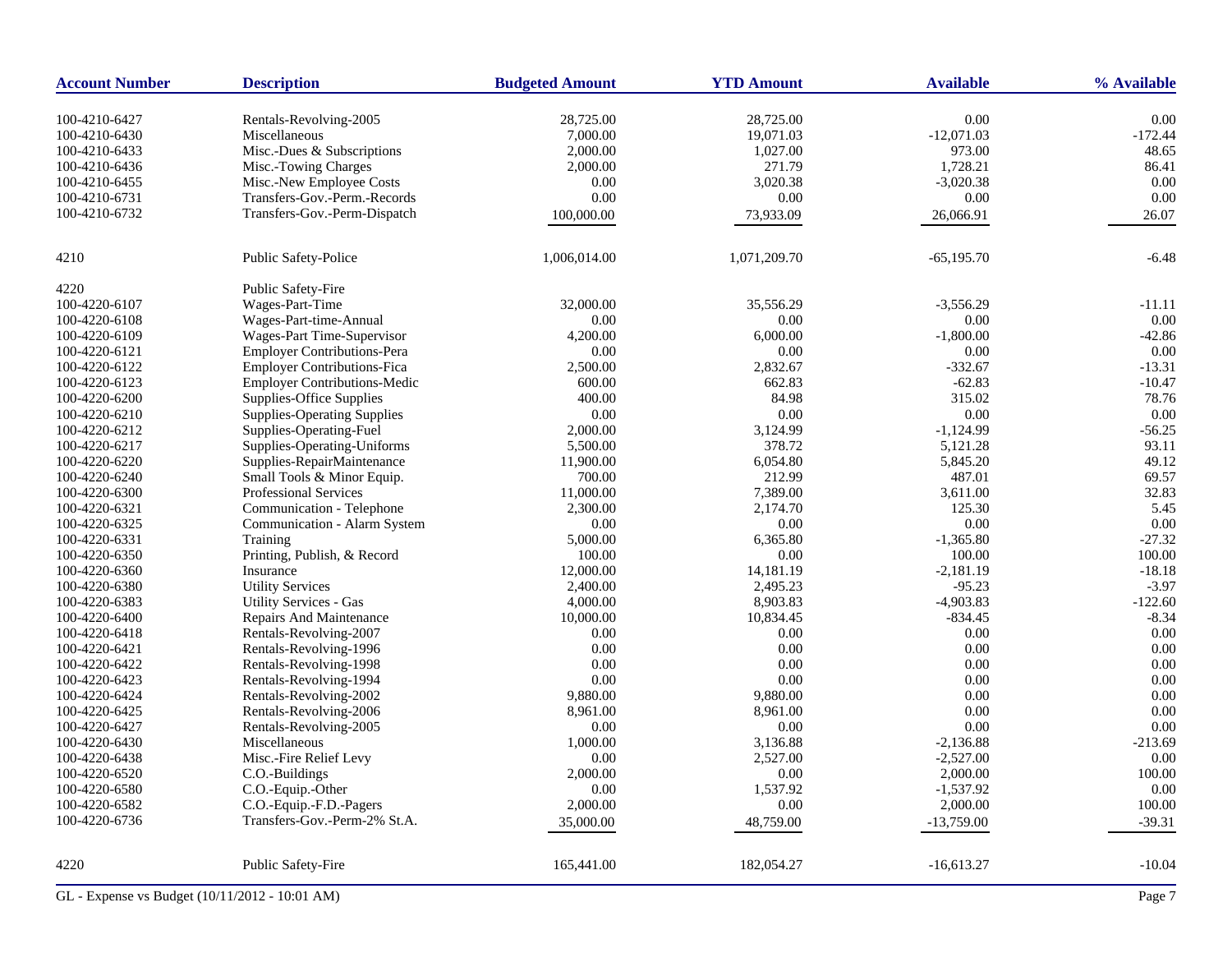| Account Number | Description | Budgeted Amount | YTD Amount | Available | % Available |
|---|---|---|---|---|---|
| 100-4210-6427 | Rentals-Revolving-2005 | 28,725.00 | 28,725.00 | 0.00 | 0.00 |
| 100-4210-6430 | Miscellaneous | 7,000.00 | 19,071.03 | -12,071.03 | -172.44 |
| 100-4210-6433 | Misc.-Dues & Subscriptions | 2,000.00 | 1,027.00 | 973.00 | 48.65 |
| 100-4210-6436 | Misc.-Towing Charges | 2,000.00 | 271.79 | 1,728.21 | 86.41 |
| 100-4210-6455 | Misc.-New Employee Costs | 0.00 | 3,020.38 | -3,020.38 | 0.00 |
| 100-4210-6731 | Transfers-Gov.-Perm.-Records | 0.00 | 0.00 | 0.00 | 0.00 |
| 100-4210-6732 | Transfers-Gov.-Perm-Dispatch | 100,000.00 | 73,933.09 | 26,066.91 | 26.07 |
| 4210 | Public Safety-Police | 1,006,014.00 | 1,071,209.70 | -65,195.70 | -6.48 |
| 4220 | Public Safety-Fire | | | | |
| 100-4220-6107 | Wages-Part-Time | 32,000.00 | 35,556.29 | -3,556.29 | -11.11 |
| 100-4220-6108 | Wages-Part-time-Annual | 0.00 | 0.00 | 0.00 | 0.00 |
| 100-4220-6109 | Wages-Part Time-Supervisor | 4,200.00 | 6,000.00 | -1,800.00 | -42.86 |
| 100-4220-6121 | Employer Contributions-Pera | 0.00 | 0.00 | 0.00 | 0.00 |
| 100-4220-6122 | Employer Contributions-Fica | 2,500.00 | 2,832.67 | -332.67 | -13.31 |
| 100-4220-6123 | Employer Contributions-Medic | 600.00 | 662.83 | -62.83 | -10.47 |
| 100-4220-6200 | Supplies-Office Supplies | 400.00 | 84.98 | 315.02 | 78.76 |
| 100-4220-6210 | Supplies-Operating Supplies | 0.00 | 0.00 | 0.00 | 0.00 |
| 100-4220-6212 | Supplies-Operating-Fuel | 2,000.00 | 3,124.99 | -1,124.99 | -56.25 |
| 100-4220-6217 | Supplies-Operating-Uniforms | 5,500.00 | 378.72 | 5,121.28 | 93.11 |
| 100-4220-6220 | Supplies-RepairMaintenance | 11,900.00 | 6,054.80 | 5,845.20 | 49.12 |
| 100-4220-6240 | Small Tools & Minor Equip. | 700.00 | 212.99 | 487.01 | 69.57 |
| 100-4220-6300 | Professional Services | 11,000.00 | 7,389.00 | 3,611.00 | 32.83 |
| 100-4220-6321 | Communication - Telephone | 2,300.00 | 2,174.70 | 125.30 | 5.45 |
| 100-4220-6325 | Communication - Alarm System | 0.00 | 0.00 | 0.00 | 0.00 |
| 100-4220-6331 | Training | 5,000.00 | 6,365.80 | -1,365.80 | -27.32 |
| 100-4220-6350 | Printing, Publish, & Record | 100.00 | 0.00 | 100.00 | 100.00 |
| 100-4220-6360 | Insurance | 12,000.00 | 14,181.19 | -2,181.19 | -18.18 |
| 100-4220-6380 | Utility Services | 2,400.00 | 2,495.23 | -95.23 | -3.97 |
| 100-4220-6383 | Utility Services - Gas | 4,000.00 | 8,903.83 | -4,903.83 | -122.60 |
| 100-4220-6400 | Repairs And Maintenance | 10,000.00 | 10,834.45 | -834.45 | -8.34 |
| 100-4220-6418 | Rentals-Revolving-2007 | 0.00 | 0.00 | 0.00 | 0.00 |
| 100-4220-6421 | Rentals-Revolving-1996 | 0.00 | 0.00 | 0.00 | 0.00 |
| 100-4220-6422 | Rentals-Revolving-1998 | 0.00 | 0.00 | 0.00 | 0.00 |
| 100-4220-6423 | Rentals-Revolving-1994 | 0.00 | 0.00 | 0.00 | 0.00 |
| 100-4220-6424 | Rentals-Revolving-2002 | 9,880.00 | 9,880.00 | 0.00 | 0.00 |
| 100-4220-6425 | Rentals-Revolving-2006 | 8,961.00 | 8,961.00 | 0.00 | 0.00 |
| 100-4220-6427 | Rentals-Revolving-2005 | 0.00 | 0.00 | 0.00 | 0.00 |
| 100-4220-6430 | Miscellaneous | 1,000.00 | 3,136.88 | -2,136.88 | -213.69 |
| 100-4220-6438 | Misc.-Fire Relief Levy | 0.00 | 2,527.00 | -2,527.00 | 0.00 |
| 100-4220-6520 | C.O.-Buildings | 2,000.00 | 0.00 | 2,000.00 | 100.00 |
| 100-4220-6580 | C.O.-Equip.-Other | 0.00 | 1,537.92 | -1,537.92 | 0.00 |
| 100-4220-6582 | C.O.-Equip.-F.D.-Pagers | 2,000.00 | 0.00 | 2,000.00 | 100.00 |
| 100-4220-6736 | Transfers-Gov.-Perm-2% St.A. | 35,000.00 | 48,759.00 | -13,759.00 | -39.31 |
| 4220 | Public Safety-Fire | 165,441.00 | 182,054.27 | -16,613.27 | -10.04 |

GL - Expense vs Budget (10/11/2012 - 10:01 AM)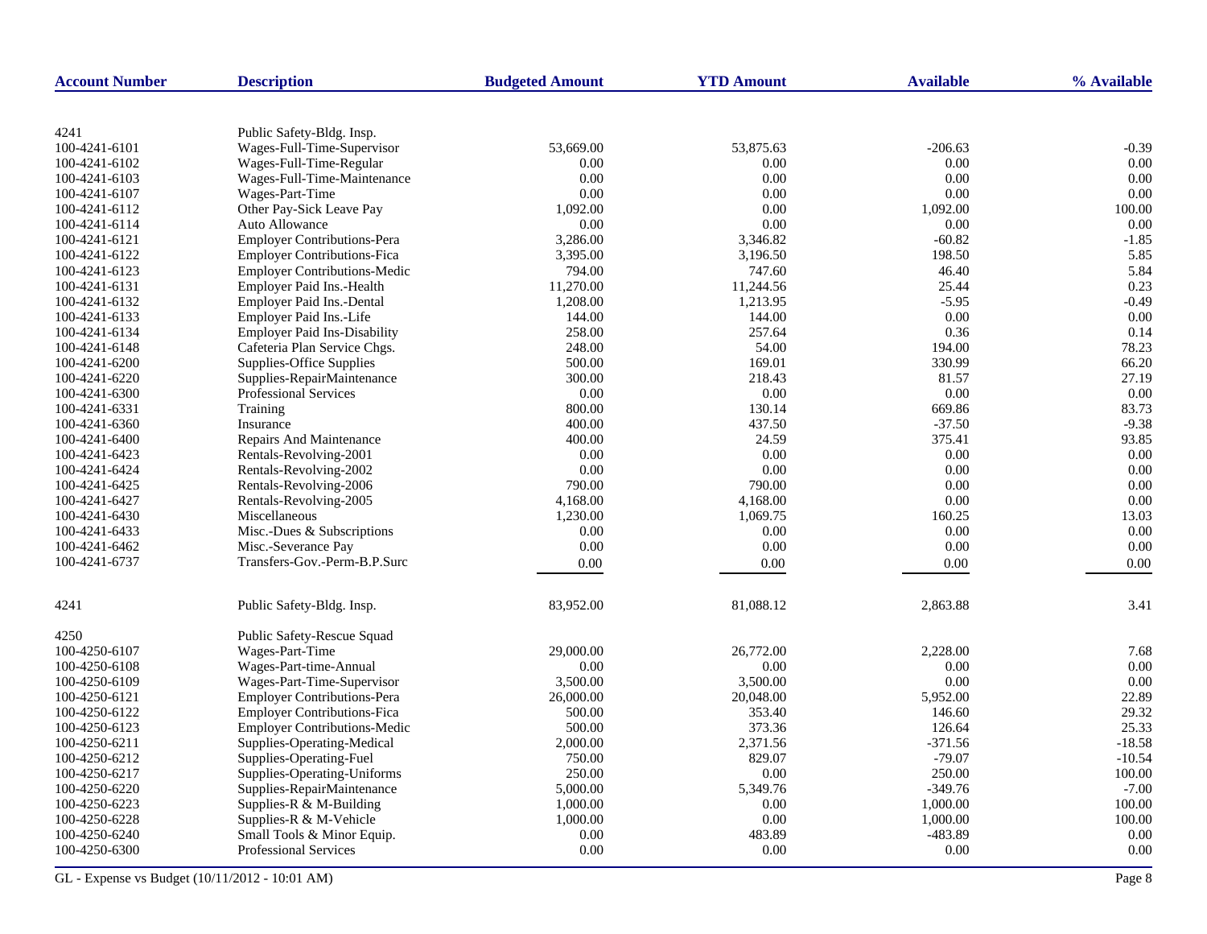| Account Number | Description | Budgeted Amount | YTD Amount | Available | % Available |
|---|---|---|---|---|---|
| 4241 | Public Safety-Bldg. Insp. | | | | |
| 100-4241-6101 | Wages-Full-Time-Supervisor | 53,669.00 | 53,875.63 | -206.63 | -0.39 |
| 100-4241-6102 | Wages-Full-Time-Regular | 0.00 | 0.00 | 0.00 | 0.00 |
| 100-4241-6103 | Wages-Full-Time-Maintenance | 0.00 | 0.00 | 0.00 | 0.00 |
| 100-4241-6107 | Wages-Part-Time | 0.00 | 0.00 | 0.00 | 0.00 |
| 100-4241-6112 | Other Pay-Sick Leave Pay | 1,092.00 | 0.00 | 1,092.00 | 100.00 |
| 100-4241-6114 | Auto Allowance | 0.00 | 0.00 | 0.00 | 0.00 |
| 100-4241-6121 | Employer Contributions-Pera | 3,286.00 | 3,346.82 | -60.82 | -1.85 |
| 100-4241-6122 | Employer Contributions-Fica | 3,395.00 | 3,196.50 | 198.50 | 5.85 |
| 100-4241-6123 | Employer Contributions-Medic | 794.00 | 747.60 | 46.40 | 5.84 |
| 100-4241-6131 | Employer Paid Ins.-Health | 11,270.00 | 11,244.56 | 25.44 | 0.23 |
| 100-4241-6132 | Employer Paid Ins.-Dental | 1,208.00 | 1,213.95 | -5.95 | -0.49 |
| 100-4241-6133 | Employer Paid Ins.-Life | 144.00 | 144.00 | 0.00 | 0.00 |
| 100-4241-6134 | Employer Paid Ins-Disability | 258.00 | 257.64 | 0.36 | 0.14 |
| 100-4241-6148 | Cafeteria Plan Service Chgs. | 248.00 | 54.00 | 194.00 | 78.23 |
| 100-4241-6200 | Supplies-Office Supplies | 500.00 | 169.01 | 330.99 | 66.20 |
| 100-4241-6220 | Supplies-RepairMaintenance | 300.00 | 218.43 | 81.57 | 27.19 |
| 100-4241-6300 | Professional Services | 0.00 | 0.00 | 0.00 | 0.00 |
| 100-4241-6331 | Training | 800.00 | 130.14 | 669.86 | 83.73 |
| 100-4241-6360 | Insurance | 400.00 | 437.50 | -37.50 | -9.38 |
| 100-4241-6400 | Repairs And Maintenance | 400.00 | 24.59 | 375.41 | 93.85 |
| 100-4241-6423 | Rentals-Revolving-2001 | 0.00 | 0.00 | 0.00 | 0.00 |
| 100-4241-6424 | Rentals-Revolving-2002 | 0.00 | 0.00 | 0.00 | 0.00 |
| 100-4241-6425 | Rentals-Revolving-2006 | 790.00 | 790.00 | 0.00 | 0.00 |
| 100-4241-6427 | Rentals-Revolving-2005 | 4,168.00 | 4,168.00 | 0.00 | 0.00 |
| 100-4241-6430 | Miscellaneous | 1,230.00 | 1,069.75 | 160.25 | 13.03 |
| 100-4241-6433 | Misc.-Dues & Subscriptions | 0.00 | 0.00 | 0.00 | 0.00 |
| 100-4241-6462 | Misc.-Severance Pay | 0.00 | 0.00 | 0.00 | 0.00 |
| 100-4241-6737 | Transfers-Gov.-Perm-B.P.Surc | 0.00 | 0.00 | 0.00 | 0.00 |
| 4241 | Public Safety-Bldg. Insp. | 83,952.00 | 81,088.12 | 2,863.88 | 3.41 |
| 4250 | Public Safety-Rescue Squad | | | | |
| 100-4250-6107 | Wages-Part-Time | 29,000.00 | 26,772.00 | 2,228.00 | 7.68 |
| 100-4250-6108 | Wages-Part-time-Annual | 0.00 | 0.00 | 0.00 | 0.00 |
| 100-4250-6109 | Wages-Part-Time-Supervisor | 3,500.00 | 3,500.00 | 0.00 | 0.00 |
| 100-4250-6121 | Employer Contributions-Pera | 26,000.00 | 20,048.00 | 5,952.00 | 22.89 |
| 100-4250-6122 | Employer Contributions-Fica | 500.00 | 353.40 | 146.60 | 29.32 |
| 100-4250-6123 | Employer Contributions-Medic | 500.00 | 373.36 | 126.64 | 25.33 |
| 100-4250-6211 | Supplies-Operating-Medical | 2,000.00 | 2,371.56 | -371.56 | -18.58 |
| 100-4250-6212 | Supplies-Operating-Fuel | 750.00 | 829.07 | -79.07 | -10.54 |
| 100-4250-6217 | Supplies-Operating-Uniforms | 250.00 | 0.00 | 250.00 | 100.00 |
| 100-4250-6220 | Supplies-RepairMaintenance | 5,000.00 | 5,349.76 | -349.76 | -7.00 |
| 100-4250-6223 | Supplies-R & M-Building | 1,000.00 | 0.00 | 1,000.00 | 100.00 |
| 100-4250-6228 | Supplies-R & M-Vehicle | 1,000.00 | 0.00 | 1,000.00 | 100.00 |
| 100-4250-6240 | Small Tools & Minor Equip. | 0.00 | 483.89 | -483.89 | 0.00 |
| 100-4250-6300 | Professional Services | 0.00 | 0.00 | 0.00 | 0.00 |

GL - Expense vs Budget (10/11/2012 - 10:01 AM)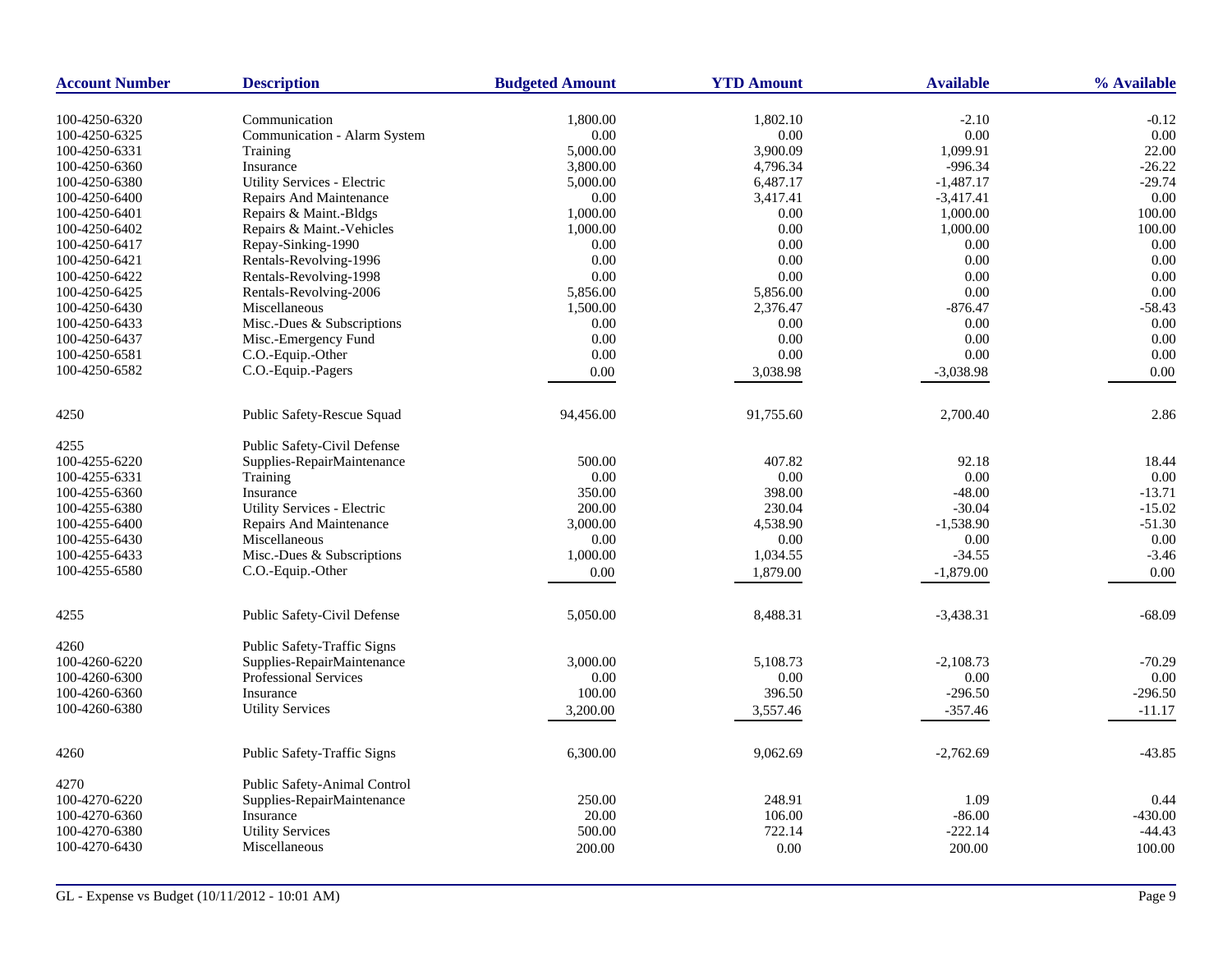| Account Number | Description | Budgeted Amount | YTD Amount | Available | % Available |
|---|---|---|---|---|---|
| 100-4250-6320 | Communication | 1,800.00 | 1,802.10 | -2.10 | -0.12 |
| 100-4250-6325 | Communication - Alarm System | 0.00 | 0.00 | 0.00 | 0.00 |
| 100-4250-6331 | Training | 5,000.00 | 3,900.09 | 1,099.91 | 22.00 |
| 100-4250-6360 | Insurance | 3,800.00 | 4,796.34 | -996.34 | -26.22 |
| 100-4250-6380 | Utility Services - Electric | 5,000.00 | 6,487.17 | -1,487.17 | -29.74 |
| 100-4250-6400 | Repairs And Maintenance | 0.00 | 3,417.41 | -3,417.41 | 0.00 |
| 100-4250-6401 | Repairs & Maint.-Bldgs | 1,000.00 | 0.00 | 1,000.00 | 100.00 |
| 100-4250-6402 | Repairs & Maint.-Vehicles | 1,000.00 | 0.00 | 1,000.00 | 100.00 |
| 100-4250-6417 | Repay-Sinking-1990 | 0.00 | 0.00 | 0.00 | 0.00 |
| 100-4250-6421 | Rentals-Revolving-1996 | 0.00 | 0.00 | 0.00 | 0.00 |
| 100-4250-6422 | Rentals-Revolving-1998 | 0.00 | 0.00 | 0.00 | 0.00 |
| 100-4250-6425 | Rentals-Revolving-2006 | 5,856.00 | 5,856.00 | 0.00 | 0.00 |
| 100-4250-6430 | Miscellaneous | 1,500.00 | 2,376.47 | -876.47 | -58.43 |
| 100-4250-6433 | Misc.-Dues & Subscriptions | 0.00 | 0.00 | 0.00 | 0.00 |
| 100-4250-6437 | Misc.-Emergency Fund | 0.00 | 0.00 | 0.00 | 0.00 |
| 100-4250-6581 | C.O.-Equip.-Other | 0.00 | 0.00 | 0.00 | 0.00 |
| 100-4250-6582 | C.O.-Equip.-Pagers | 0.00 | 3,038.98 | -3,038.98 | 0.00 |
| 4250 | Public Safety-Rescue Squad | 94,456.00 | 91,755.60 | 2,700.40 | 2.86 |
| 4255 | Public Safety-Civil Defense | | | | |
| 100-4255-6220 | Supplies-RepairMaintenance | 500.00 | 407.82 | 92.18 | 18.44 |
| 100-4255-6331 | Training | 0.00 | 0.00 | 0.00 | 0.00 |
| 100-4255-6360 | Insurance | 350.00 | 398.00 | -48.00 | -13.71 |
| 100-4255-6380 | Utility Services - Electric | 200.00 | 230.04 | -30.04 | -15.02 |
| 100-4255-6400 | Repairs And Maintenance | 3,000.00 | 4,538.90 | -1,538.90 | -51.30 |
| 100-4255-6430 | Miscellaneous | 0.00 | 0.00 | 0.00 | 0.00 |
| 100-4255-6433 | Misc.-Dues & Subscriptions | 1,000.00 | 1,034.55 | -34.55 | -3.46 |
| 100-4255-6580 | C.O.-Equip.-Other | 0.00 | 1,879.00 | -1,879.00 | 0.00 |
| 4255 | Public Safety-Civil Defense | 5,050.00 | 8,488.31 | -3,438.31 | -68.09 |
| 4260 | Public Safety-Traffic Signs | | | | |
| 100-4260-6220 | Supplies-RepairMaintenance | 3,000.00 | 5,108.73 | -2,108.73 | -70.29 |
| 100-4260-6300 | Professional Services | 0.00 | 0.00 | 0.00 | 0.00 |
| 100-4260-6360 | Insurance | 100.00 | 396.50 | -296.50 | -296.50 |
| 100-4260-6380 | Utility Services | 3,200.00 | 3,557.46 | -357.46 | -11.17 |
| 4260 | Public Safety-Traffic Signs | 6,300.00 | 9,062.69 | -2,762.69 | -43.85 |
| 4270 | Public Safety-Animal Control | | | | |
| 100-4270-6220 | Supplies-RepairMaintenance | 250.00 | 248.91 | 1.09 | 0.44 |
| 100-4270-6360 | Insurance | 20.00 | 106.00 | -86.00 | -430.00 |
| 100-4270-6380 | Utility Services | 500.00 | 722.14 | -222.14 | -44.43 |
| 100-4270-6430 | Miscellaneous | 200.00 | 0.00 | 200.00 | 100.00 |

GL - Expense vs Budget (10/11/2012 - 10:01 AM)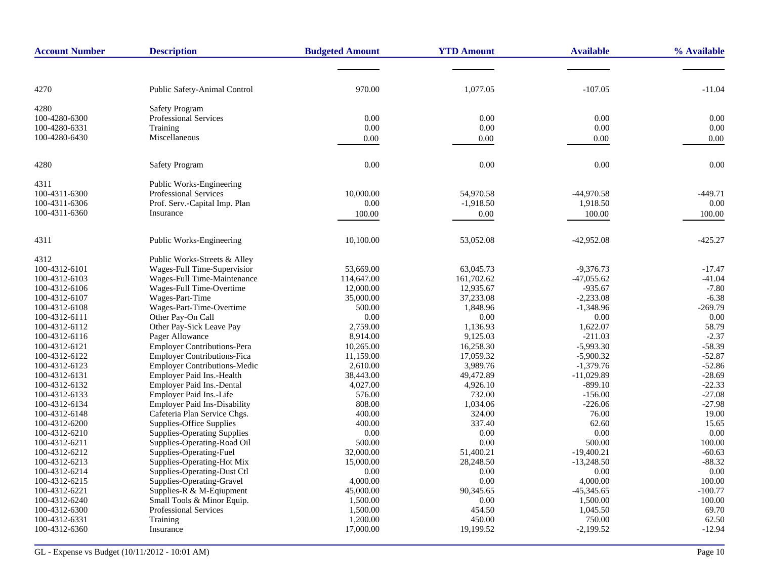| Account Number | Description | Budgeted Amount | YTD Amount | Available | % Available |
|---|---|---|---|---|---|
| 4270 | Public Safety-Animal Control | 970.00 | 1,077.05 | -107.05 | -11.04 |
| 4280 | Safety Program | | | | |
| 100-4280-6300 | Professional Services | 0.00 | 0.00 | 0.00 | 0.00 |
| 100-4280-6331 | Training | 0.00 | 0.00 | 0.00 | 0.00 |
| 100-4280-6430 | Miscellaneous | 0.00 | 0.00 | 0.00 | 0.00 |
| 4280 | Safety Program | 0.00 | 0.00 | 0.00 | 0.00 |
| 4311 | Public Works-Engineering | | | | |
| 100-4311-6300 | Professional Services | 10,000.00 | 54,970.58 | -44,970.58 | -449.71 |
| 100-4311-6306 | Prof. Serv.-Capital Imp. Plan | 0.00 | -1,918.50 | 1,918.50 | 0.00 |
| 100-4311-6360 | Insurance | 100.00 | 0.00 | 100.00 | 100.00 |
| 4311 | Public Works-Engineering | 10,100.00 | 53,052.08 | -42,952.08 | -425.27 |
| 4312 | Public Works-Streets & Alley | | | | |
| 100-4312-6101 | Wages-Full Time-Supervisior | 53,669.00 | 63,045.73 | -9,376.73 | -17.47 |
| 100-4312-6103 | Wages-Full Time-Maintenance | 114,647.00 | 161,702.62 | -47,055.62 | -41.04 |
| 100-4312-6106 | Wages-Full Time-Overtime | 12,000.00 | 12,935.67 | -935.67 | -7.80 |
| 100-4312-6107 | Wages-Part-Time | 35,000.00 | 37,233.08 | -2,233.08 | -6.38 |
| 100-4312-6108 | Wages-Part-Time-Overtime | 500.00 | 1,848.96 | -1,348.96 | -269.79 |
| 100-4312-6111 | Other Pay-On Call | 0.00 | 0.00 | 0.00 | 0.00 |
| 100-4312-6112 | Other Pay-Sick Leave Pay | 2,759.00 | 1,136.93 | 1,622.07 | 58.79 |
| 100-4312-6116 | Pager Allowance | 8,914.00 | 9,125.03 | -211.03 | -2.37 |
| 100-4312-6121 | Employer Contributions-Pera | 10,265.00 | 16,258.30 | -5,993.30 | -58.39 |
| 100-4312-6122 | Employer Contributions-Fica | 11,159.00 | 17,059.32 | -5,900.32 | -52.87 |
| 100-4312-6123 | Employer Contributions-Medic | 2,610.00 | 3,989.76 | -1,379.76 | -52.86 |
| 100-4312-6131 | Employer Paid Ins.-Health | 38,443.00 | 49,472.89 | -11,029.89 | -28.69 |
| 100-4312-6132 | Employer Paid Ins.-Dental | 4,027.00 | 4,926.10 | -899.10 | -22.33 |
| 100-4312-6133 | Employer Paid Ins.-Life | 576.00 | 732.00 | -156.00 | -27.08 |
| 100-4312-6134 | Employer Paid Ins-Disability | 808.00 | 1,034.06 | -226.06 | -27.98 |
| 100-4312-6148 | Cafeteria Plan Service Chgs. | 400.00 | 324.00 | 76.00 | 19.00 |
| 100-4312-6200 | Supplies-Office Supplies | 400.00 | 337.40 | 62.60 | 15.65 |
| 100-4312-6210 | Supplies-Operating Supplies | 0.00 | 0.00 | 0.00 | 0.00 |
| 100-4312-6211 | Supplies-Operating-Road Oil | 500.00 | 0.00 | 500.00 | 100.00 |
| 100-4312-6212 | Supplies-Operating-Fuel | 32,000.00 | 51,400.21 | -19,400.21 | -60.63 |
| 100-4312-6213 | Supplies-Operating-Hot Mix | 15,000.00 | 28,248.50 | -13,248.50 | -88.32 |
| 100-4312-6214 | Supplies-Operating-Dust Ctl | 0.00 | 0.00 | 0.00 | 0.00 |
| 100-4312-6215 | Supplies-Operating-Gravel | 4,000.00 | 0.00 | 4,000.00 | 100.00 |
| 100-4312-6221 | Supplies-R & M-Eqiupment | 45,000.00 | 90,345.65 | -45,345.65 | -100.77 |
| 100-4312-6240 | Small Tools & Minor Equip. | 1,500.00 | 0.00 | 1,500.00 | 100.00 |
| 100-4312-6300 | Professional Services | 1,500.00 | 454.50 | 1,045.50 | 69.70 |
| 100-4312-6331 | Training | 1,200.00 | 450.00 | 750.00 | 62.50 |
| 100-4312-6360 | Insurance | 17,000.00 | 19,199.52 | -2,199.52 | -12.94 |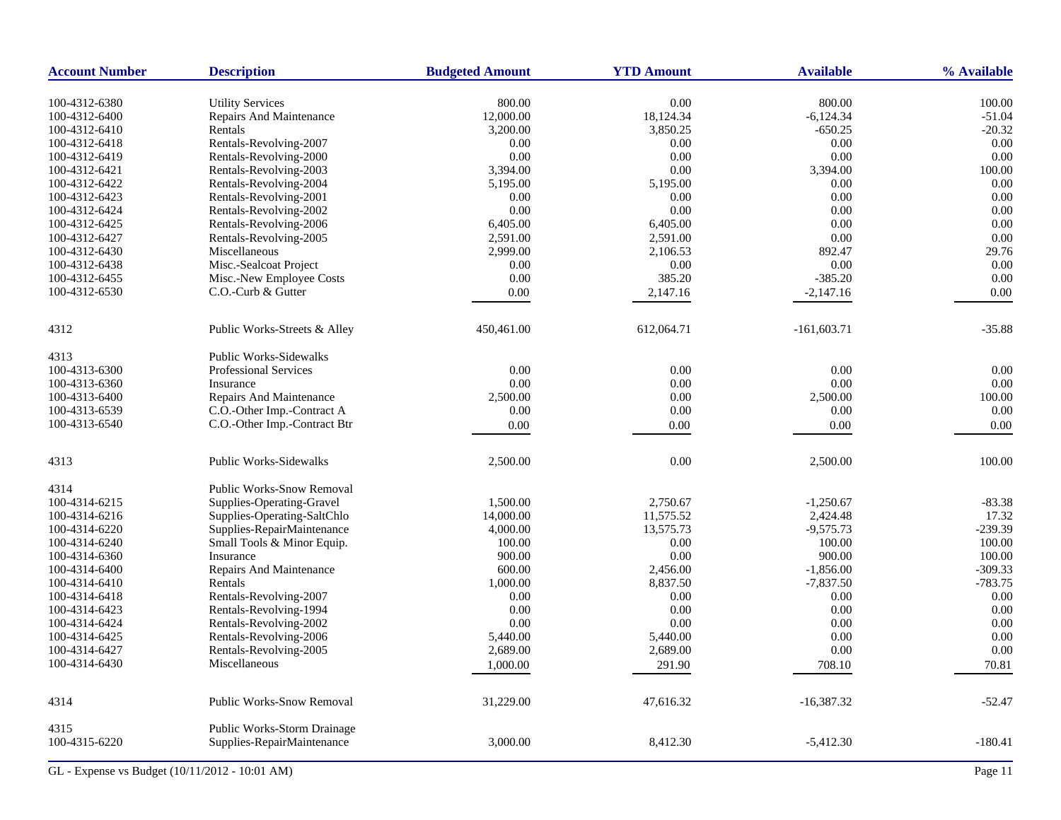| Account Number | Description | Budgeted Amount | YTD Amount | Available | % Available |
|---|---|---|---|---|---|
| 100-4312-6380 | Utility Services | 800.00 | 0.00 | 800.00 | 100.00 |
| 100-4312-6400 | Repairs And Maintenance | 12,000.00 | 18,124.34 | -6,124.34 | -51.04 |
| 100-4312-6410 | Rentals | 3,200.00 | 3,850.25 | -650.25 | -20.32 |
| 100-4312-6418 | Rentals-Revolving-2007 | 0.00 | 0.00 | 0.00 | 0.00 |
| 100-4312-6419 | Rentals-Revolving-2000 | 0.00 | 0.00 | 0.00 | 0.00 |
| 100-4312-6421 | Rentals-Revolving-2003 | 3,394.00 | 0.00 | 3,394.00 | 100.00 |
| 100-4312-6422 | Rentals-Revolving-2004 | 5,195.00 | 5,195.00 | 0.00 | 0.00 |
| 100-4312-6423 | Rentals-Revolving-2001 | 0.00 | 0.00 | 0.00 | 0.00 |
| 100-4312-6424 | Rentals-Revolving-2002 | 0.00 | 0.00 | 0.00 | 0.00 |
| 100-4312-6425 | Rentals-Revolving-2006 | 6,405.00 | 6,405.00 | 0.00 | 0.00 |
| 100-4312-6427 | Rentals-Revolving-2005 | 2,591.00 | 2,591.00 | 0.00 | 0.00 |
| 100-4312-6430 | Miscellaneous | 2,999.00 | 2,106.53 | 892.47 | 29.76 |
| 100-4312-6438 | Misc.-Sealcoat Project | 0.00 | 0.00 | 0.00 | 0.00 |
| 100-4312-6455 | Misc.-New Employee Costs | 0.00 | 385.20 | -385.20 | 0.00 |
| 100-4312-6530 | C.O.-Curb & Gutter | 0.00 | 2,147.16 | -2,147.16 | 0.00 |
| 4312 | Public Works-Streets & Alley | 450,461.00 | 612,064.71 | -161,603.71 | -35.88 |
| 4313 | Public Works-Sidewalks | | | | |
| 100-4313-6300 | Professional Services | 0.00 | 0.00 | 0.00 | 0.00 |
| 100-4313-6360 | Insurance | 0.00 | 0.00 | 0.00 | 0.00 |
| 100-4313-6400 | Repairs And Maintenance | 2,500.00 | 0.00 | 2,500.00 | 100.00 |
| 100-4313-6539 | C.O.-Other Imp.-Contract A | 0.00 | 0.00 | 0.00 | 0.00 |
| 100-4313-6540 | C.O.-Other Imp.-Contract Btr | 0.00 | 0.00 | 0.00 | 0.00 |
| 4313 | Public Works-Sidewalks | 2,500.00 | 0.00 | 2,500.00 | 100.00 |
| 4314 | Public Works-Snow Removal | | | | |
| 100-4314-6215 | Supplies-Operating-Gravel | 1,500.00 | 2,750.67 | -1,250.67 | -83.38 |
| 100-4314-6216 | Supplies-Operating-SaltChlo | 14,000.00 | 11,575.52 | 2,424.48 | 17.32 |
| 100-4314-6220 | Supplies-RepairMaintenance | 4,000.00 | 13,575.73 | -9,575.73 | -239.39 |
| 100-4314-6240 | Small Tools & Minor Equip. | 100.00 | 0.00 | 100.00 | 100.00 |
| 100-4314-6360 | Insurance | 900.00 | 0.00 | 900.00 | 100.00 |
| 100-4314-6400 | Repairs And Maintenance | 600.00 | 2,456.00 | -1,856.00 | -309.33 |
| 100-4314-6410 | Rentals | 1,000.00 | 8,837.50 | -7,837.50 | -783.75 |
| 100-4314-6418 | Rentals-Revolving-2007 | 0.00 | 0.00 | 0.00 | 0.00 |
| 100-4314-6423 | Rentals-Revolving-1994 | 0.00 | 0.00 | 0.00 | 0.00 |
| 100-4314-6424 | Rentals-Revolving-2002 | 0.00 | 0.00 | 0.00 | 0.00 |
| 100-4314-6425 | Rentals-Revolving-2006 | 5,440.00 | 5,440.00 | 0.00 | 0.00 |
| 100-4314-6427 | Rentals-Revolving-2005 | 2,689.00 | 2,689.00 | 0.00 | 0.00 |
| 100-4314-6430 | Miscellaneous | 1,000.00 | 291.90 | 708.10 | 70.81 |
| 4314 | Public Works-Snow Removal | 31,229.00 | 47,616.32 | -16,387.32 | -52.47 |
| 4315 | Public Works-Storm Drainage | | | | |
| 100-4315-6220 | Supplies-RepairMaintenance | 3,000.00 | 8,412.30 | -5,412.30 | -180.41 |

GL - Expense vs Budget (10/11/2012 - 10:01 AM)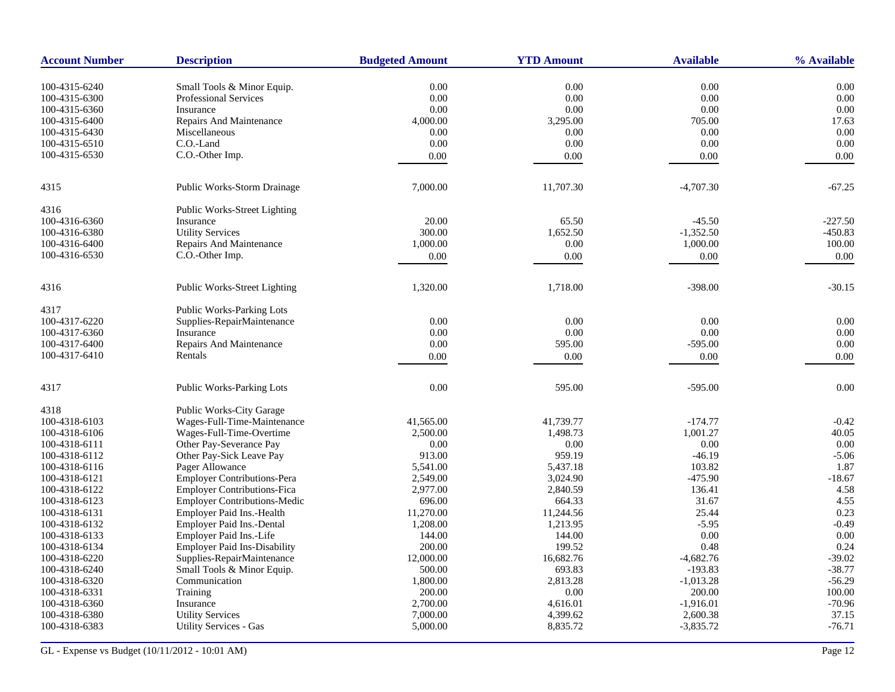| Account Number | Description | Budgeted Amount | YTD Amount | Available | % Available |
|---|---|---|---|---|---|
| 100-4315-6240 | Small Tools & Minor Equip. | 0.00 | 0.00 | 0.00 | 0.00 |
| 100-4315-6300 | Professional Services | 0.00 | 0.00 | 0.00 | 0.00 |
| 100-4315-6360 | Insurance | 0.00 | 0.00 | 0.00 | 0.00 |
| 100-4315-6400 | Repairs And Maintenance | 4,000.00 | 3,295.00 | 705.00 | 17.63 |
| 100-4315-6430 | Miscellaneous | 0.00 | 0.00 | 0.00 | 0.00 |
| 100-4315-6510 | C.O.-Land | 0.00 | 0.00 | 0.00 | 0.00 |
| 100-4315-6530 | C.O.-Other Imp. | 0.00 | 0.00 | 0.00 | 0.00 |
| 4315 | Public Works-Storm Drainage | 7,000.00 | 11,707.30 | -4,707.30 | -67.25 |
| 4316 | Public Works-Street Lighting | | | | |
| 100-4316-6360 | Insurance | 20.00 | 65.50 | -45.50 | -227.50 |
| 100-4316-6380 | Utility Services | 300.00 | 1,652.50 | -1,352.50 | -450.83 |
| 100-4316-6400 | Repairs And Maintenance | 1,000.00 | 0.00 | 1,000.00 | 100.00 |
| 100-4316-6530 | C.O.-Other Imp. | 0.00 | 0.00 | 0.00 | 0.00 |
| 4316 | Public Works-Street Lighting | 1,320.00 | 1,718.00 | -398.00 | -30.15 |
| 4317 | Public Works-Parking Lots | | | | |
| 100-4317-6220 | Supplies-RepairMaintenance | 0.00 | 0.00 | 0.00 | 0.00 |
| 100-4317-6360 | Insurance | 0.00 | 0.00 | 0.00 | 0.00 |
| 100-4317-6400 | Repairs And Maintenance | 0.00 | 595.00 | -595.00 | 0.00 |
| 100-4317-6410 | Rentals | 0.00 | 0.00 | 0.00 | 0.00 |
| 4317 | Public Works-Parking Lots | 0.00 | 595.00 | -595.00 | 0.00 |
| 4318 | Public Works-City Garage | | | | |
| 100-4318-6103 | Wages-Full-Time-Maintenance | 41,565.00 | 41,739.77 | -174.77 | -0.42 |
| 100-4318-6106 | Wages-Full-Time-Overtime | 2,500.00 | 1,498.73 | 1,001.27 | 40.05 |
| 100-4318-6111 | Other Pay-Severance Pay | 0.00 | 0.00 | 0.00 | 0.00 |
| 100-4318-6112 | Other Pay-Sick Leave Pay | 913.00 | 959.19 | -46.19 | -5.06 |
| 100-4318-6116 | Pager Allowance | 5,541.00 | 5,437.18 | 103.82 | 1.87 |
| 100-4318-6121 | Employer Contributions-Pera | 2,549.00 | 3,024.90 | -475.90 | -18.67 |
| 100-4318-6122 | Employer Contributions-Fica | 2,977.00 | 2,840.59 | 136.41 | 4.58 |
| 100-4318-6123 | Employer Contributions-Medic | 696.00 | 664.33 | 31.67 | 4.55 |
| 100-4318-6131 | Employer Paid Ins.-Health | 11,270.00 | 11,244.56 | 25.44 | 0.23 |
| 100-4318-6132 | Employer Paid Ins.-Dental | 1,208.00 | 1,213.95 | -5.95 | -0.49 |
| 100-4318-6133 | Employer Paid Ins.-Life | 144.00 | 144.00 | 0.00 | 0.00 |
| 100-4318-6134 | Employer Paid Ins-Disability | 200.00 | 199.52 | 0.48 | 0.24 |
| 100-4318-6220 | Supplies-RepairMaintenance | 12,000.00 | 16,682.76 | -4,682.76 | -39.02 |
| 100-4318-6240 | Small Tools & Minor Equip. | 500.00 | 693.83 | -193.83 | -38.77 |
| 100-4318-6320 | Communication | 1,800.00 | 2,813.28 | -1,013.28 | -56.29 |
| 100-4318-6331 | Training | 200.00 | 0.00 | 200.00 | 100.00 |
| 100-4318-6360 | Insurance | 2,700.00 | 4,616.01 | -1,916.01 | -70.96 |
| 100-4318-6380 | Utility Services | 7,000.00 | 4,399.62 | 2,600.38 | 37.15 |
| 100-4318-6383 | Utility Services - Gas | 5,000.00 | 8,835.72 | -3,835.72 | -76.71 |

GL - Expense vs Budget (10/11/2012 - 10:01 AM)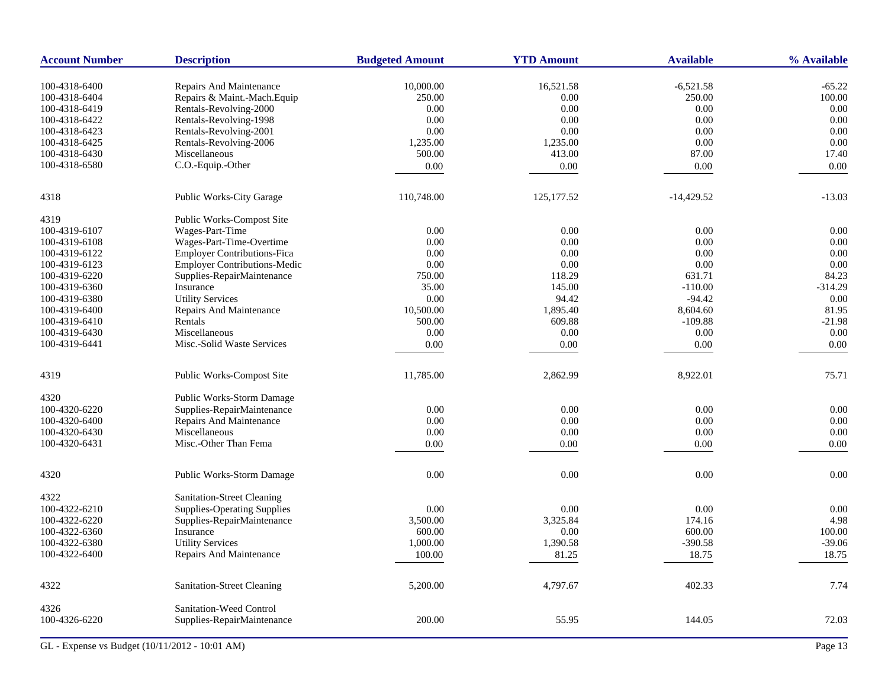| Account Number | Description | Budgeted Amount | YTD Amount | Available | % Available |
|---|---|---|---|---|---|
| 100-4318-6400 | Repairs And Maintenance | 10,000.00 | 16,521.58 | -6,521.58 | -65.22 |
| 100-4318-6404 | Repairs & Maint.-Mach.Equip | 250.00 | 0.00 | 250.00 | 100.00 |
| 100-4318-6419 | Rentals-Revolving-2000 | 0.00 | 0.00 | 0.00 | 0.00 |
| 100-4318-6422 | Rentals-Revolving-1998 | 0.00 | 0.00 | 0.00 | 0.00 |
| 100-4318-6423 | Rentals-Revolving-2001 | 0.00 | 0.00 | 0.00 | 0.00 |
| 100-4318-6425 | Rentals-Revolving-2006 | 1,235.00 | 1,235.00 | 0.00 | 0.00 |
| 100-4318-6430 | Miscellaneous | 500.00 | 413.00 | 87.00 | 17.40 |
| 100-4318-6580 | C.O.-Equip.-Other | 0.00 | 0.00 | 0.00 | 0.00 |
| 4318 | Public Works-City Garage | 110,748.00 | 125,177.52 | -14,429.52 | -13.03 |
| 4319 | Public Works-Compost Site | | | | |
| 100-4319-6107 | Wages-Part-Time | 0.00 | 0.00 | 0.00 | 0.00 |
| 100-4319-6108 | Wages-Part-Time-Overtime | 0.00 | 0.00 | 0.00 | 0.00 |
| 100-4319-6122 | Employer Contributions-Fica | 0.00 | 0.00 | 0.00 | 0.00 |
| 100-4319-6123 | Employer Contributions-Medic | 0.00 | 0.00 | 0.00 | 0.00 |
| 100-4319-6220 | Supplies-RepairMaintenance | 750.00 | 118.29 | 631.71 | 84.23 |
| 100-4319-6360 | Insurance | 35.00 | 145.00 | -110.00 | -314.29 |
| 100-4319-6380 | Utility Services | 0.00 | 94.42 | -94.42 | 0.00 |
| 100-4319-6400 | Repairs And Maintenance | 10,500.00 | 1,895.40 | 8,604.60 | 81.95 |
| 100-4319-6410 | Rentals | 500.00 | 609.88 | -109.88 | -21.98 |
| 100-4319-6430 | Miscellaneous | 0.00 | 0.00 | 0.00 | 0.00 |
| 100-4319-6441 | Misc.-Solid Waste Services | 0.00 | 0.00 | 0.00 | 0.00 |
| 4319 | Public Works-Compost Site | 11,785.00 | 2,862.99 | 8,922.01 | 75.71 |
| 4320 | Public Works-Storm Damage | | | | |
| 100-4320-6220 | Supplies-RepairMaintenance | 0.00 | 0.00 | 0.00 | 0.00 |
| 100-4320-6400 | Repairs And Maintenance | 0.00 | 0.00 | 0.00 | 0.00 |
| 100-4320-6430 | Miscellaneous | 0.00 | 0.00 | 0.00 | 0.00 |
| 100-4320-6431 | Misc.-Other Than Fema | 0.00 | 0.00 | 0.00 | 0.00 |
| 4320 | Public Works-Storm Damage | 0.00 | 0.00 | 0.00 | 0.00 |
| 4322 | Sanitation-Street Cleaning | | | | |
| 100-4322-6210 | Supplies-Operating Supplies | 0.00 | 0.00 | 0.00 | 0.00 |
| 100-4322-6220 | Supplies-RepairMaintenance | 3,500.00 | 3,325.84 | 174.16 | 4.98 |
| 100-4322-6360 | Insurance | 600.00 | 0.00 | 600.00 | 100.00 |
| 100-4322-6380 | Utility Services | 1,000.00 | 1,390.58 | -390.58 | -39.06 |
| 100-4322-6400 | Repairs And Maintenance | 100.00 | 81.25 | 18.75 | 18.75 |
| 4322 | Sanitation-Street Cleaning | 5,200.00 | 4,797.67 | 402.33 | 7.74 |
| 4326 | Sanitation-Weed Control | | | | |
| 100-4326-6220 | Supplies-RepairMaintenance | 200.00 | 55.95 | 144.05 | 72.03 |

GL - Expense vs Budget (10/11/2012 - 10:01 AM)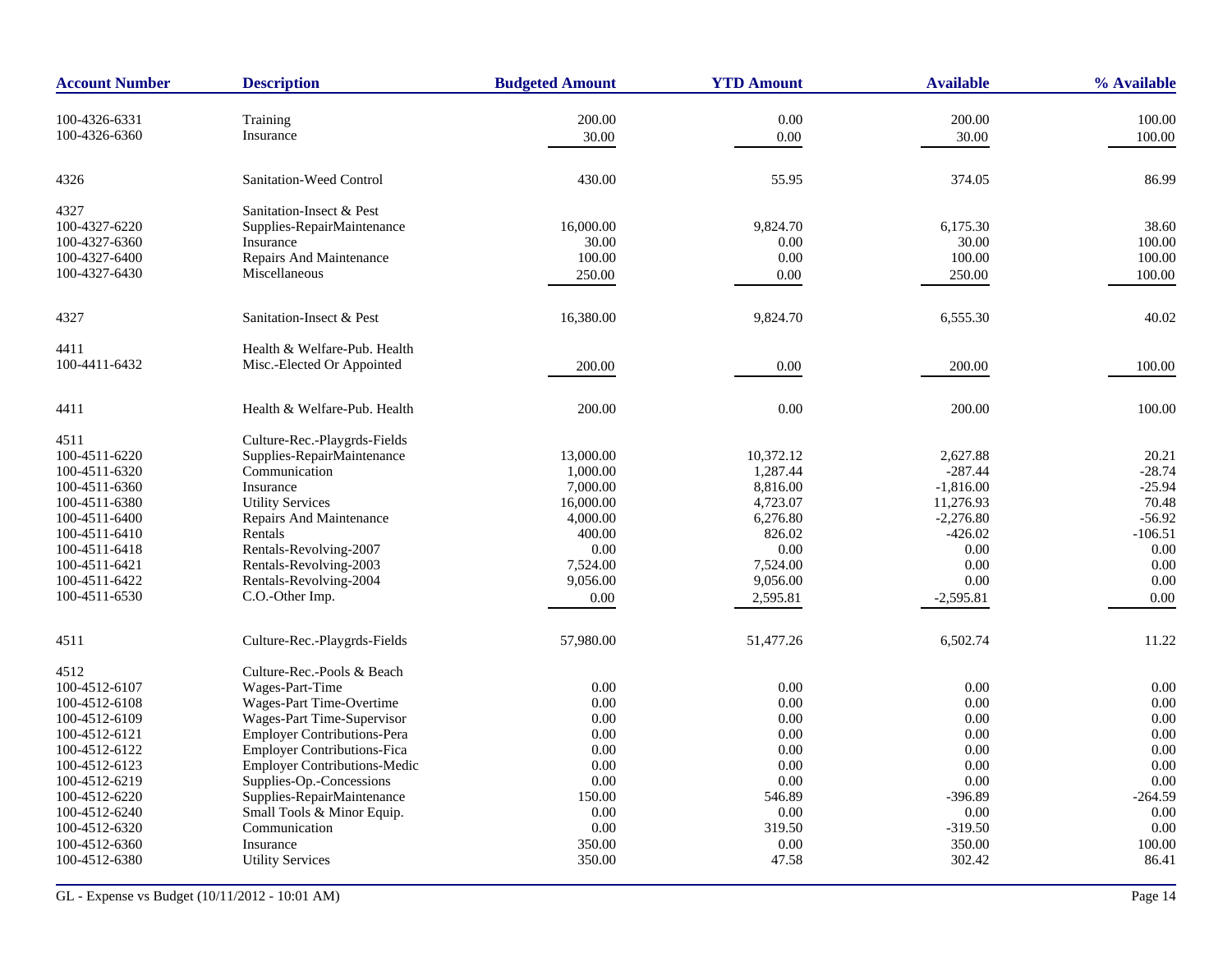| Account Number | Description | Budgeted Amount | YTD Amount | Available | % Available |
|---|---|---|---|---|---|
| 100-4326-6331 | Training | 200.00 | 0.00 | 200.00 | 100.00 |
| 100-4326-6360 | Insurance | 30.00 | 0.00 | 30.00 | 100.00 |
| 4326 | Sanitation-Weed Control | 430.00 | 55.95 | 374.05 | 86.99 |
| 4327 | Sanitation-Insect & Pest | | | | |
| 100-4327-6220 | Supplies-RepairMaintenance | 16,000.00 | 9,824.70 | 6,175.30 | 38.60 |
| 100-4327-6360 | Insurance | 30.00 | 0.00 | 30.00 | 100.00 |
| 100-4327-6400 | Repairs And Maintenance | 100.00 | 0.00 | 100.00 | 100.00 |
| 100-4327-6430 | Miscellaneous | 250.00 | 0.00 | 250.00 | 100.00 |
| 4327 | Sanitation-Insect & Pest | 16,380.00 | 9,824.70 | 6,555.30 | 40.02 |
| 4411 | Health & Welfare-Pub. Health | | | | |
| 100-4411-6432 | Misc.-Elected Or Appointed | 200.00 | 0.00 | 200.00 | 100.00 |
| 4411 | Health & Welfare-Pub. Health | 200.00 | 0.00 | 200.00 | 100.00 |
| 4511 | Culture-Rec.-Playgrds-Fields | | | | |
| 100-4511-6220 | Supplies-RepairMaintenance | 13,000.00 | 10,372.12 | 2,627.88 | 20.21 |
| 100-4511-6320 | Communication | 1,000.00 | 1,287.44 | -287.44 | -28.74 |
| 100-4511-6360 | Insurance | 7,000.00 | 8,816.00 | -1,816.00 | -25.94 |
| 100-4511-6380 | Utility Services | 16,000.00 | 4,723.07 | 11,276.93 | 70.48 |
| 100-4511-6400 | Repairs And Maintenance | 4,000.00 | 6,276.80 | -2,276.80 | -56.92 |
| 100-4511-6410 | Rentals | 400.00 | 826.02 | -426.02 | -106.51 |
| 100-4511-6418 | Rentals-Revolving-2007 | 0.00 | 0.00 | 0.00 | 0.00 |
| 100-4511-6421 | Rentals-Revolving-2003 | 7,524.00 | 7,524.00 | 0.00 | 0.00 |
| 100-4511-6422 | Rentals-Revolving-2004 | 9,056.00 | 9,056.00 | 0.00 | 0.00 |
| 100-4511-6530 | C.O.-Other Imp. | 0.00 | 2,595.81 | -2,595.81 | 0.00 |
| 4511 | Culture-Rec.-Playgrds-Fields | 57,980.00 | 51,477.26 | 6,502.74 | 11.22 |
| 4512 | Culture-Rec.-Pools & Beach | | | | |
| 100-4512-6107 | Wages-Part-Time | 0.00 | 0.00 | 0.00 | 0.00 |
| 100-4512-6108 | Wages-Part Time-Overtime | 0.00 | 0.00 | 0.00 | 0.00 |
| 100-4512-6109 | Wages-Part Time-Supervisor | 0.00 | 0.00 | 0.00 | 0.00 |
| 100-4512-6121 | Employer Contributions-Pera | 0.00 | 0.00 | 0.00 | 0.00 |
| 100-4512-6122 | Employer Contributions-Fica | 0.00 | 0.00 | 0.00 | 0.00 |
| 100-4512-6123 | Employer Contributions-Medic | 0.00 | 0.00 | 0.00 | 0.00 |
| 100-4512-6219 | Supplies-Op.-Concessions | 0.00 | 0.00 | 0.00 | 0.00 |
| 100-4512-6220 | Supplies-RepairMaintenance | 150.00 | 546.89 | -396.89 | -264.59 |
| 100-4512-6240 | Small Tools & Minor Equip. | 0.00 | 0.00 | 0.00 | 0.00 |
| 100-4512-6320 | Communication | 0.00 | 319.50 | -319.50 | 0.00 |
| 100-4512-6360 | Insurance | 350.00 | 0.00 | 350.00 | 100.00 |
| 100-4512-6380 | Utility Services | 350.00 | 47.58 | 302.42 | 86.41 |

GL - Expense vs Budget (10/11/2012 - 10:01 AM)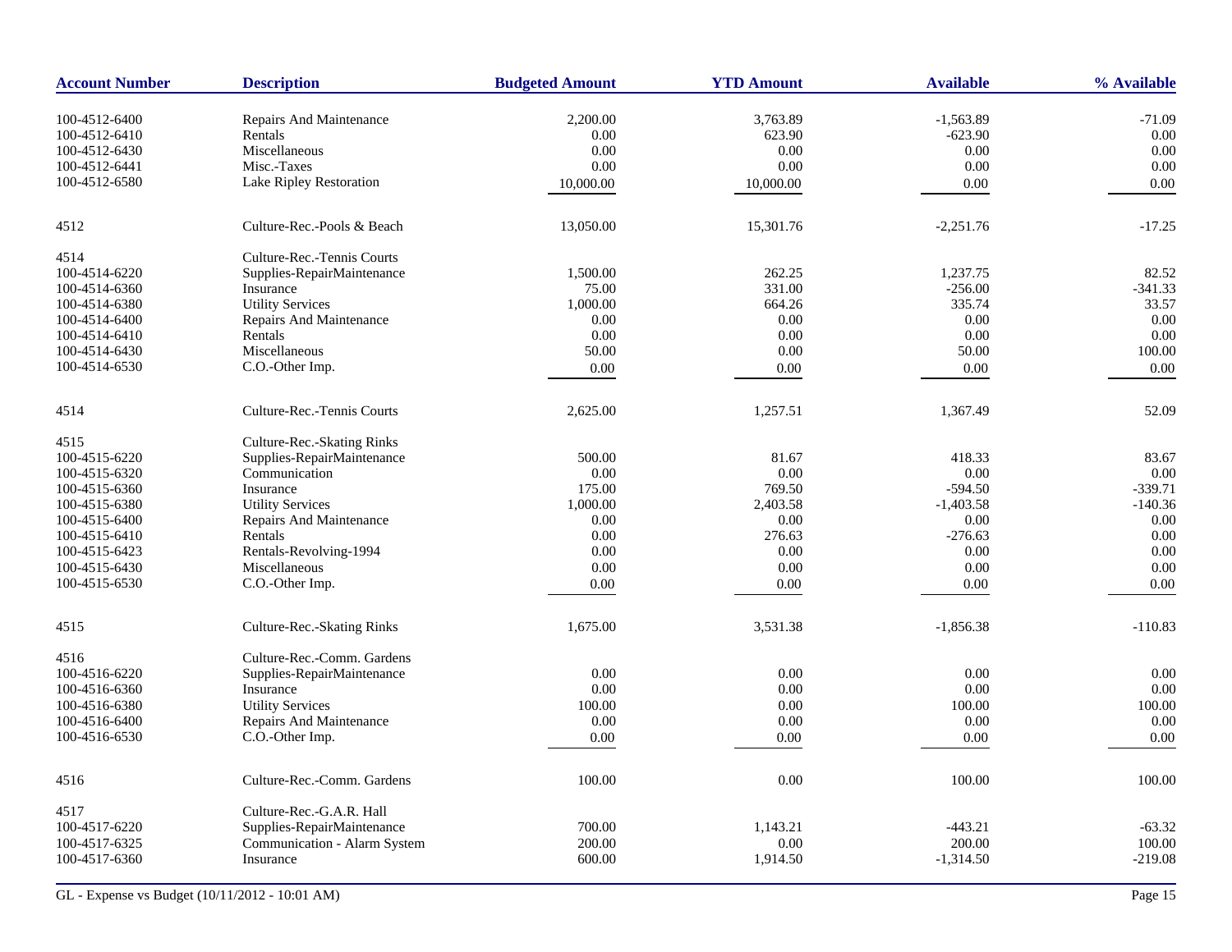| Account Number | Description | Budgeted Amount | YTD Amount | Available | % Available |
|---|---|---|---|---|---|
| 100-4512-6400 | Repairs And Maintenance | 2,200.00 | 3,763.89 | -1,563.89 | -71.09 |
| 100-4512-6410 | Rentals | 0.00 | 623.90 | -623.90 | 0.00 |
| 100-4512-6430 | Miscellaneous | 0.00 | 0.00 | 0.00 | 0.00 |
| 100-4512-6441 | Misc.-Taxes | 0.00 | 0.00 | 0.00 | 0.00 |
| 100-4512-6580 | Lake Ripley Restoration | 10,000.00 | 10,000.00 | 0.00 | 0.00 |
| 4512 | Culture-Rec.-Pools & Beach | 13,050.00 | 15,301.76 | -2,251.76 | -17.25 |
| 4514 | Culture-Rec.-Tennis Courts | | | | |
| 100-4514-6220 | Supplies-RepairMaintenance | 1,500.00 | 262.25 | 1,237.75 | 82.52 |
| 100-4514-6360 | Insurance | 75.00 | 331.00 | -256.00 | -341.33 |
| 100-4514-6380 | Utility Services | 1,000.00 | 664.26 | 335.74 | 33.57 |
| 100-4514-6400 | Repairs And Maintenance | 0.00 | 0.00 | 0.00 | 0.00 |
| 100-4514-6410 | Rentals | 0.00 | 0.00 | 0.00 | 0.00 |
| 100-4514-6430 | Miscellaneous | 50.00 | 0.00 | 50.00 | 100.00 |
| 100-4514-6530 | C.O.-Other Imp. | 0.00 | 0.00 | 0.00 | 0.00 |
| 4514 | Culture-Rec.-Tennis Courts | 2,625.00 | 1,257.51 | 1,367.49 | 52.09 |
| 4515 | Culture-Rec.-Skating Rinks | | | | |
| 100-4515-6220 | Supplies-RepairMaintenance | 500.00 | 81.67 | 418.33 | 83.67 |
| 100-4515-6320 | Communication | 0.00 | 0.00 | 0.00 | 0.00 |
| 100-4515-6360 | Insurance | 175.00 | 769.50 | -594.50 | -339.71 |
| 100-4515-6380 | Utility Services | 1,000.00 | 2,403.58 | -1,403.58 | -140.36 |
| 100-4515-6400 | Repairs And Maintenance | 0.00 | 0.00 | 0.00 | 0.00 |
| 100-4515-6410 | Rentals | 0.00 | 276.63 | -276.63 | 0.00 |
| 100-4515-6423 | Rentals-Revolving-1994 | 0.00 | 0.00 | 0.00 | 0.00 |
| 100-4515-6430 | Miscellaneous | 0.00 | 0.00 | 0.00 | 0.00 |
| 100-4515-6530 | C.O.-Other Imp. | 0.00 | 0.00 | 0.00 | 0.00 |
| 4515 | Culture-Rec.-Skating Rinks | 1,675.00 | 3,531.38 | -1,856.38 | -110.83 |
| 4516 | Culture-Rec.-Comm. Gardens | | | | |
| 100-4516-6220 | Supplies-RepairMaintenance | 0.00 | 0.00 | 0.00 | 0.00 |
| 100-4516-6360 | Insurance | 0.00 | 0.00 | 0.00 | 0.00 |
| 100-4516-6380 | Utility Services | 100.00 | 0.00 | 100.00 | 100.00 |
| 100-4516-6400 | Repairs And Maintenance | 0.00 | 0.00 | 0.00 | 0.00 |
| 100-4516-6530 | C.O.-Other Imp. | 0.00 | 0.00 | 0.00 | 0.00 |
| 4516 | Culture-Rec.-Comm. Gardens | 100.00 | 0.00 | 100.00 | 100.00 |
| 4517 | Culture-Rec.-G.A.R. Hall | | | | |
| 100-4517-6220 | Supplies-RepairMaintenance | 700.00 | 1,143.21 | -443.21 | -63.32 |
| 100-4517-6325 | Communication - Alarm System | 200.00 | 0.00 | 200.00 | 100.00 |
| 100-4517-6360 | Insurance | 600.00 | 1,914.50 | -1,314.50 | -219.08 |

GL - Expense vs Budget (10/11/2012 - 10:01 AM)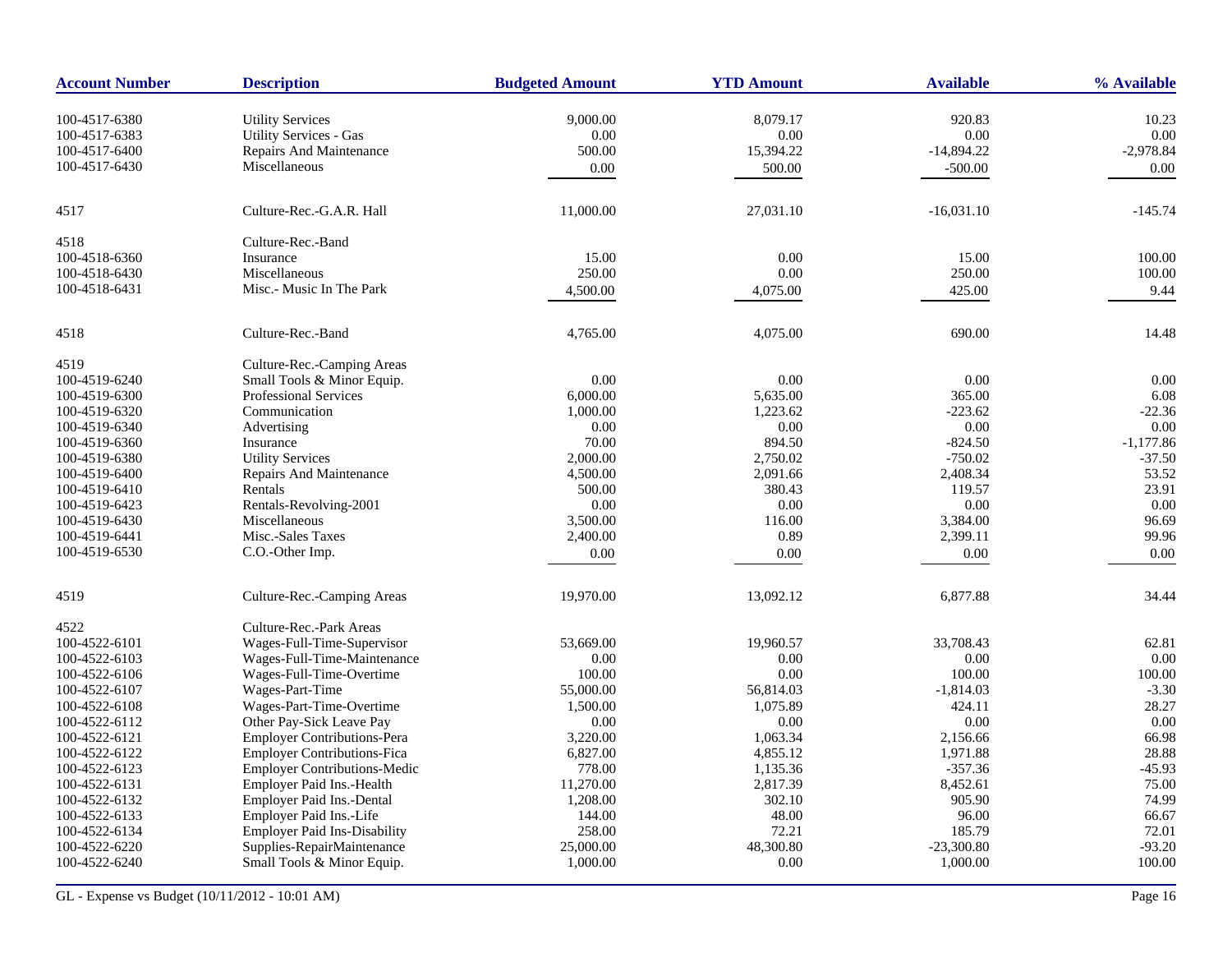| Account Number | Description | Budgeted Amount | YTD Amount | Available | % Available |
|---|---|---|---|---|---|
| 100-4517-6380 | Utility Services | 9,000.00 | 8,079.17 | 920.83 | 10.23 |
| 100-4517-6383 | Utility Services - Gas | 0.00 | 0.00 | 0.00 | 0.00 |
| 100-4517-6400 | Repairs And Maintenance | 500.00 | 15,394.22 | -14,894.22 | -2,978.84 |
| 100-4517-6430 | Miscellaneous | 0.00 | 500.00 | -500.00 | 0.00 |
| 4517 | Culture-Rec.-G.A.R. Hall | 11,000.00 | 27,031.10 | -16,031.10 | -145.74 |
| 4518 | Culture-Rec.-Band | | | | |
| 100-4518-6360 | Insurance | 15.00 | 0.00 | 15.00 | 100.00 |
| 100-4518-6430 | Miscellaneous | 250.00 | 0.00 | 250.00 | 100.00 |
| 100-4518-6431 | Misc.- Music In The Park | 4,500.00 | 4,075.00 | 425.00 | 9.44 |
| 4518 | Culture-Rec.-Band | 4,765.00 | 4,075.00 | 690.00 | 14.48 |
| 4519 | Culture-Rec.-Camping Areas | | | | |
| 100-4519-6240 | Small Tools & Minor Equip. | 0.00 | 0.00 | 0.00 | 0.00 |
| 100-4519-6300 | Professional Services | 6,000.00 | 5,635.00 | 365.00 | 6.08 |
| 100-4519-6320 | Communication | 1,000.00 | 1,223.62 | -223.62 | -22.36 |
| 100-4519-6340 | Advertising | 0.00 | 0.00 | 0.00 | 0.00 |
| 100-4519-6360 | Insurance | 70.00 | 894.50 | -824.50 | -1,177.86 |
| 100-4519-6380 | Utility Services | 2,000.00 | 2,750.02 | -750.02 | -37.50 |
| 100-4519-6400 | Repairs And Maintenance | 4,500.00 | 2,091.66 | 2,408.34 | 53.52 |
| 100-4519-6410 | Rentals | 500.00 | 380.43 | 119.57 | 23.91 |
| 100-4519-6423 | Rentals-Revolving-2001 | 0.00 | 0.00 | 0.00 | 0.00 |
| 100-4519-6430 | Miscellaneous | 3,500.00 | 116.00 | 3,384.00 | 96.69 |
| 100-4519-6441 | Misc.-Sales Taxes | 2,400.00 | 0.89 | 2,399.11 | 99.96 |
| 100-4519-6530 | C.O.-Other Imp. | 0.00 | 0.00 | 0.00 | 0.00 |
| 4519 | Culture-Rec.-Camping Areas | 19,970.00 | 13,092.12 | 6,877.88 | 34.44 |
| 4522 | Culture-Rec.-Park Areas | | | | |
| 100-4522-6101 | Wages-Full-Time-Supervisor | 53,669.00 | 19,960.57 | 33,708.43 | 62.81 |
| 100-4522-6103 | Wages-Full-Time-Maintenance | 0.00 | 0.00 | 0.00 | 0.00 |
| 100-4522-6106 | Wages-Full-Time-Overtime | 100.00 | 0.00 | 100.00 | 100.00 |
| 100-4522-6107 | Wages-Part-Time | 55,000.00 | 56,814.03 | -1,814.03 | -3.30 |
| 100-4522-6108 | Wages-Part-Time-Overtime | 1,500.00 | 1,075.89 | 424.11 | 28.27 |
| 100-4522-6112 | Other Pay-Sick Leave Pay | 0.00 | 0.00 | 0.00 | 0.00 |
| 100-4522-6121 | Employer Contributions-Pera | 3,220.00 | 1,063.34 | 2,156.66 | 66.98 |
| 100-4522-6122 | Employer Contributions-Fica | 6,827.00 | 4,855.12 | 1,971.88 | 28.88 |
| 100-4522-6123 | Employer Contributions-Medic | 778.00 | 1,135.36 | -357.36 | -45.93 |
| 100-4522-6131 | Employer Paid Ins.-Health | 11,270.00 | 2,817.39 | 8,452.61 | 75.00 |
| 100-4522-6132 | Employer Paid Ins.-Dental | 1,208.00 | 302.10 | 905.90 | 74.99 |
| 100-4522-6133 | Employer Paid Ins.-Life | 144.00 | 48.00 | 96.00 | 66.67 |
| 100-4522-6134 | Employer Paid Ins-Disability | 258.00 | 72.21 | 185.79 | 72.01 |
| 100-4522-6220 | Supplies-RepairMaintenance | 25,000.00 | 48,300.80 | -23,300.80 | -93.20 |
| 100-4522-6240 | Small Tools & Minor Equip. | 1,000.00 | 0.00 | 1,000.00 | 100.00 |

GL - Expense vs Budget (10/11/2012 - 10:01 AM)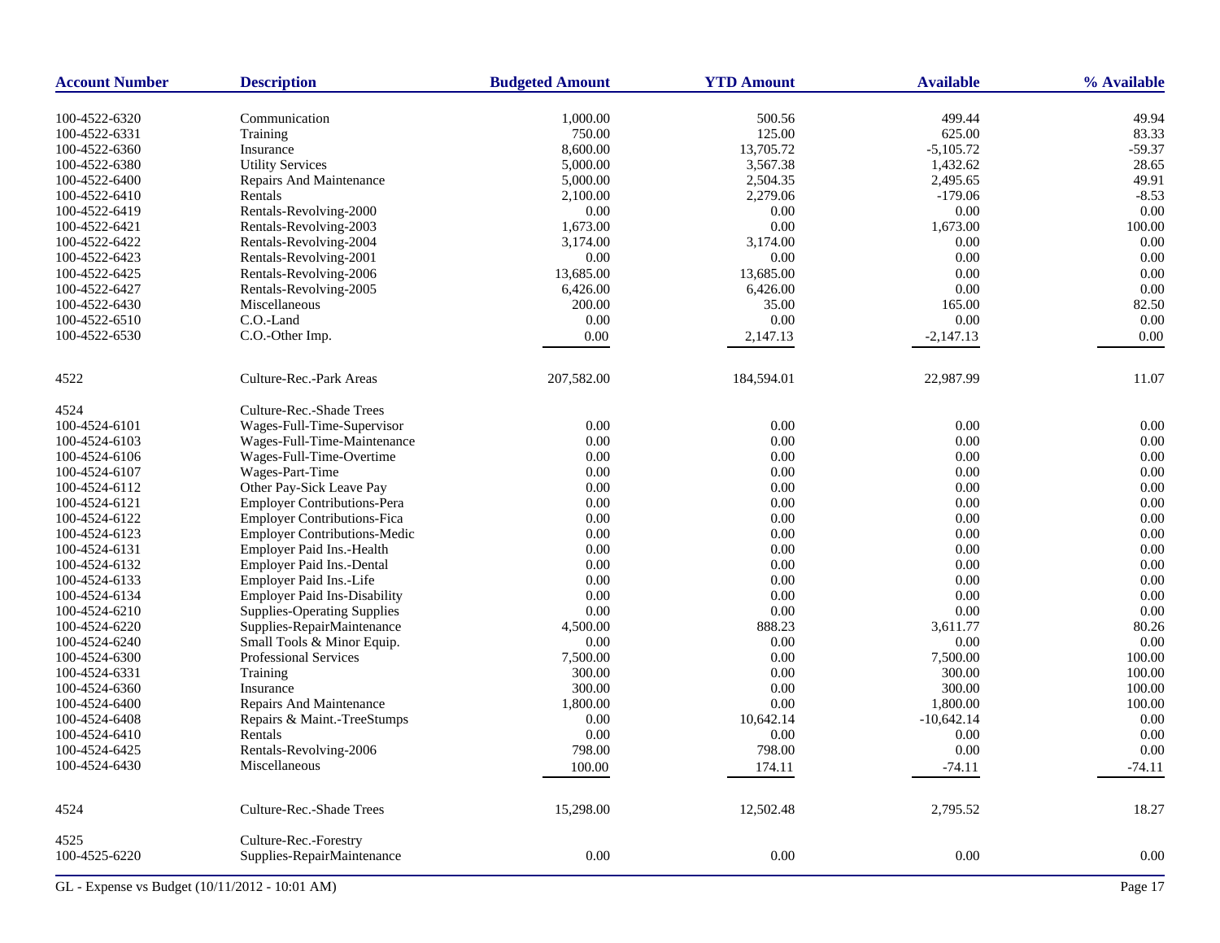| Account Number | Description | Budgeted Amount | YTD Amount | Available | % Available |
|---|---|---|---|---|---|
| 100-4522-6320 | Communication | 1,000.00 | 500.56 | 499.44 | 49.94 |
| 100-4522-6331 | Training | 750.00 | 125.00 | 625.00 | 83.33 |
| 100-4522-6360 | Insurance | 8,600.00 | 13,705.72 | -5,105.72 | -59.37 |
| 100-4522-6380 | Utility Services | 5,000.00 | 3,567.38 | 1,432.62 | 28.65 |
| 100-4522-6400 | Repairs And Maintenance | 5,000.00 | 2,504.35 | 2,495.65 | 49.91 |
| 100-4522-6410 | Rentals | 2,100.00 | 2,279.06 | -179.06 | -8.53 |
| 100-4522-6419 | Rentals-Revolving-2000 | 0.00 | 0.00 | 0.00 | 0.00 |
| 100-4522-6421 | Rentals-Revolving-2003 | 1,673.00 | 0.00 | 1,673.00 | 100.00 |
| 100-4522-6422 | Rentals-Revolving-2004 | 3,174.00 | 3,174.00 | 0.00 | 0.00 |
| 100-4522-6423 | Rentals-Revolving-2001 | 0.00 | 0.00 | 0.00 | 0.00 |
| 100-4522-6425 | Rentals-Revolving-2006 | 13,685.00 | 13,685.00 | 0.00 | 0.00 |
| 100-4522-6427 | Rentals-Revolving-2005 | 6,426.00 | 6,426.00 | 0.00 | 0.00 |
| 100-4522-6430 | Miscellaneous | 200.00 | 35.00 | 165.00 | 82.50 |
| 100-4522-6510 | C.O.-Land | 0.00 | 0.00 | 0.00 | 0.00 |
| 100-4522-6530 | C.O.-Other Imp. | 0.00 | 2,147.13 | -2,147.13 | 0.00 |
| 4522 | Culture-Rec.-Park Areas | 207,582.00 | 184,594.01 | 22,987.99 | 11.07 |
| 4524 | Culture-Rec.-Shade Trees | | | | |
| 100-4524-6101 | Wages-Full-Time-Supervisor | 0.00 | 0.00 | 0.00 | 0.00 |
| 100-4524-6103 | Wages-Full-Time-Maintenance | 0.00 | 0.00 | 0.00 | 0.00 |
| 100-4524-6106 | Wages-Full-Time-Overtime | 0.00 | 0.00 | 0.00 | 0.00 |
| 100-4524-6107 | Wages-Part-Time | 0.00 | 0.00 | 0.00 | 0.00 |
| 100-4524-6112 | Other Pay-Sick Leave Pay | 0.00 | 0.00 | 0.00 | 0.00 |
| 100-4524-6121 | Employer Contributions-Pera | 0.00 | 0.00 | 0.00 | 0.00 |
| 100-4524-6122 | Employer Contributions-Fica | 0.00 | 0.00 | 0.00 | 0.00 |
| 100-4524-6123 | Employer Contributions-Medic | 0.00 | 0.00 | 0.00 | 0.00 |
| 100-4524-6131 | Employer Paid Ins.-Health | 0.00 | 0.00 | 0.00 | 0.00 |
| 100-4524-6132 | Employer Paid Ins.-Dental | 0.00 | 0.00 | 0.00 | 0.00 |
| 100-4524-6133 | Employer Paid Ins.-Life | 0.00 | 0.00 | 0.00 | 0.00 |
| 100-4524-6134 | Employer Paid Ins-Disability | 0.00 | 0.00 | 0.00 | 0.00 |
| 100-4524-6210 | Supplies-Operating Supplies | 0.00 | 0.00 | 0.00 | 0.00 |
| 100-4524-6220 | Supplies-RepairMaintenance | 4,500.00 | 888.23 | 3,611.77 | 80.26 |
| 100-4524-6240 | Small Tools & Minor Equip. | 0.00 | 0.00 | 0.00 | 0.00 |
| 100-4524-6300 | Professional Services | 7,500.00 | 0.00 | 7,500.00 | 100.00 |
| 100-4524-6331 | Training | 300.00 | 0.00 | 300.00 | 100.00 |
| 100-4524-6360 | Insurance | 300.00 | 0.00 | 300.00 | 100.00 |
| 100-4524-6400 | Repairs And Maintenance | 1,800.00 | 0.00 | 1,800.00 | 100.00 |
| 100-4524-6408 | Repairs & Maint.-TreeStumps | 0.00 | 10,642.14 | -10,642.14 | 0.00 |
| 100-4524-6410 | Rentals | 0.00 | 0.00 | 0.00 | 0.00 |
| 100-4524-6425 | Rentals-Revolving-2006 | 798.00 | 798.00 | 0.00 | 0.00 |
| 100-4524-6430 | Miscellaneous | 100.00 | 174.11 | -74.11 | -74.11 |
| 4524 | Culture-Rec.-Shade Trees | 15,298.00 | 12,502.48 | 2,795.52 | 18.27 |
| 4525 | Culture-Rec.-Forestry | | | | |
| 100-4525-6220 | Supplies-RepairMaintenance | 0.00 | 0.00 | 0.00 | 0.00 |

GL - Expense vs Budget (10/11/2012 - 10:01 AM)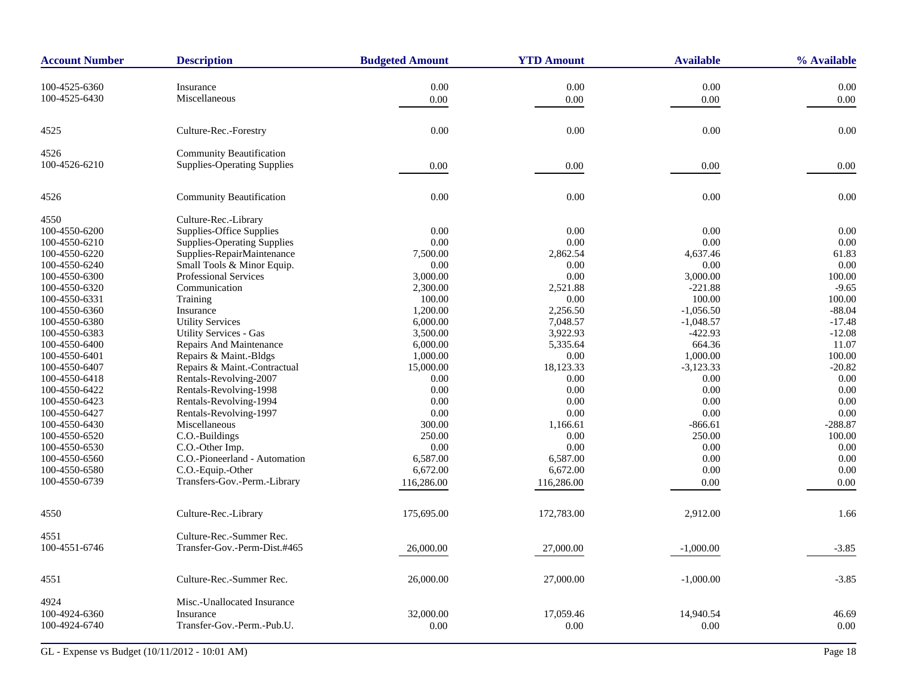| Account Number | Description | Budgeted Amount | YTD Amount | Available | % Available |
|---|---|---|---|---|---|
| 100-4525-6360 | Insurance | 0.00 | 0.00 | 0.00 | 0.00 |
| 100-4525-6430 | Miscellaneous | 0.00 | 0.00 | 0.00 | 0.00 |
| 4525 | Culture-Rec.-Forestry | 0.00 | 0.00 | 0.00 | 0.00 |
| 4526 | Community Beautification | | | | |
| 100-4526-6210 | Supplies-Operating Supplies | 0.00 | 0.00 | 0.00 | 0.00 |
| 4526 | Community Beautification | 0.00 | 0.00 | 0.00 | 0.00 |
| 4550 | Culture-Rec.-Library | | | | |
| 100-4550-6200 | Supplies-Office Supplies | 0.00 | 0.00 | 0.00 | 0.00 |
| 100-4550-6210 | Supplies-Operating Supplies | 0.00 | 0.00 | 0.00 | 0.00 |
| 100-4550-6220 | Supplies-RepairMaintenance | 7,500.00 | 2,862.54 | 4,637.46 | 61.83 |
| 100-4550-6240 | Small Tools & Minor Equip. | 0.00 | 0.00 | 0.00 | 0.00 |
| 100-4550-6300 | Professional Services | 3,000.00 | 0.00 | 3,000.00 | 100.00 |
| 100-4550-6320 | Communication | 2,300.00 | 2,521.88 | -221.88 | -9.65 |
| 100-4550-6331 | Training | 100.00 | 0.00 | 100.00 | 100.00 |
| 100-4550-6360 | Insurance | 1,200.00 | 2,256.50 | -1,056.50 | -88.04 |
| 100-4550-6380 | Utility Services | 6,000.00 | 7,048.57 | -1,048.57 | -17.48 |
| 100-4550-6383 | Utility Services - Gas | 3,500.00 | 3,922.93 | -422.93 | -12.08 |
| 100-4550-6400 | Repairs And Maintenance | 6,000.00 | 5,335.64 | 664.36 | 11.07 |
| 100-4550-6401 | Repairs & Maint.-Bldgs | 1,000.00 | 0.00 | 1,000.00 | 100.00 |
| 100-4550-6407 | Repairs & Maint.-Contractual | 15,000.00 | 18,123.33 | -3,123.33 | -20.82 |
| 100-4550-6418 | Rentals-Revolving-2007 | 0.00 | 0.00 | 0.00 | 0.00 |
| 100-4550-6422 | Rentals-Revolving-1998 | 0.00 | 0.00 | 0.00 | 0.00 |
| 100-4550-6423 | Rentals-Revolving-1994 | 0.00 | 0.00 | 0.00 | 0.00 |
| 100-4550-6427 | Rentals-Revolving-1997 | 0.00 | 0.00 | 0.00 | 0.00 |
| 100-4550-6430 | Miscellaneous | 300.00 | 1,166.61 | -866.61 | -288.87 |
| 100-4550-6520 | C.O.-Buildings | 250.00 | 0.00 | 250.00 | 100.00 |
| 100-4550-6530 | C.O.-Other Imp. | 0.00 | 0.00 | 0.00 | 0.00 |
| 100-4550-6560 | C.O.-Pioneerland - Automation | 6,587.00 | 6,587.00 | 0.00 | 0.00 |
| 100-4550-6580 | C.O.-Equip.-Other | 6,672.00 | 6,672.00 | 0.00 | 0.00 |
| 100-4550-6739 | Transfers-Gov.-Perm.-Library | 116,286.00 | 116,286.00 | 0.00 | 0.00 |
| 4550 | Culture-Rec.-Library | 175,695.00 | 172,783.00 | 2,912.00 | 1.66 |
| 4551 | Culture-Rec.-Summer Rec. | | | | |
| 100-4551-6746 | Transfer-Gov.-Perm-Dist.#465 | 26,000.00 | 27,000.00 | -1,000.00 | -3.85 |
| 4551 | Culture-Rec.-Summer Rec. | 26,000.00 | 27,000.00 | -1,000.00 | -3.85 |
| 4924 | Misc.-Unallocated Insurance | | | | |
| 100-4924-6360 | Insurance | 32,000.00 | 17,059.46 | 14,940.54 | 46.69 |
| 100-4924-6740 | Transfer-Gov.-Perm.-Pub.U. | 0.00 | 0.00 | 0.00 | 0.00 |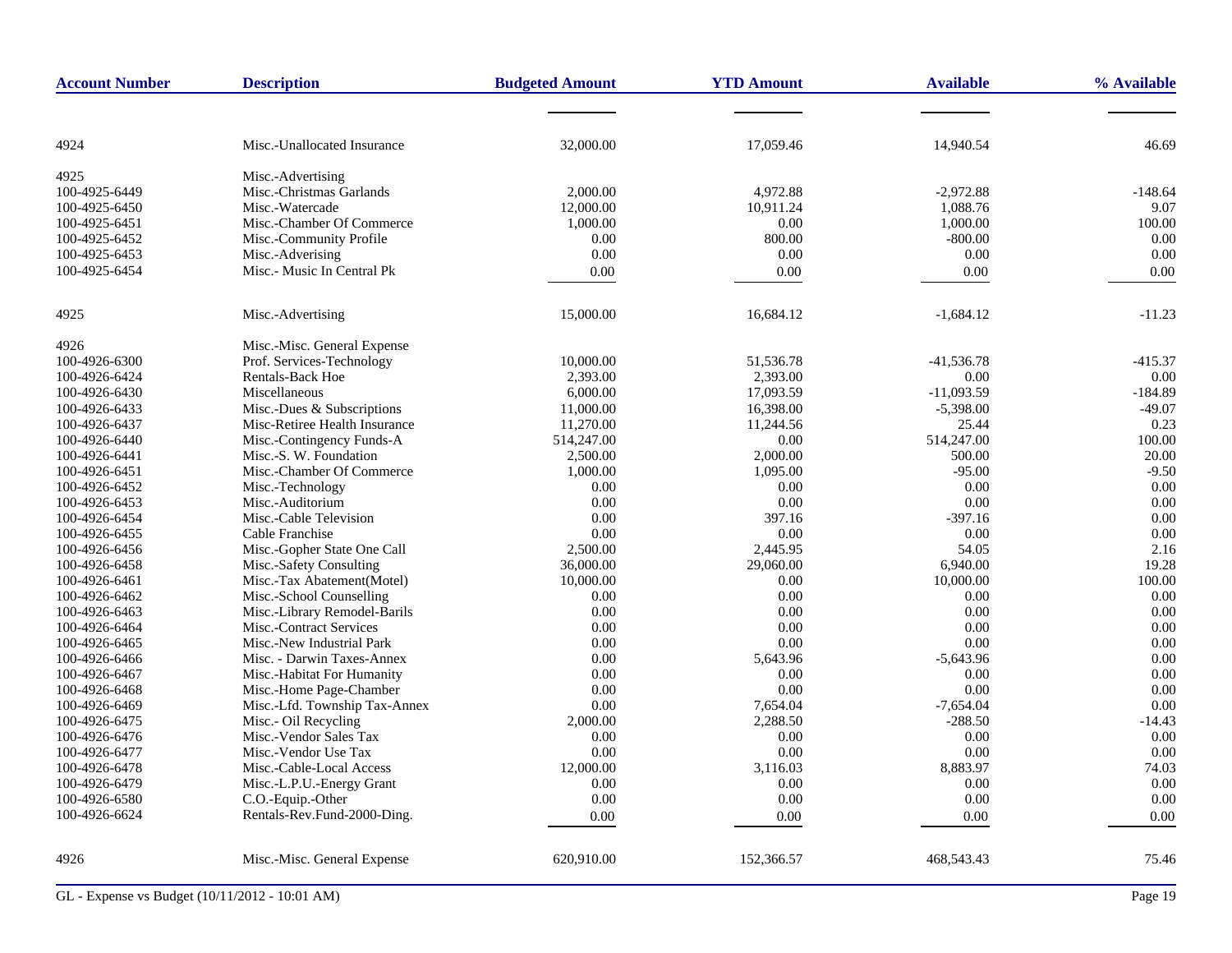| Account Number | Description | Budgeted Amount | YTD Amount | Available | % Available |
|---|---|---|---|---|---|
| 4924 | Misc.-Unallocated Insurance | 32,000.00 | 17,059.46 | 14,940.54 | 46.69 |
| 4925 | Misc.-Advertising | | | | |
| 100-4925-6449 | Misc.-Christmas Garlands | 2,000.00 | 4,972.88 | -2,972.88 | -148.64 |
| 100-4925-6450 | Misc.-Watercade | 12,000.00 | 10,911.24 | 1,088.76 | 9.07 |
| 100-4925-6451 | Misc.-Chamber Of Commerce | 1,000.00 | 0.00 | 1,000.00 | 100.00 |
| 100-4925-6452 | Misc.-Community Profile | 0.00 | 800.00 | -800.00 | 0.00 |
| 100-4925-6453 | Misc.-Adverising | 0.00 | 0.00 | 0.00 | 0.00 |
| 100-4925-6454 | Misc.- Music In Central Pk | 0.00 | 0.00 | 0.00 | 0.00 |
| 4925 | Misc.-Advertising | 15,000.00 | 16,684.12 | -1,684.12 | -11.23 |
| 4926 | Misc.-Misc. General Expense | | | | |
| 100-4926-6300 | Prof. Services-Technology | 10,000.00 | 51,536.78 | -41,536.78 | -415.37 |
| 100-4926-6424 | Rentals-Back Hoe | 2,393.00 | 2,393.00 | 0.00 | 0.00 |
| 100-4926-6430 | Miscellaneous | 6,000.00 | 17,093.59 | -11,093.59 | -184.89 |
| 100-4926-6433 | Misc.-Dues & Subscriptions | 11,000.00 | 16,398.00 | -5,398.00 | -49.07 |
| 100-4926-6437 | Misc-Retiree Health Insurance | 11,270.00 | 11,244.56 | 25.44 | 0.23 |
| 100-4926-6440 | Misc.-Contingency Funds-A | 514,247.00 | 0.00 | 514,247.00 | 100.00 |
| 100-4926-6441 | Misc.-S. W. Foundation | 2,500.00 | 2,000.00 | 500.00 | 20.00 |
| 100-4926-6451 | Misc.-Chamber Of Commerce | 1,000.00 | 1,095.00 | -95.00 | -9.50 |
| 100-4926-6452 | Misc.-Technology | 0.00 | 0.00 | 0.00 | 0.00 |
| 100-4926-6453 | Misc.-Auditorium | 0.00 | 0.00 | 0.00 | 0.00 |
| 100-4926-6454 | Misc.-Cable Television | 0.00 | 397.16 | -397.16 | 0.00 |
| 100-4926-6455 | Cable Franchise | 0.00 | 0.00 | 0.00 | 0.00 |
| 100-4926-6456 | Misc.-Gopher State One Call | 2,500.00 | 2,445.95 | 54.05 | 2.16 |
| 100-4926-6458 | Misc.-Safety Consulting | 36,000.00 | 29,060.00 | 6,940.00 | 19.28 |
| 100-4926-6461 | Misc.-Tax Abatement(Motel) | 10,000.00 | 0.00 | 10,000.00 | 100.00 |
| 100-4926-6462 | Misc.-School Counselling | 0.00 | 0.00 | 0.00 | 0.00 |
| 100-4926-6463 | Misc.-Library Remodel-Barils | 0.00 | 0.00 | 0.00 | 0.00 |
| 100-4926-6464 | Misc.-Contract Services | 0.00 | 0.00 | 0.00 | 0.00 |
| 100-4926-6465 | Misc.-New Industrial Park | 0.00 | 0.00 | 0.00 | 0.00 |
| 100-4926-6466 | Misc. - Darwin Taxes-Annex | 0.00 | 5,643.96 | -5,643.96 | 0.00 |
| 100-4926-6467 | Misc.-Habitat For Humanity | 0.00 | 0.00 | 0.00 | 0.00 |
| 100-4926-6468 | Misc.-Home Page-Chamber | 0.00 | 0.00 | 0.00 | 0.00 |
| 100-4926-6469 | Misc.-Lfd. Township Tax-Annex | 0.00 | 7,654.04 | -7,654.04 | 0.00 |
| 100-4926-6475 | Misc.- Oil Recycling | 2,000.00 | 2,288.50 | -288.50 | -14.43 |
| 100-4926-6476 | Misc.-Vendor Sales Tax | 0.00 | 0.00 | 0.00 | 0.00 |
| 100-4926-6477 | Misc.-Vendor Use Tax | 0.00 | 0.00 | 0.00 | 0.00 |
| 100-4926-6478 | Misc.-Cable-Local Access | 12,000.00 | 3,116.03 | 8,883.97 | 74.03 |
| 100-4926-6479 | Misc.-L.P.U.-Energy Grant | 0.00 | 0.00 | 0.00 | 0.00 |
| 100-4926-6580 | C.O.-Equip.-Other | 0.00 | 0.00 | 0.00 | 0.00 |
| 100-4926-6624 | Rentals-Rev.Fund-2000-Ding. | 0.00 | 0.00 | 0.00 | 0.00 |
| 4926 | Misc.-Misc. General Expense | 620,910.00 | 152,366.57 | 468,543.43 | 75.46 |

GL - Expense vs Budget (10/11/2012 - 10:01 AM)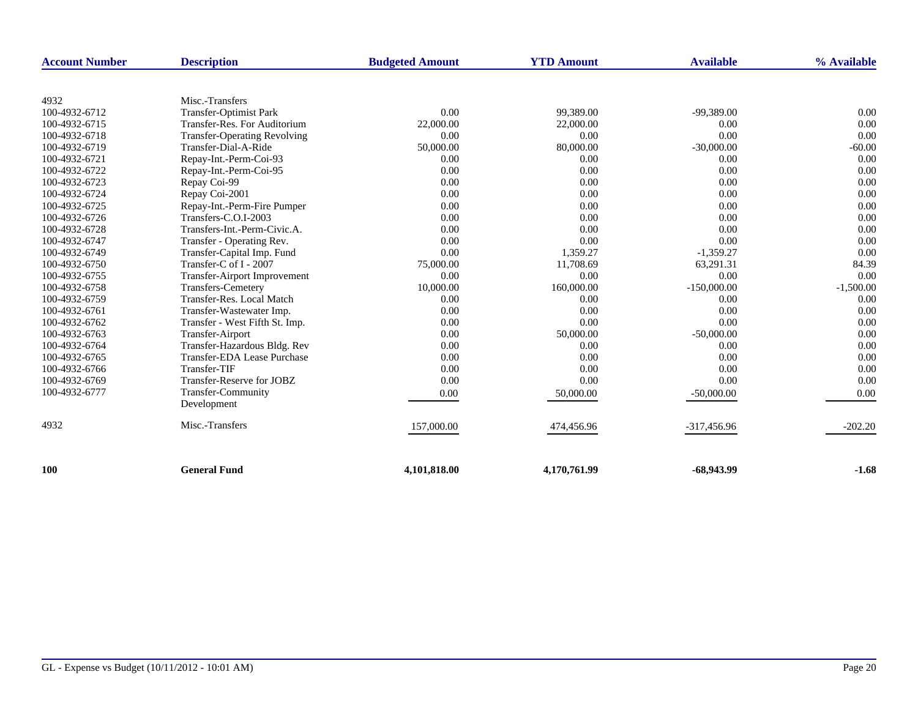| Account Number | Description | Budgeted Amount | YTD Amount | Available | % Available |
|---|---|---|---|---|---|
| 4932 | Misc.-Transfers | | | | |
| 100-4932-6712 | Transfer-Optimist Park | 0.00 | 99,389.00 | -99,389.00 | 0.00 |
| 100-4932-6715 | Transfer-Res. For Auditorium | 22,000.00 | 22,000.00 | 0.00 | 0.00 |
| 100-4932-6718 | Transfer-Operating Revolving | 0.00 | 0.00 | 0.00 | 0.00 |
| 100-4932-6719 | Transfer-Dial-A-Ride | 50,000.00 | 80,000.00 | -30,000.00 | -60.00 |
| 100-4932-6721 | Repay-Int.-Perm-Coi-93 | 0.00 | 0.00 | 0.00 | 0.00 |
| 100-4932-6722 | Repay-Int.-Perm-Coi-95 | 0.00 | 0.00 | 0.00 | 0.00 |
| 100-4932-6723 | Repay Coi-99 | 0.00 | 0.00 | 0.00 | 0.00 |
| 100-4932-6724 | Repay Coi-2001 | 0.00 | 0.00 | 0.00 | 0.00 |
| 100-4932-6725 | Repay-Int.-Perm-Fire Pumper | 0.00 | 0.00 | 0.00 | 0.00 |
| 100-4932-6726 | Transfers-C.O.I-2003 | 0.00 | 0.00 | 0.00 | 0.00 |
| 100-4932-6728 | Transfers-Int.-Perm-Civic.A. | 0.00 | 0.00 | 0.00 | 0.00 |
| 100-4932-6747 | Transfer - Operating Rev. | 0.00 | 0.00 | 0.00 | 0.00 |
| 100-4932-6749 | Transfer-Capital Imp. Fund | 0.00 | 1,359.27 | -1,359.27 | 0.00 |
| 100-4932-6750 | Transfer-C of I - 2007 | 75,000.00 | 11,708.69 | 63,291.31 | 84.39 |
| 100-4932-6755 | Transfer-Airport Improvement | 0.00 | 0.00 | 0.00 | 0.00 |
| 100-4932-6758 | Transfers-Cemetery | 10,000.00 | 160,000.00 | -150,000.00 | -1,500.00 |
| 100-4932-6759 | Transfer-Res. Local Match | 0.00 | 0.00 | 0.00 | 0.00 |
| 100-4932-6761 | Transfer-Wastewater Imp. | 0.00 | 0.00 | 0.00 | 0.00 |
| 100-4932-6762 | Transfer - West Fifth St. Imp. | 0.00 | 0.00 | 0.00 | 0.00 |
| 100-4932-6763 | Transfer-Airport | 0.00 | 50,000.00 | -50,000.00 | 0.00 |
| 100-4932-6764 | Transfer-Hazardous Bldg. Rev | 0.00 | 0.00 | 0.00 | 0.00 |
| 100-4932-6765 | Transfer-EDA Lease Purchase | 0.00 | 0.00 | 0.00 | 0.00 |
| 100-4932-6766 | Transfer-TIF | 0.00 | 0.00 | 0.00 | 0.00 |
| 100-4932-6769 | Transfer-Reserve for JOBZ | 0.00 | 0.00 | 0.00 | 0.00 |
| 100-4932-6777 | Transfer-Community Development | 0.00 | 50,000.00 | -50,000.00 | 0.00 |
| 4932 | Misc.-Transfers | 157,000.00 | 474,456.96 | -317,456.96 | -202.20 |
| **100** | **General Fund** | **4,101,818.00** | **4,170,761.99** | **-68,943.99** | **-1.68** |

GL - Expense vs Budget (10/11/2012 - 10:01 AM)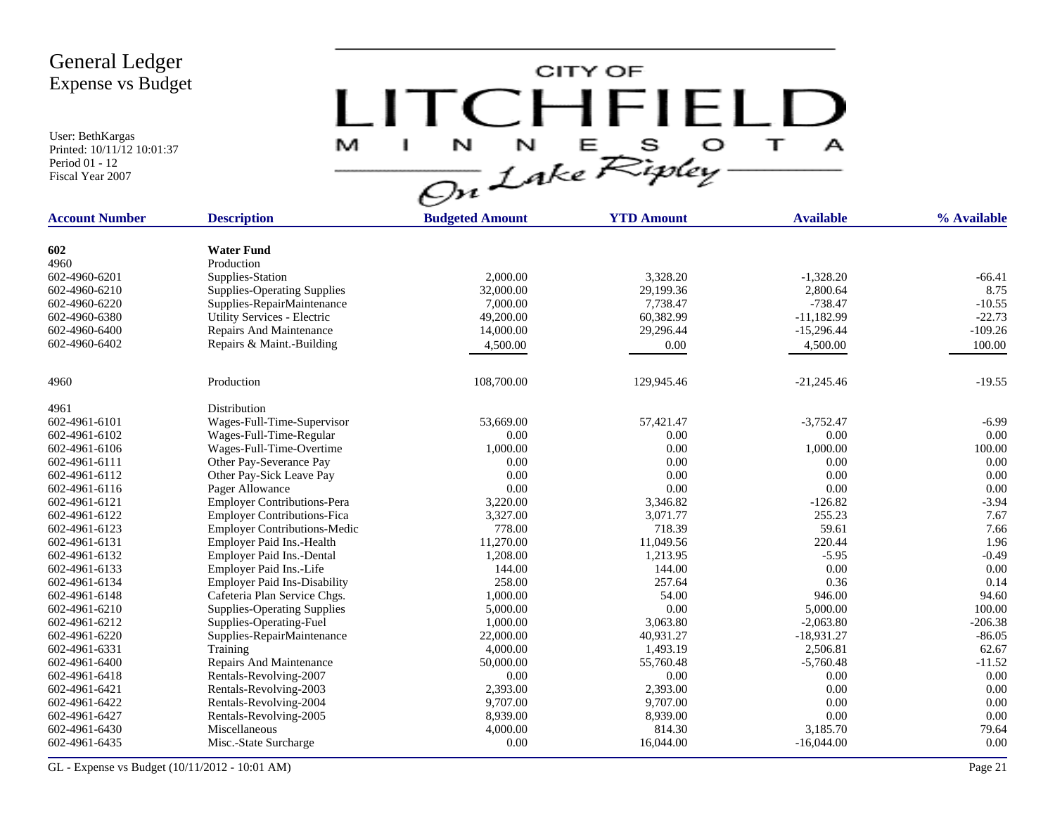# General Ledger
## Expense vs Budget

User: BethKargas
Printed: 10/11/12 10:01:37
Period 01 - 12
Fiscal Year 2007

CITY OF LITCHFIELD MINNESOTA On Lake Ripley

| Account Number | Description | Budgeted Amount | YTD Amount | Available | % Available |
|---|---|---|---|---|---|
| **602** | **Water Fund** | | | | |
| 4960 | Production | | | | |
| 602-4960-6201 | Supplies-Station | 2,000.00 | 3,328.20 | -1,328.20 | -66.41 |
| 602-4960-6210 | Supplies-Operating Supplies | 32,000.00 | 29,199.36 | 2,800.64 | 8.75 |
| 602-4960-6220 | Supplies-RepairMaintenance | 7,000.00 | 7,738.47 | -738.47 | -10.55 |
| 602-4960-6380 | Utility Services - Electric | 49,200.00 | 60,382.99 | -11,182.99 | -22.73 |
| 602-4960-6400 | Repairs And Maintenance | 14,000.00 | 29,296.44 | -15,296.44 | -109.26 |
| 602-4960-6402 | Repairs & Maint.-Building | 4,500.00 | 0.00 | 4,500.00 | 100.00 |
| 4960 | Production | 108,700.00 | 129,945.46 | -21,245.46 | -19.55 |
| 4961 | Distribution | | | | |
| 602-4961-6101 | Wages-Full-Time-Supervisor | 53,669.00 | 57,421.47 | -3,752.47 | -6.99 |
| 602-4961-6102 | Wages-Full-Time-Regular | 0.00 | 0.00 | 0.00 | 0.00 |
| 602-4961-6106 | Wages-Full-Time-Overtime | 1,000.00 | 0.00 | 1,000.00 | 100.00 |
| 602-4961-6111 | Other Pay-Severance Pay | 0.00 | 0.00 | 0.00 | 0.00 |
| 602-4961-6112 | Other Pay-Sick Leave Pay | 0.00 | 0.00 | 0.00 | 0.00 |
| 602-4961-6116 | Pager Allowance | 0.00 | 0.00 | 0.00 | 0.00 |
| 602-4961-6121 | Employer Contributions-Pera | 3,220.00 | 3,346.82 | -126.82 | -3.94 |
| 602-4961-6122 | Employer Contributions-Fica | 3,327.00 | 3,071.77 | 255.23 | 7.67 |
| 602-4961-6123 | Employer Contributions-Medic | 778.00 | 718.39 | 59.61 | 7.66 |
| 602-4961-6131 | Employer Paid Ins.-Health | 11,270.00 | 11,049.56 | 220.44 | 1.96 |
| 602-4961-6132 | Employer Paid Ins.-Dental | 1,208.00 | 1,213.95 | -5.95 | -0.49 |
| 602-4961-6133 | Employer Paid Ins.-Life | 144.00 | 144.00 | 0.00 | 0.00 |
| 602-4961-6134 | Employer Paid Ins-Disability | 258.00 | 257.64 | 0.36 | 0.14 |
| 602-4961-6148 | Cafeteria Plan Service Chgs. | 1,000.00 | 54.00 | 946.00 | 94.60 |
| 602-4961-6210 | Supplies-Operating Supplies | 5,000.00 | 0.00 | 5,000.00 | 100.00 |
| 602-4961-6212 | Supplies-Operating-Fuel | 1,000.00 | 3,063.80 | -2,063.80 | -206.38 |
| 602-4961-6220 | Supplies-RepairMaintenance | 22,000.00 | 40,931.27 | -18,931.27 | -86.05 |
| 602-4961-6331 | Training | 4,000.00 | 1,493.19 | 2,506.81 | 62.67 |
| 602-4961-6400 | Repairs And Maintenance | 50,000.00 | 55,760.48 | -5,760.48 | -11.52 |
| 602-4961-6418 | Rentals-Revolving-2007 | 0.00 | 0.00 | 0.00 | 0.00 |
| 602-4961-6421 | Rentals-Revolving-2003 | 2,393.00 | 2,393.00 | 0.00 | 0.00 |
| 602-4961-6422 | Rentals-Revolving-2004 | 9,707.00 | 9,707.00 | 0.00 | 0.00 |
| 602-4961-6427 | Rentals-Revolving-2005 | 8,939.00 | 8,939.00 | 0.00 | 0.00 |
| 602-4961-6430 | Miscellaneous | 4,000.00 | 814.30 | 3,185.70 | 79.64 |
| 602-4961-6435 | Misc.-State Surcharge | 0.00 | 16,044.00 | -16,044.00 | 0.00 |

GL - Expense vs Budget (10/11/2012 - 10:01 AM)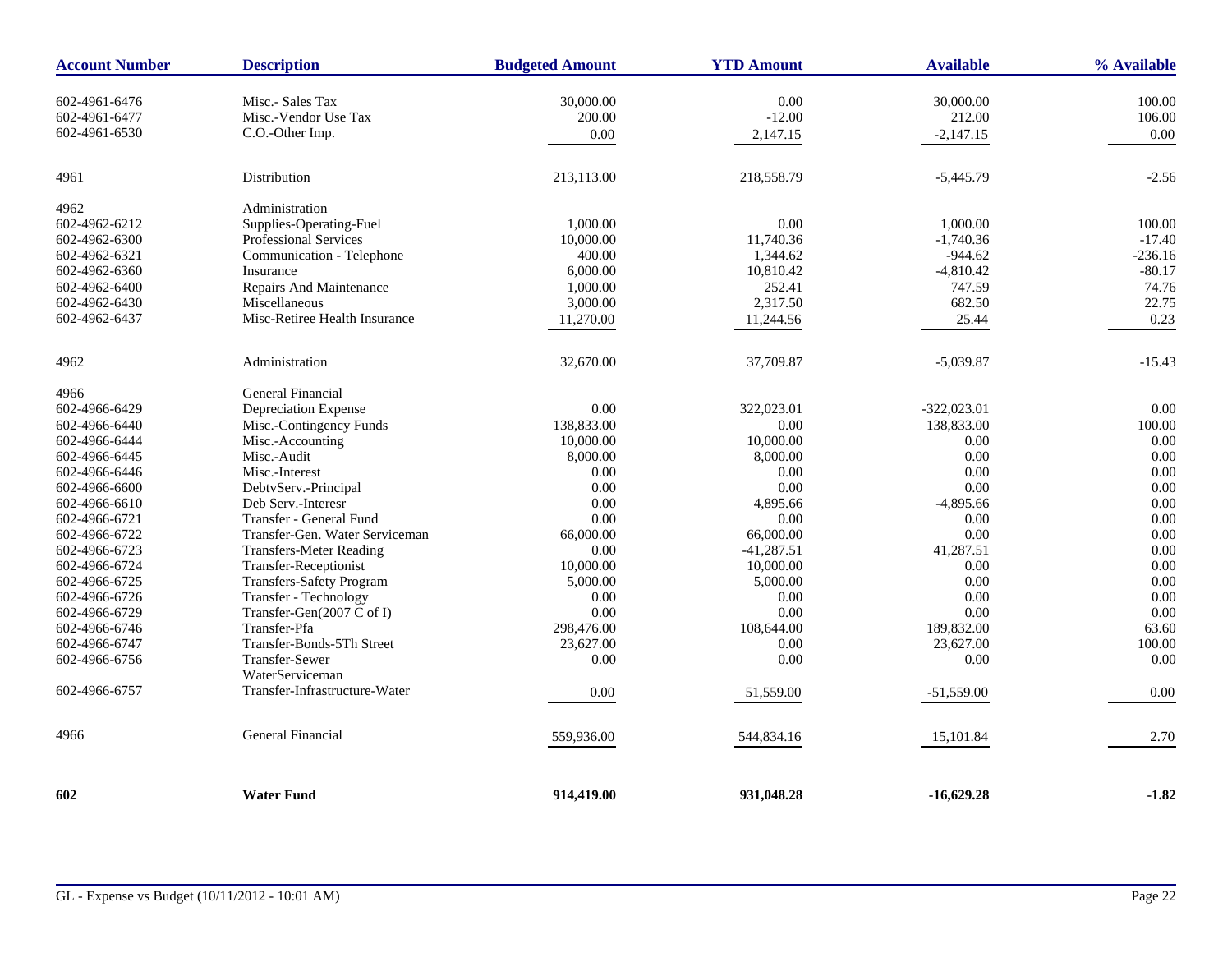| Account Number | Description | Budgeted Amount | YTD Amount | Available | % Available |
|---|---|---|---|---|---|
| 602-4961-6476 | Misc.- Sales Tax | 30,000.00 | 0.00 | 30,000.00 | 100.00 |
| 602-4961-6477 | Misc.-Vendor Use Tax | 200.00 | -12.00 | 212.00 | 106.00 |
| 602-4961-6530 | C.O.-Other Imp. | 0.00 | 2,147.15 | -2,147.15 | 0.00 |
| 4961 | Distribution | 213,113.00 | 218,558.79 | -5,445.79 | -2.56 |
| 4962 | Administration | | | | |
| 602-4962-6212 | Supplies-Operating-Fuel | 1,000.00 | 0.00 | 1,000.00 | 100.00 |
| 602-4962-6300 | Professional Services | 10,000.00 | 11,740.36 | -1,740.36 | -17.40 |
| 602-4962-6321 | Communication - Telephone | 400.00 | 1,344.62 | -944.62 | -236.16 |
| 602-4962-6360 | Insurance | 6,000.00 | 10,810.42 | -4,810.42 | -80.17 |
| 602-4962-6400 | Repairs And Maintenance | 1,000.00 | 252.41 | 747.59 | 74.76 |
| 602-4962-6430 | Miscellaneous | 3,000.00 | 2,317.50 | 682.50 | 22.75 |
| 602-4962-6437 | Misc-Retiree Health Insurance | 11,270.00 | 11,244.56 | 25.44 | 0.23 |
| 4962 | Administration | 32,670.00 | 37,709.87 | -5,039.87 | -15.43 |
| 4966 | General Financial | | | | |
| 602-4966-6429 | Depreciation Expense | 0.00 | 322,023.01 | -322,023.01 | 0.00 |
| 602-4966-6440 | Misc.-Contingency Funds | 138,833.00 | 0.00 | 138,833.00 | 100.00 |
| 602-4966-6444 | Misc.-Accounting | 10,000.00 | 10,000.00 | 0.00 | 0.00 |
| 602-4966-6445 | Misc.-Audit | 8,000.00 | 8,000.00 | 0.00 | 0.00 |
| 602-4966-6446 | Misc.-Interest | 0.00 | 0.00 | 0.00 | 0.00 |
| 602-4966-6600 | DebtvServ.-Principal | 0.00 | 0.00 | 0.00 | 0.00 |
| 602-4966-6610 | Deb Serv.-Interesr | 0.00 | 4,895.66 | -4,895.66 | 0.00 |
| 602-4966-6721 | Transfer - General Fund | 0.00 | 0.00 | 0.00 | 0.00 |
| 602-4966-6722 | Transfer-Gen. Water Serviceman | 66,000.00 | 66,000.00 | 0.00 | 0.00 |
| 602-4966-6723 | Transfers-Meter Reading | 0.00 | -41,287.51 | 41,287.51 | 0.00 |
| 602-4966-6724 | Transfer-Receptionist | 10,000.00 | 10,000.00 | 0.00 | 0.00 |
| 602-4966-6725 | Transfers-Safety Program | 5,000.00 | 5,000.00 | 0.00 | 0.00 |
| 602-4966-6726 | Transfer - Technology | 0.00 | 0.00 | 0.00 | 0.00 |
| 602-4966-6729 | Transfer-Gen(2007 C of I) | 0.00 | 0.00 | 0.00 | 0.00 |
| 602-4966-6746 | Transfer-Pfa | 298,476.00 | 108,644.00 | 189,832.00 | 63.60 |
| 602-4966-6747 | Transfer-Bonds-5Th Street | 23,627.00 | 0.00 | 23,627.00 | 100.00 |
| 602-4966-6756 | Transfer-Sewer WaterServiceman | 0.00 | 0.00 | 0.00 | 0.00 |
| 602-4966-6757 | Transfer-Infrastructure-Water | 0.00 | 51,559.00 | -51,559.00 | 0.00 |
| 4966 | General Financial | 559,936.00 | 544,834.16 | 15,101.84 | 2.70 |
| **602** | **Water Fund** | **914,419.00** | **931,048.28** | **-16,629.28** | **-1.82** |

GL - Expense vs Budget (10/11/2012 - 10:01 AM)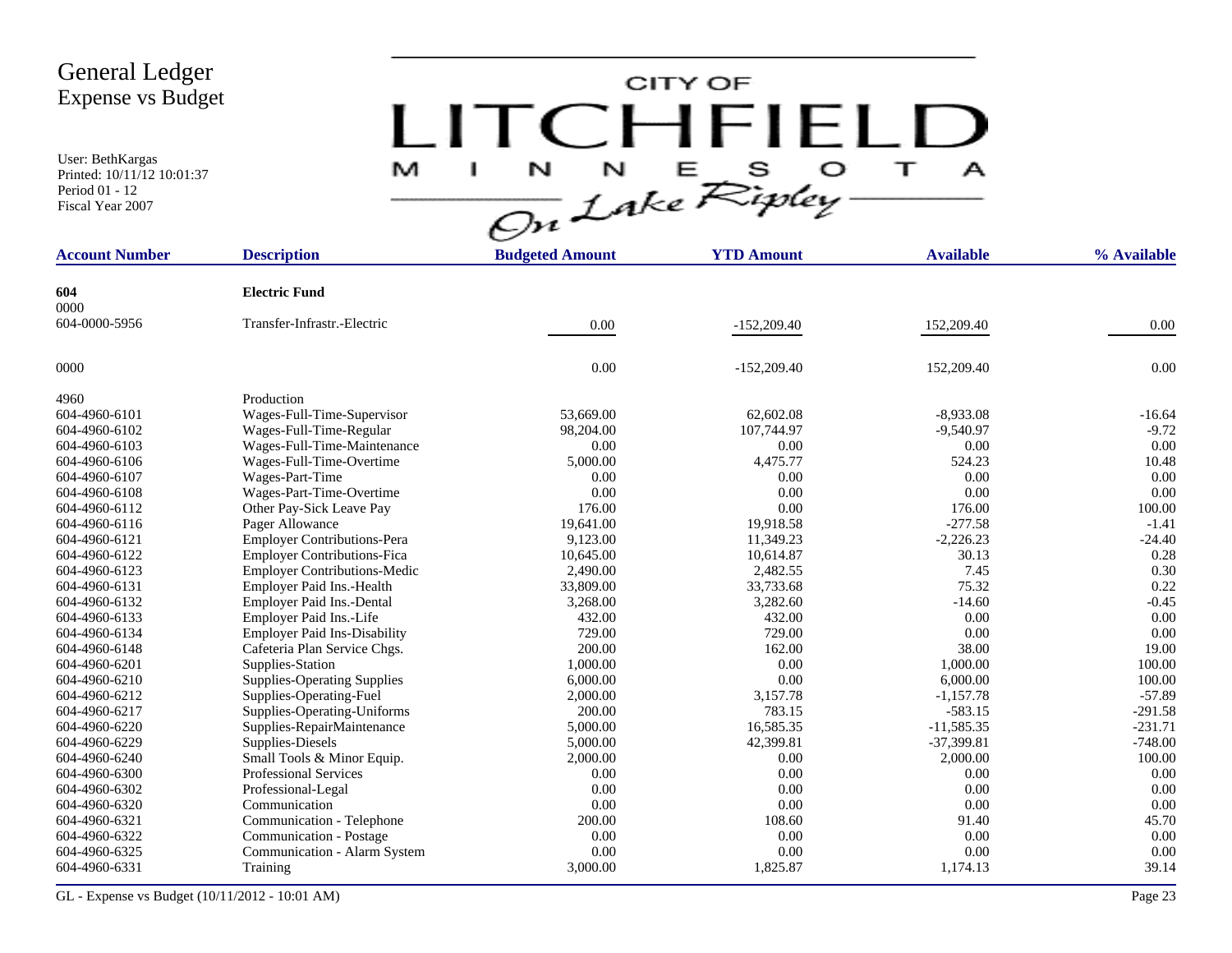# General Ledger
## Expense vs Budget

User: BethKargas
Printed: 10/11/12 10:01:37
Period 01 - 12
Fiscal Year 2007

CITY OF LITCHFIELD MINNESOTA On Lake Ripley

| Account Number | Description | Budgeted Amount | YTD Amount | Available | % Available |
|---|---|---|---|---|---|
| **604** | **Electric Fund** | | | | |
| 0000 | | | | | |
| 604-0000-5956 | Transfer-Infrastr.-Electric | 0.00 | -152,209.40 | 152,209.40 | 0.00 |
| 0000 | | 0.00 | -152,209.40 | 152,209.40 | 0.00 |
| 4960 | Production | | | | |
| 604-4960-6101 | Wages-Full-Time-Supervisor | 53,669.00 | 62,602.08 | -8,933.08 | -16.64 |
| 604-4960-6102 | Wages-Full-Time-Regular | 98,204.00 | 107,744.97 | -9,540.97 | -9.72 |
| 604-4960-6103 | Wages-Full-Time-Maintenance | 0.00 | 0.00 | 0.00 | 0.00 |
| 604-4960-6106 | Wages-Full-Time-Overtime | 5,000.00 | 4,475.77 | 524.23 | 10.48 |
| 604-4960-6107 | Wages-Part-Time | 0.00 | 0.00 | 0.00 | 0.00 |
| 604-4960-6108 | Wages-Part-Time-Overtime | 0.00 | 0.00 | 0.00 | 0.00 |
| 604-4960-6112 | Other Pay-Sick Leave Pay | 176.00 | 0.00 | 176.00 | 100.00 |
| 604-4960-6116 | Pager Allowance | 19,641.00 | 19,918.58 | -277.58 | -1.41 |
| 604-4960-6121 | Employer Contributions-Pera | 9,123.00 | 11,349.23 | -2,226.23 | -24.40 |
| 604-4960-6122 | Employer Contributions-Fica | 10,645.00 | 10,614.87 | 30.13 | 0.28 |
| 604-4960-6123 | Employer Contributions-Medic | 2,490.00 | 2,482.55 | 7.45 | 0.30 |
| 604-4960-6131 | Employer Paid Ins.-Health | 33,809.00 | 33,733.68 | 75.32 | 0.22 |
| 604-4960-6132 | Employer Paid Ins.-Dental | 3,268.00 | 3,282.60 | -14.60 | -0.45 |
| 604-4960-6133 | Employer Paid Ins.-Life | 432.00 | 432.00 | 0.00 | 0.00 |
| 604-4960-6134 | Employer Paid Ins-Disability | 729.00 | 729.00 | 0.00 | 0.00 |
| 604-4960-6148 | Cafeteria Plan Service Chgs. | 200.00 | 162.00 | 38.00 | 19.00 |
| 604-4960-6201 | Supplies-Station | 1,000.00 | 0.00 | 1,000.00 | 100.00 |
| 604-4960-6210 | Supplies-Operating Supplies | 6,000.00 | 0.00 | 6,000.00 | 100.00 |
| 604-4960-6212 | Supplies-Operating-Fuel | 2,000.00 | 3,157.78 | -1,157.78 | -57.89 |
| 604-4960-6217 | Supplies-Operating-Uniforms | 200.00 | 783.15 | -583.15 | -291.58 |
| 604-4960-6220 | Supplies-RepairMaintenance | 5,000.00 | 16,585.35 | -11,585.35 | -231.71 |
| 604-4960-6229 | Supplies-Diesels | 5,000.00 | 42,399.81 | -37,399.81 | -748.00 |
| 604-4960-6240 | Small Tools & Minor Equip. | 2,000.00 | 0.00 | 2,000.00 | 100.00 |
| 604-4960-6300 | Professional Services | 0.00 | 0.00 | 0.00 | 0.00 |
| 604-4960-6302 | Professional-Legal | 0.00 | 0.00 | 0.00 | 0.00 |
| 604-4960-6320 | Communication | 0.00 | 0.00 | 0.00 | 0.00 |
| 604-4960-6321 | Communication - Telephone | 200.00 | 108.60 | 91.40 | 45.70 |
| 604-4960-6322 | Communication - Postage | 0.00 | 0.00 | 0.00 | 0.00 |
| 604-4960-6325 | Communication - Alarm System | 0.00 | 0.00 | 0.00 | 0.00 |
| 604-4960-6331 | Training | 3,000.00 | 1,825.87 | 1,174.13 | 39.14 |

GL - Expense vs Budget (10/11/2012 - 10:01 AM)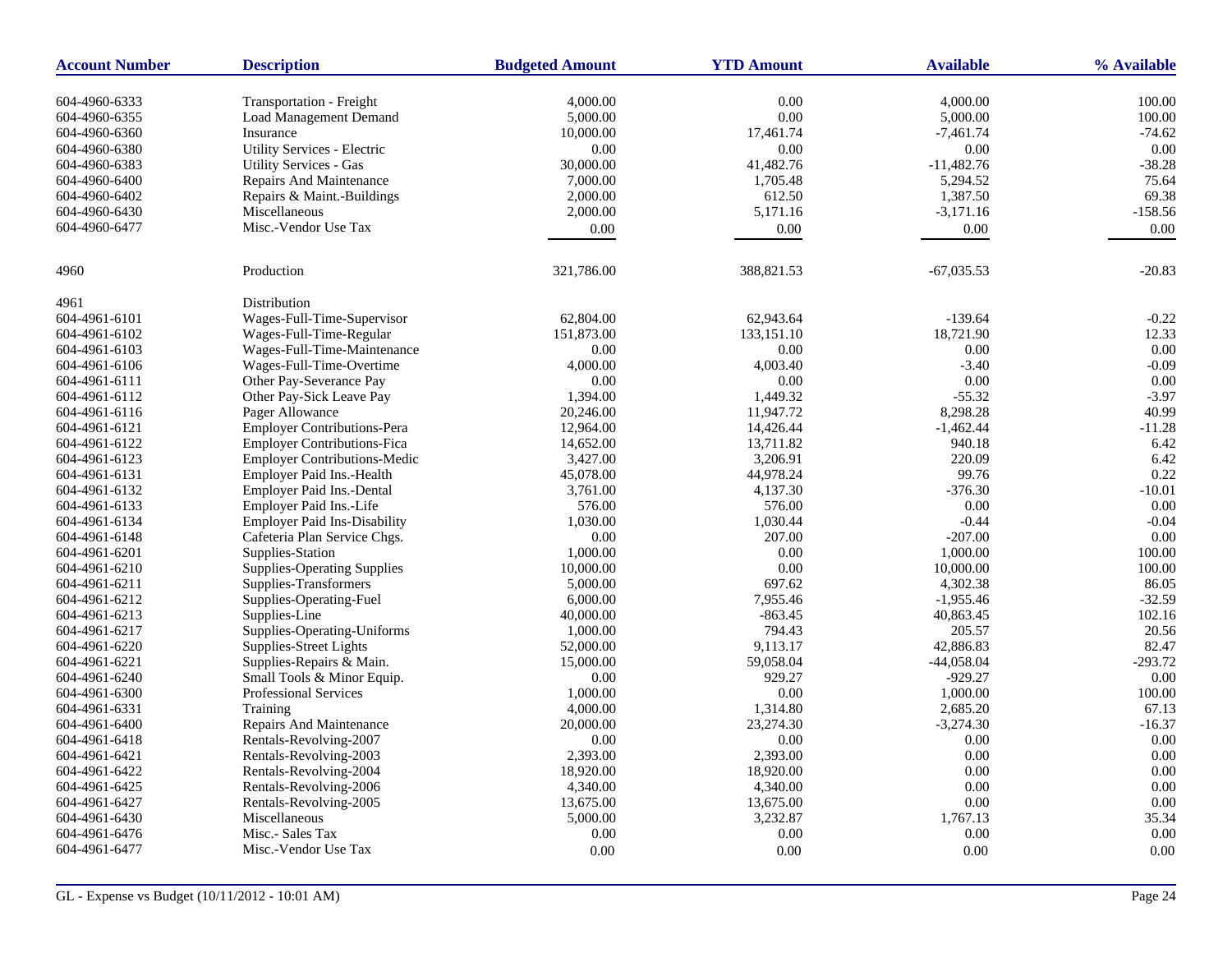| Account Number | Description | Budgeted Amount | YTD Amount | Available | % Available |
|---|---|---|---|---|---|
| 604-4960-6333 | Transportation - Freight | 4,000.00 | 0.00 | 4,000.00 | 100.00 |
| 604-4960-6355 | Load Management Demand | 5,000.00 | 0.00 | 5,000.00 | 100.00 |
| 604-4960-6360 | Insurance | 10,000.00 | 17,461.74 | -7,461.74 | -74.62 |
| 604-4960-6380 | Utility Services - Electric | 0.00 | 0.00 | 0.00 | 0.00 |
| 604-4960-6383 | Utility Services - Gas | 30,000.00 | 41,482.76 | -11,482.76 | -38.28 |
| 604-4960-6400 | Repairs And Maintenance | 7,000.00 | 1,705.48 | 5,294.52 | 75.64 |
| 604-4960-6402 | Repairs & Maint.-Buildings | 2,000.00 | 612.50 | 1,387.50 | 69.38 |
| 604-4960-6430 | Miscellaneous | 2,000.00 | 5,171.16 | -3,171.16 | -158.56 |
| 604-4960-6477 | Misc.-Vendor Use Tax | 0.00 | 0.00 | 0.00 | 0.00 |
| 4960 | Production | 321,786.00 | 388,821.53 | -67,035.53 | -20.83 |
| 4961 | Distribution | | | | |
| 604-4961-6101 | Wages-Full-Time-Supervisor | 62,804.00 | 62,943.64 | -139.64 | -0.22 |
| 604-4961-6102 | Wages-Full-Time-Regular | 151,873.00 | 133,151.10 | 18,721.90 | 12.33 |
| 604-4961-6103 | Wages-Full-Time-Maintenance | 0.00 | 0.00 | 0.00 | 0.00 |
| 604-4961-6106 | Wages-Full-Time-Overtime | 4,000.00 | 4,003.40 | -3.40 | -0.09 |
| 604-4961-6111 | Other Pay-Severance Pay | 0.00 | 0.00 | 0.00 | 0.00 |
| 604-4961-6112 | Other Pay-Sick Leave Pay | 1,394.00 | 1,449.32 | -55.32 | -3.97 |
| 604-4961-6116 | Pager Allowance | 20,246.00 | 11,947.72 | 8,298.28 | 40.99 |
| 604-4961-6121 | Employer Contributions-Pera | 12,964.00 | 14,426.44 | -1,462.44 | -11.28 |
| 604-4961-6122 | Employer Contributions-Fica | 14,652.00 | 13,711.82 | 940.18 | 6.42 |
| 604-4961-6123 | Employer Contributions-Medic | 3,427.00 | 3,206.91 | 220.09 | 6.42 |
| 604-4961-6131 | Employer Paid Ins.-Health | 45,078.00 | 44,978.24 | 99.76 | 0.22 |
| 604-4961-6132 | Employer Paid Ins.-Dental | 3,761.00 | 4,137.30 | -376.30 | -10.01 |
| 604-4961-6133 | Employer Paid Ins.-Life | 576.00 | 576.00 | 0.00 | 0.00 |
| 604-4961-6134 | Employer Paid Ins-Disability | 1,030.00 | 1,030.44 | -0.44 | -0.04 |
| 604-4961-6148 | Cafeteria Plan Service Chgs. | 0.00 | 207.00 | -207.00 | 0.00 |
| 604-4961-6201 | Supplies-Station | 1,000.00 | 0.00 | 1,000.00 | 100.00 |
| 604-4961-6210 | Supplies-Operating Supplies | 10,000.00 | 0.00 | 10,000.00 | 100.00 |
| 604-4961-6211 | Supplies-Transformers | 5,000.00 | 697.62 | 4,302.38 | 86.05 |
| 604-4961-6212 | Supplies-Operating-Fuel | 6,000.00 | 7,955.46 | -1,955.46 | -32.59 |
| 604-4961-6213 | Supplies-Line | 40,000.00 | -863.45 | 40,863.45 | 102.16 |
| 604-4961-6217 | Supplies-Operating-Uniforms | 1,000.00 | 794.43 | 205.57 | 20.56 |
| 604-4961-6220 | Supplies-Street Lights | 52,000.00 | 9,113.17 | 42,886.83 | 82.47 |
| 604-4961-6221 | Supplies-Repairs & Main. | 15,000.00 | 59,058.04 | -44,058.04 | -293.72 |
| 604-4961-6240 | Small Tools & Minor Equip. | 0.00 | 929.27 | -929.27 | 0.00 |
| 604-4961-6300 | Professional Services | 1,000.00 | 0.00 | 1,000.00 | 100.00 |
| 604-4961-6331 | Training | 4,000.00 | 1,314.80 | 2,685.20 | 67.13 |
| 604-4961-6400 | Repairs And Maintenance | 20,000.00 | 23,274.30 | -3,274.30 | -16.37 |
| 604-4961-6418 | Rentals-Revolving-2007 | 0.00 | 0.00 | 0.00 | 0.00 |
| 604-4961-6421 | Rentals-Revolving-2003 | 2,393.00 | 2,393.00 | 0.00 | 0.00 |
| 604-4961-6422 | Rentals-Revolving-2004 | 18,920.00 | 18,920.00 | 0.00 | 0.00 |
| 604-4961-6425 | Rentals-Revolving-2006 | 4,340.00 | 4,340.00 | 0.00 | 0.00 |
| 604-4961-6427 | Rentals-Revolving-2005 | 13,675.00 | 13,675.00 | 0.00 | 0.00 |
| 604-4961-6430 | Miscellaneous | 5,000.00 | 3,232.87 | 1,767.13 | 35.34 |
| 604-4961-6476 | Misc.- Sales Tax | 0.00 | 0.00 | 0.00 | 0.00 |
| 604-4961-6477 | Misc.-Vendor Use Tax | 0.00 | 0.00 | 0.00 | 0.00 |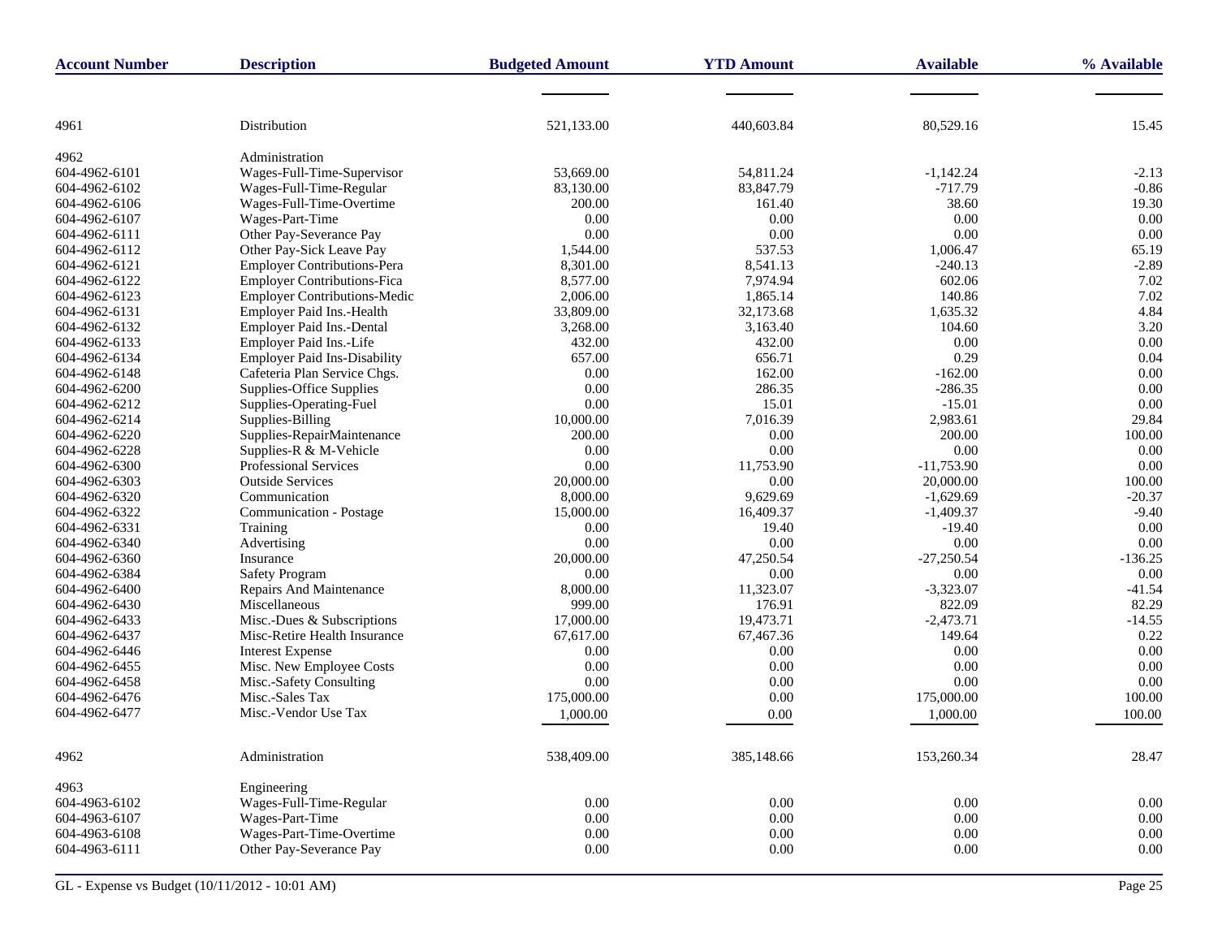| Account Number | Description | Budgeted Amount | YTD Amount | Available | % Available |
|---|---|---|---|---|---|
| 4961 | Distribution | 521,133.00 | 440,603.84 | 80,529.16 | 15.45 |
| 4962 | Administration | | | | |
| 604-4962-6101 | Wages-Full-Time-Supervisor | 53,669.00 | 54,811.24 | -1,142.24 | -2.13 |
| 604-4962-6102 | Wages-Full-Time-Regular | 83,130.00 | 83,847.79 | -717.79 | -0.86 |
| 604-4962-6106 | Wages-Full-Time-Overtime | 200.00 | 161.40 | 38.60 | 19.30 |
| 604-4962-6107 | Wages-Part-Time | 0.00 | 0.00 | 0.00 | 0.00 |
| 604-4962-6111 | Other Pay-Severance Pay | 0.00 | 0.00 | 0.00 | 0.00 |
| 604-4962-6112 | Other Pay-Sick Leave Pay | 1,544.00 | 537.53 | 1,006.47 | 65.19 |
| 604-4962-6121 | Employer Contributions-Pera | 8,301.00 | 8,541.13 | -240.13 | -2.89 |
| 604-4962-6122 | Employer Contributions-Fica | 8,577.00 | 7,974.94 | 602.06 | 7.02 |
| 604-4962-6123 | Employer Contributions-Medic | 2,006.00 | 1,865.14 | 140.86 | 7.02 |
| 604-4962-6131 | Employer Paid Ins.-Health | 33,809.00 | 32,173.68 | 1,635.32 | 4.84 |
| 604-4962-6132 | Employer Paid Ins.-Dental | 3,268.00 | 3,163.40 | 104.60 | 3.20 |
| 604-4962-6133 | Employer Paid Ins.-Life | 432.00 | 432.00 | 0.00 | 0.00 |
| 604-4962-6134 | Employer Paid Ins-Disability | 657.00 | 656.71 | 0.29 | 0.04 |
| 604-4962-6148 | Cafeteria Plan Service Chgs. | 0.00 | 162.00 | -162.00 | 0.00 |
| 604-4962-6200 | Supplies-Office Supplies | 0.00 | 286.35 | -286.35 | 0.00 |
| 604-4962-6212 | Supplies-Operating-Fuel | 0.00 | 15.01 | -15.01 | 0.00 |
| 604-4962-6214 | Supplies-Billing | 10,000.00 | 7,016.39 | 2,983.61 | 29.84 |
| 604-4962-6220 | Supplies-RepairMaintenance | 200.00 | 0.00 | 200.00 | 100.00 |
| 604-4962-6228 | Supplies-R & M-Vehicle | 0.00 | 0.00 | 0.00 | 0.00 |
| 604-4962-6300 | Professional Services | 0.00 | 11,753.90 | -11,753.90 | 0.00 |
| 604-4962-6303 | Outside Services | 20,000.00 | 0.00 | 20,000.00 | 100.00 |
| 604-4962-6320 | Communication | 8,000.00 | 9,629.69 | -1,629.69 | -20.37 |
| 604-4962-6322 | Communication - Postage | 15,000.00 | 16,409.37 | -1,409.37 | -9.40 |
| 604-4962-6331 | Training | 0.00 | 19.40 | -19.40 | 0.00 |
| 604-4962-6340 | Advertising | 0.00 | 0.00 | 0.00 | 0.00 |
| 604-4962-6360 | Insurance | 20,000.00 | 47,250.54 | -27,250.54 | -136.25 |
| 604-4962-6384 | Safety Program | 0.00 | 0.00 | 0.00 | 0.00 |
| 604-4962-6400 | Repairs And Maintenance | 8,000.00 | 11,323.07 | -3,323.07 | -41.54 |
| 604-4962-6430 | Miscellaneous | 999.00 | 176.91 | 822.09 | 82.29 |
| 604-4962-6433 | Misc.-Dues & Subscriptions | 17,000.00 | 19,473.71 | -2,473.71 | -14.55 |
| 604-4962-6437 | Misc-Retire Health Insurance | 67,617.00 | 67,467.36 | 149.64 | 0.22 |
| 604-4962-6446 | Interest Expense | 0.00 | 0.00 | 0.00 | 0.00 |
| 604-4962-6455 | Misc. New Employee Costs | 0.00 | 0.00 | 0.00 | 0.00 |
| 604-4962-6458 | Misc.-Safety Consulting | 0.00 | 0.00 | 0.00 | 0.00 |
| 604-4962-6476 | Misc.-Sales Tax | 175,000.00 | 0.00 | 175,000.00 | 100.00 |
| 604-4962-6477 | Misc.-Vendor Use Tax | 1,000.00 | 0.00 | 1,000.00 | 100.00 |
| 4962 | Administration | 538,409.00 | 385,148.66 | 153,260.34 | 28.47 |
| 4963 | Engineering | | | | |
| 604-4963-6102 | Wages-Full-Time-Regular | 0.00 | 0.00 | 0.00 | 0.00 |
| 604-4963-6107 | Wages-Part-Time | 0.00 | 0.00 | 0.00 | 0.00 |
| 604-4963-6108 | Wages-Part-Time-Overtime | 0.00 | 0.00 | 0.00 | 0.00 |
| 604-4963-6111 | Other Pay-Severance Pay | 0.00 | 0.00 | 0.00 | 0.00 |

GL - Expense vs Budget (10/11/2012 - 10:01 AM)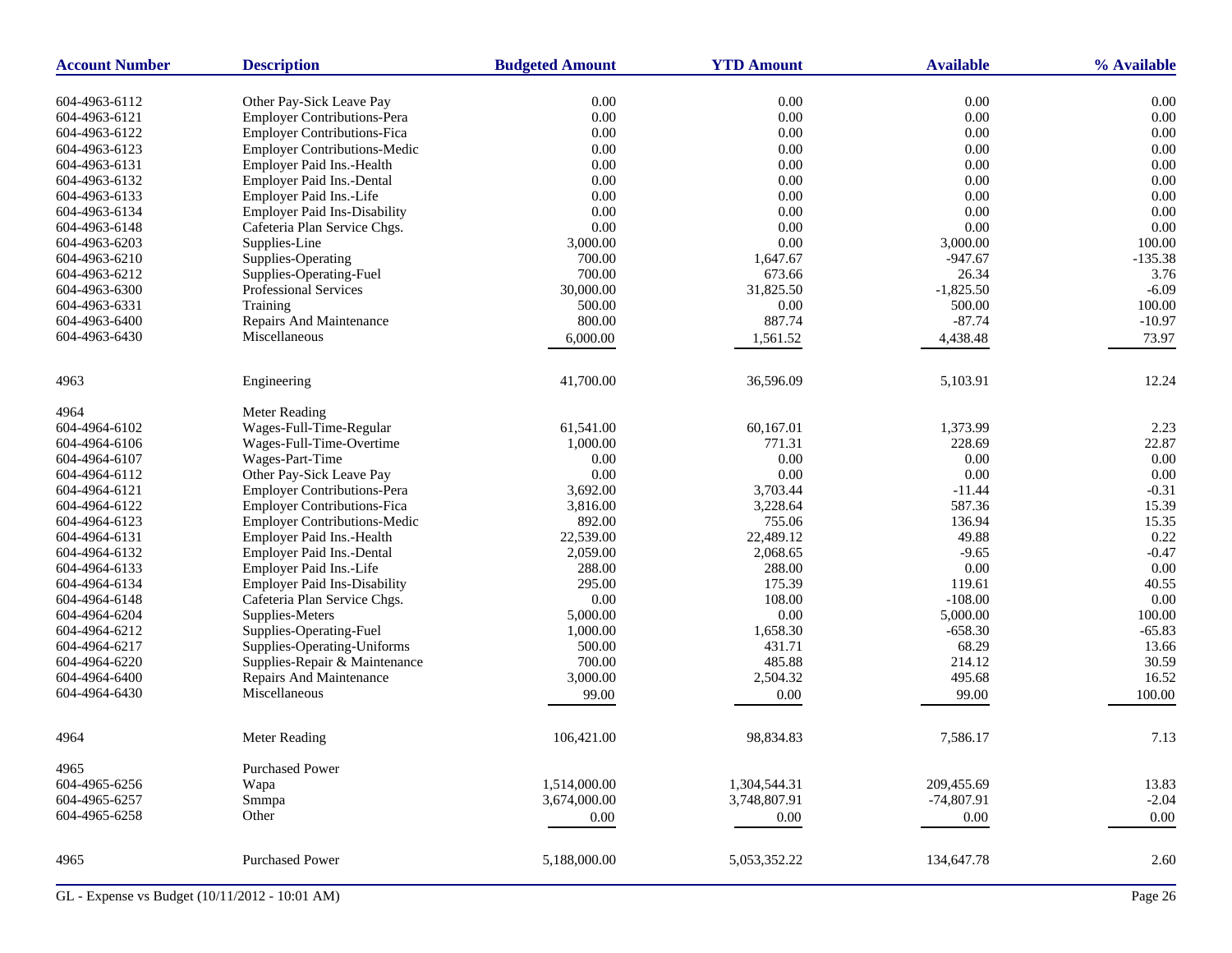| Account Number | Description | Budgeted Amount | YTD Amount | Available | % Available |
|---|---|---|---|---|---|
| 604-4963-6112 | Other Pay-Sick Leave Pay | 0.00 | 0.00 | 0.00 | 0.00 |
| 604-4963-6121 | Employer Contributions-Pera | 0.00 | 0.00 | 0.00 | 0.00 |
| 604-4963-6122 | Employer Contributions-Fica | 0.00 | 0.00 | 0.00 | 0.00 |
| 604-4963-6123 | Employer Contributions-Medic | 0.00 | 0.00 | 0.00 | 0.00 |
| 604-4963-6131 | Employer Paid Ins.-Health | 0.00 | 0.00 | 0.00 | 0.00 |
| 604-4963-6132 | Employer Paid Ins.-Dental | 0.00 | 0.00 | 0.00 | 0.00 |
| 604-4963-6133 | Employer Paid Ins.-Life | 0.00 | 0.00 | 0.00 | 0.00 |
| 604-4963-6134 | Employer Paid Ins-Disability | 0.00 | 0.00 | 0.00 | 0.00 |
| 604-4963-6148 | Cafeteria Plan Service Chgs. | 0.00 | 0.00 | 0.00 | 0.00 |
| 604-4963-6203 | Supplies-Line | 3,000.00 | 0.00 | 3,000.00 | 100.00 |
| 604-4963-6210 | Supplies-Operating | 700.00 | 1,647.67 | -947.67 | -135.38 |
| 604-4963-6212 | Supplies-Operating-Fuel | 700.00 | 673.66 | 26.34 | 3.76 |
| 604-4963-6300 | Professional Services | 30,000.00 | 31,825.50 | -1,825.50 | -6.09 |
| 604-4963-6331 | Training | 500.00 | 0.00 | 500.00 | 100.00 |
| 604-4963-6400 | Repairs And Maintenance | 800.00 | 887.74 | -87.74 | -10.97 |
| 604-4963-6430 | Miscellaneous | 6,000.00 | 1,561.52 | 4,438.48 | 73.97 |
| 4963 | Engineering | 41,700.00 | 36,596.09 | 5,103.91 | 12.24 |
| 4964 | Meter Reading | | | | |
| 604-4964-6102 | Wages-Full-Time-Regular | 61,541.00 | 60,167.01 | 1,373.99 | 2.23 |
| 604-4964-6106 | Wages-Full-Time-Overtime | 1,000.00 | 771.31 | 228.69 | 22.87 |
| 604-4964-6107 | Wages-Part-Time | 0.00 | 0.00 | 0.00 | 0.00 |
| 604-4964-6112 | Other Pay-Sick Leave Pay | 0.00 | 0.00 | 0.00 | 0.00 |
| 604-4964-6121 | Employer Contributions-Pera | 3,692.00 | 3,703.44 | -11.44 | -0.31 |
| 604-4964-6122 | Employer Contributions-Fica | 3,816.00 | 3,228.64 | 587.36 | 15.39 |
| 604-4964-6123 | Employer Contributions-Medic | 892.00 | 755.06 | 136.94 | 15.35 |
| 604-4964-6131 | Employer Paid Ins.-Health | 22,539.00 | 22,489.12 | 49.88 | 0.22 |
| 604-4964-6132 | Employer Paid Ins.-Dental | 2,059.00 | 2,068.65 | -9.65 | -0.47 |
| 604-4964-6133 | Employer Paid Ins.-Life | 288.00 | 288.00 | 0.00 | 0.00 |
| 604-4964-6134 | Employer Paid Ins-Disability | 295.00 | 175.39 | 119.61 | 40.55 |
| 604-4964-6148 | Cafeteria Plan Service Chgs. | 0.00 | 108.00 | -108.00 | 0.00 |
| 604-4964-6204 | Supplies-Meters | 5,000.00 | 0.00 | 5,000.00 | 100.00 |
| 604-4964-6212 | Supplies-Operating-Fuel | 1,000.00 | 1,658.30 | -658.30 | -65.83 |
| 604-4964-6217 | Supplies-Operating-Uniforms | 500.00 | 431.71 | 68.29 | 13.66 |
| 604-4964-6220 | Supplies-Repair & Maintenance | 700.00 | 485.88 | 214.12 | 30.59 |
| 604-4964-6400 | Repairs And Maintenance | 3,000.00 | 2,504.32 | 495.68 | 16.52 |
| 604-4964-6430 | Miscellaneous | 99.00 | 0.00 | 99.00 | 100.00 |
| 4964 | Meter Reading | 106,421.00 | 98,834.83 | 7,586.17 | 7.13 |
| 4965 | Purchased Power | | | | |
| 604-4965-6256 | Wapa | 1,514,000.00 | 1,304,544.31 | 209,455.69 | 13.83 |
| 604-4965-6257 | Smmpa | 3,674,000.00 | 3,748,807.91 | -74,807.91 | -2.04 |
| 604-4965-6258 | Other | 0.00 | 0.00 | 0.00 | 0.00 |
| 4965 | Purchased Power | 5,188,000.00 | 5,053,352.22 | 134,647.78 | 2.60 |

GL - Expense vs Budget (10/11/2012 - 10:01 AM)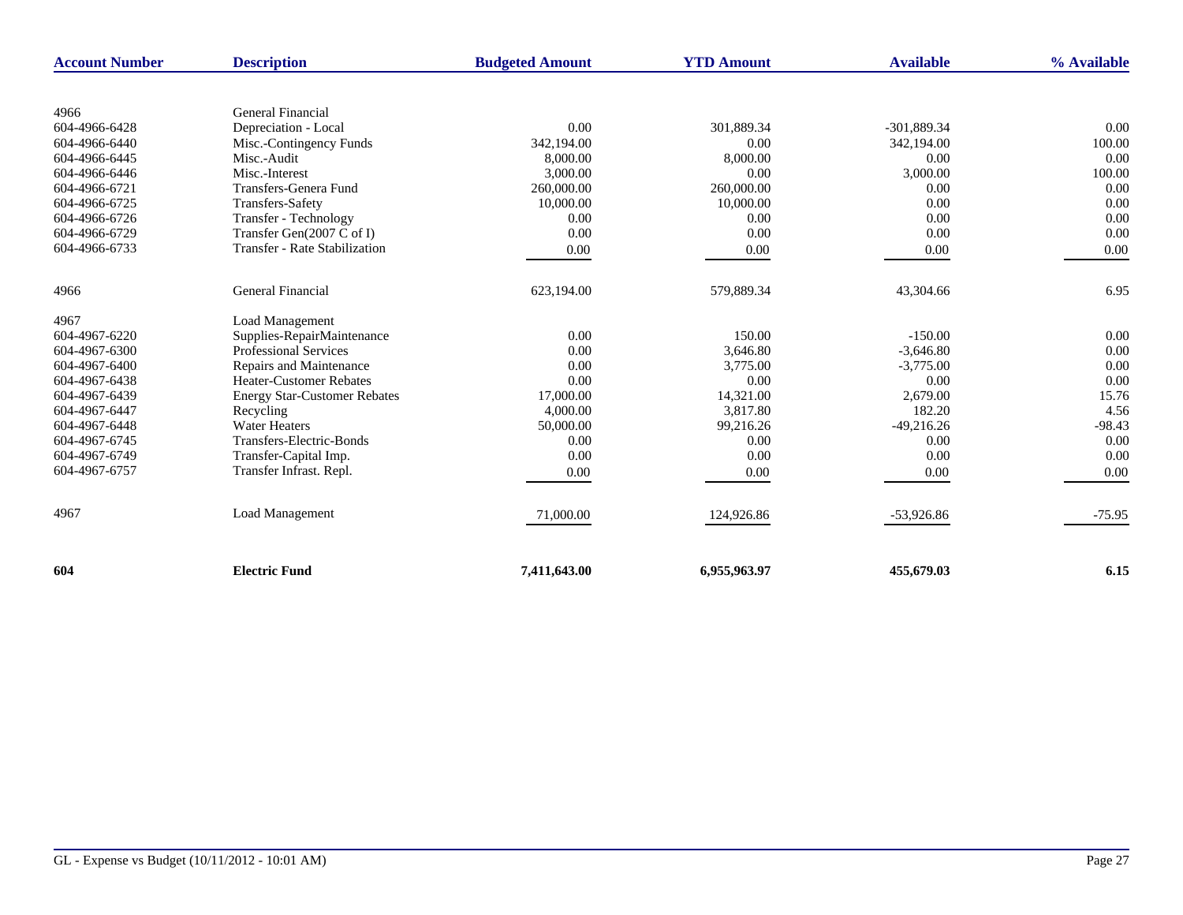| Account Number | Description | Budgeted Amount | YTD Amount | Available | % Available |
|---|---|---|---|---|---|
| 4966 | General Financial | | | | |
| 604-4966-6428 | Depreciation - Local | 0.00 | 301,889.34 | -301,889.34 | 0.00 |
| 604-4966-6440 | Misc.-Contingency Funds | 342,194.00 | 0.00 | 342,194.00 | 100.00 |
| 604-4966-6445 | Misc.-Audit | 8,000.00 | 8,000.00 | 0.00 | 0.00 |
| 604-4966-6446 | Misc.-Interest | 3,000.00 | 0.00 | 3,000.00 | 100.00 |
| 604-4966-6721 | Transfers-Genera Fund | 260,000.00 | 260,000.00 | 0.00 | 0.00 |
| 604-4966-6725 | Transfers-Safety | 10,000.00 | 10,000.00 | 0.00 | 0.00 |
| 604-4966-6726 | Transfer - Technology | 0.00 | 0.00 | 0.00 | 0.00 |
| 604-4966-6729 | Transfer Gen(2007 C of I) | 0.00 | 0.00 | 0.00 | 0.00 |
| 604-4966-6733 | Transfer - Rate Stabilization | 0.00 | 0.00 | 0.00 | 0.00 |
| 4966 | General Financial | 623,194.00 | 579,889.34 | 43,304.66 | 6.95 |
| 4967 | Load Management | | | | |
| 604-4967-6220 | Supplies-RepairMaintenance | 0.00 | 150.00 | -150.00 | 0.00 |
| 604-4967-6300 | Professional Services | 0.00 | 3,646.80 | -3,646.80 | 0.00 |
| 604-4967-6400 | Repairs and Maintenance | 0.00 | 3,775.00 | -3,775.00 | 0.00 |
| 604-4967-6438 | Heater-Customer Rebates | 0.00 | 0.00 | 0.00 | 0.00 |
| 604-4967-6439 | Energy Star-Customer Rebates | 17,000.00 | 14,321.00 | 2,679.00 | 15.76 |
| 604-4967-6447 | Recycling | 4,000.00 | 3,817.80 | 182.20 | 4.56 |
| 604-4967-6448 | Water Heaters | 50,000.00 | 99,216.26 | -49,216.26 | -98.43 |
| 604-4967-6745 | Transfers-Electric-Bonds | 0.00 | 0.00 | 0.00 | 0.00 |
| 604-4967-6749 | Transfer-Capital Imp. | 0.00 | 0.00 | 0.00 | 0.00 |
| 604-4967-6757 | Transfer Infrast. Repl. | 0.00 | 0.00 | 0.00 | 0.00 |
| 4967 | Load Management | 71,000.00 | 124,926.86 | -53,926.86 | -75.95 |
| **604** | **Electric Fund** | **7,411,643.00** | **6,955,963.97** | **455,679.03** | **6.15** |

GL - Expense vs Budget (10/11/2012 - 10:01 AM)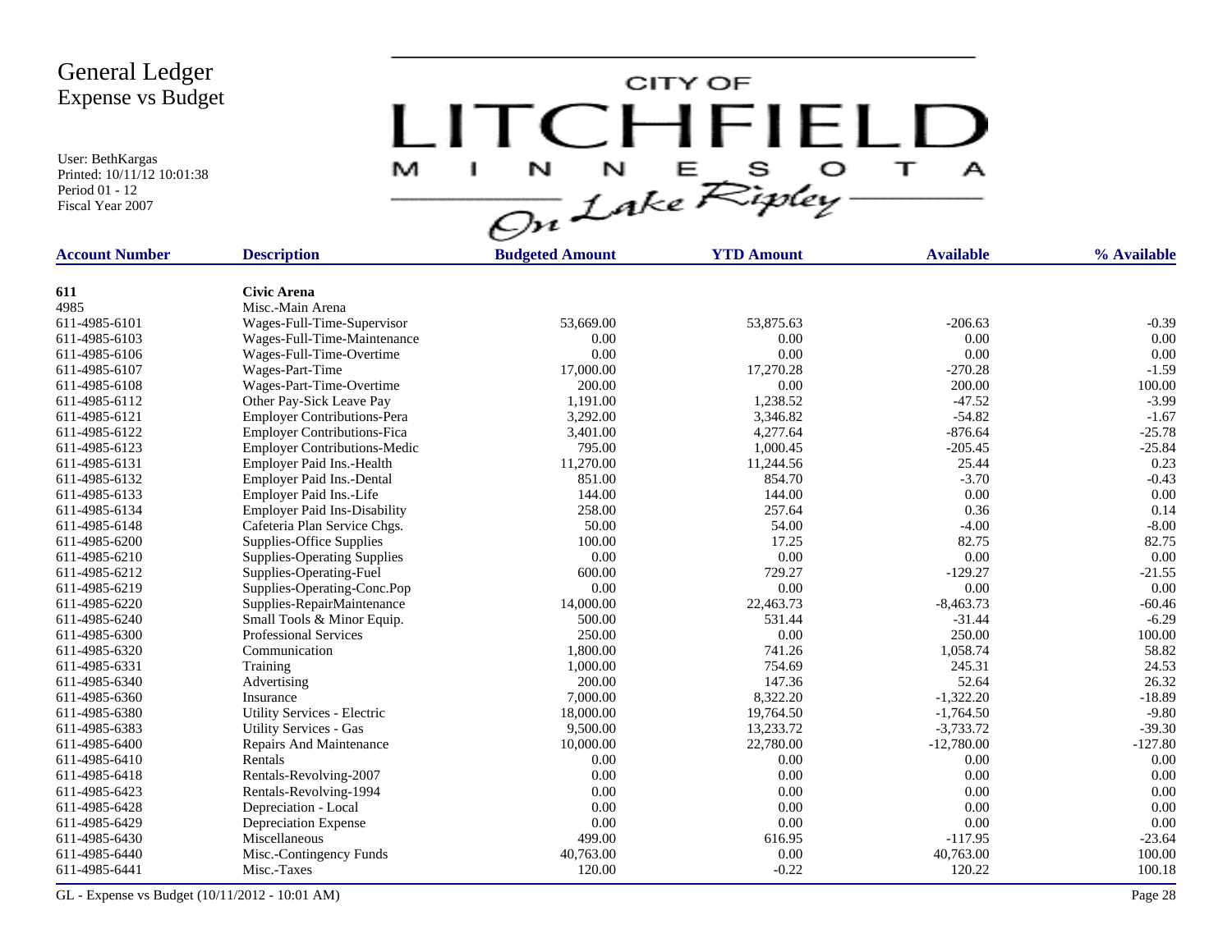# General Ledger
## Expense vs Budget

User: BethKargas
Printed: 10/11/12 10:01:38
Period 01 - 12
Fiscal Year 2007

CITY OF LITCHFIELD MINNESOTA On Lake Ripley

| Account Number | Description | Budgeted Amount | YTD Amount | Available | % Available |
|---|---|---|---|---|---|
| **611** | **Civic Arena** | | | | |
| 4985 | Misc.-Main Arena | | | | |
| 611-4985-6101 | Wages-Full-Time-Supervisor | 53,669.00 | 53,875.63 | -206.63 | -0.39 |
| 611-4985-6103 | Wages-Full-Time-Maintenance | 0.00 | 0.00 | 0.00 | 0.00 |
| 611-4985-6106 | Wages-Full-Time-Overtime | 0.00 | 0.00 | 0.00 | 0.00 |
| 611-4985-6107 | Wages-Part-Time | 17,000.00 | 17,270.28 | -270.28 | -1.59 |
| 611-4985-6108 | Wages-Part-Time-Overtime | 200.00 | 0.00 | 200.00 | 100.00 |
| 611-4985-6112 | Other Pay-Sick Leave Pay | 1,191.00 | 1,238.52 | -47.52 | -3.99 |
| 611-4985-6121 | Employer Contributions-Pera | 3,292.00 | 3,346.82 | -54.82 | -1.67 |
| 611-4985-6122 | Employer Contributions-Fica | 3,401.00 | 4,277.64 | -876.64 | -25.78 |
| 611-4985-6123 | Employer Contributions-Medic | 795.00 | 1,000.45 | -205.45 | -25.84 |
| 611-4985-6131 | Employer Paid Ins.-Health | 11,270.00 | 11,244.56 | 25.44 | 0.23 |
| 611-4985-6132 | Employer Paid Ins.-Dental | 851.00 | 854.70 | -3.70 | -0.43 |
| 611-4985-6133 | Employer Paid Ins.-Life | 144.00 | 144.00 | 0.00 | 0.00 |
| 611-4985-6134 | Employer Paid Ins-Disability | 258.00 | 257.64 | 0.36 | 0.14 |
| 611-4985-6148 | Cafeteria Plan Service Chgs. | 50.00 | 54.00 | -4.00 | -8.00 |
| 611-4985-6200 | Supplies-Office Supplies | 100.00 | 17.25 | 82.75 | 82.75 |
| 611-4985-6210 | Supplies-Operating Supplies | 0.00 | 0.00 | 0.00 | 0.00 |
| 611-4985-6212 | Supplies-Operating-Fuel | 600.00 | 729.27 | -129.27 | -21.55 |
| 611-4985-6219 | Supplies-Operating-Conc.Pop | 0.00 | 0.00 | 0.00 | 0.00 |
| 611-4985-6220 | Supplies-RepairMaintenance | 14,000.00 | 22,463.73 | -8,463.73 | -60.46 |
| 611-4985-6240 | Small Tools & Minor Equip. | 500.00 | 531.44 | -31.44 | -6.29 |
| 611-4985-6300 | Professional Services | 250.00 | 0.00 | 250.00 | 100.00 |
| 611-4985-6320 | Communication | 1,800.00 | 741.26 | 1,058.74 | 58.82 |
| 611-4985-6331 | Training | 1,000.00 | 754.69 | 245.31 | 24.53 |
| 611-4985-6340 | Advertising | 200.00 | 147.36 | 52.64 | 26.32 |
| 611-4985-6360 | Insurance | 7,000.00 | 8,322.20 | -1,322.20 | -18.89 |
| 611-4985-6380 | Utility Services - Electric | 18,000.00 | 19,764.50 | -1,764.50 | -9.80 |
| 611-4985-6383 | Utility Services - Gas | 9,500.00 | 13,233.72 | -3,733.72 | -39.30 |
| 611-4985-6400 | Repairs And Maintenance | 10,000.00 | 22,780.00 | -12,780.00 | -127.80 |
| 611-4985-6410 | Rentals | 0.00 | 0.00 | 0.00 | 0.00 |
| 611-4985-6418 | Rentals-Revolving-2007 | 0.00 | 0.00 | 0.00 | 0.00 |
| 611-4985-6423 | Rentals-Revolving-1994 | 0.00 | 0.00 | 0.00 | 0.00 |
| 611-4985-6428 | Depreciation - Local | 0.00 | 0.00 | 0.00 | 0.00 |
| 611-4985-6429 | Depreciation Expense | 0.00 | 0.00 | 0.00 | 0.00 |
| 611-4985-6430 | Miscellaneous | 499.00 | 616.95 | -117.95 | -23.64 |
| 611-4985-6440 | Misc.-Contingency Funds | 40,763.00 | 0.00 | 40,763.00 | 100.00 |
| 611-4985-6441 | Misc.-Taxes | 120.00 | -0.22 | 120.22 | 100.18 |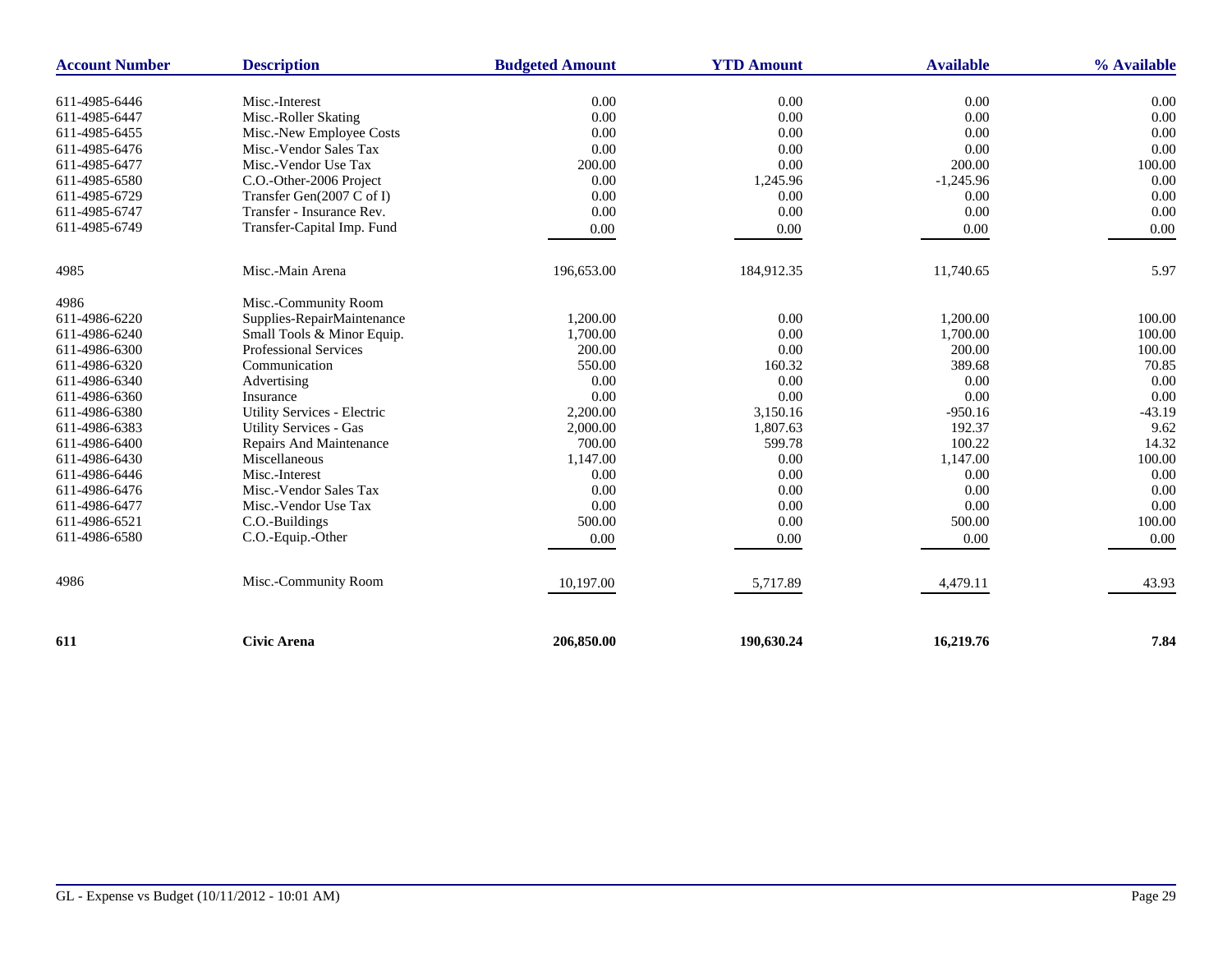| Account Number | Description | Budgeted Amount | YTD Amount | Available | % Available |
|---|---|---|---|---|---|
| 611-4985-6446 | Misc.-Interest | 0.00 | 0.00 | 0.00 | 0.00 |
| 611-4985-6447 | Misc.-Roller Skating | 0.00 | 0.00 | 0.00 | 0.00 |
| 611-4985-6455 | Misc.-New Employee Costs | 0.00 | 0.00 | 0.00 | 0.00 |
| 611-4985-6476 | Misc.-Vendor Sales Tax | 0.00 | 0.00 | 0.00 | 0.00 |
| 611-4985-6477 | Misc.-Vendor Use Tax | 200.00 | 0.00 | 200.00 | 100.00 |
| 611-4985-6580 | C.O.-Other-2006 Project | 0.00 | 1,245.96 | -1,245.96 | 0.00 |
| 611-4985-6729 | Transfer Gen(2007 C of I) | 0.00 | 0.00 | 0.00 | 0.00 |
| 611-4985-6747 | Transfer - Insurance Rev. | 0.00 | 0.00 | 0.00 | 0.00 |
| 611-4985-6749 | Transfer-Capital Imp. Fund | 0.00 | 0.00 | 0.00 | 0.00 |
| 4985 | Misc.-Main Arena | 196,653.00 | 184,912.35 | 11,740.65 | 5.97 |
| 4986 | Misc.-Community Room | | | | |
| 611-4986-6220 | Supplies-RepairMaintenance | 1,200.00 | 0.00 | 1,200.00 | 100.00 |
| 611-4986-6240 | Small Tools & Minor Equip. | 1,700.00 | 0.00 | 1,700.00 | 100.00 |
| 611-4986-6300 | Professional Services | 200.00 | 0.00 | 200.00 | 100.00 |
| 611-4986-6320 | Communication | 550.00 | 160.32 | 389.68 | 70.85 |
| 611-4986-6340 | Advertising | 0.00 | 0.00 | 0.00 | 0.00 |
| 611-4986-6360 | Insurance | 0.00 | 0.00 | 0.00 | 0.00 |
| 611-4986-6380 | Utility Services - Electric | 2,200.00 | 3,150.16 | -950.16 | -43.19 |
| 611-4986-6383 | Utility Services - Gas | 2,000.00 | 1,807.63 | 192.37 | 9.62 |
| 611-4986-6400 | Repairs And Maintenance | 700.00 | 599.78 | 100.22 | 14.32 |
| 611-4986-6430 | Miscellaneous | 1,147.00 | 0.00 | 1,147.00 | 100.00 |
| 611-4986-6446 | Misc.-Interest | 0.00 | 0.00 | 0.00 | 0.00 |
| 611-4986-6476 | Misc.-Vendor Sales Tax | 0.00 | 0.00 | 0.00 | 0.00 |
| 611-4986-6477 | Misc.-Vendor Use Tax | 0.00 | 0.00 | 0.00 | 0.00 |
| 611-4986-6521 | C.O.-Buildings | 500.00 | 0.00 | 500.00 | 100.00 |
| 611-4986-6580 | C.O.-Equip.-Other | 0.00 | 0.00 | 0.00 | 0.00 |
| 4986 | Misc.-Community Room | 10,197.00 | 5,717.89 | 4,479.11 | 43.93 |
| **611** | **Civic Arena** | **206,850.00** | **190,630.24** | **16,219.76** | **7.84** |

GL - Expense vs Budget (10/11/2012 - 10:01 AM)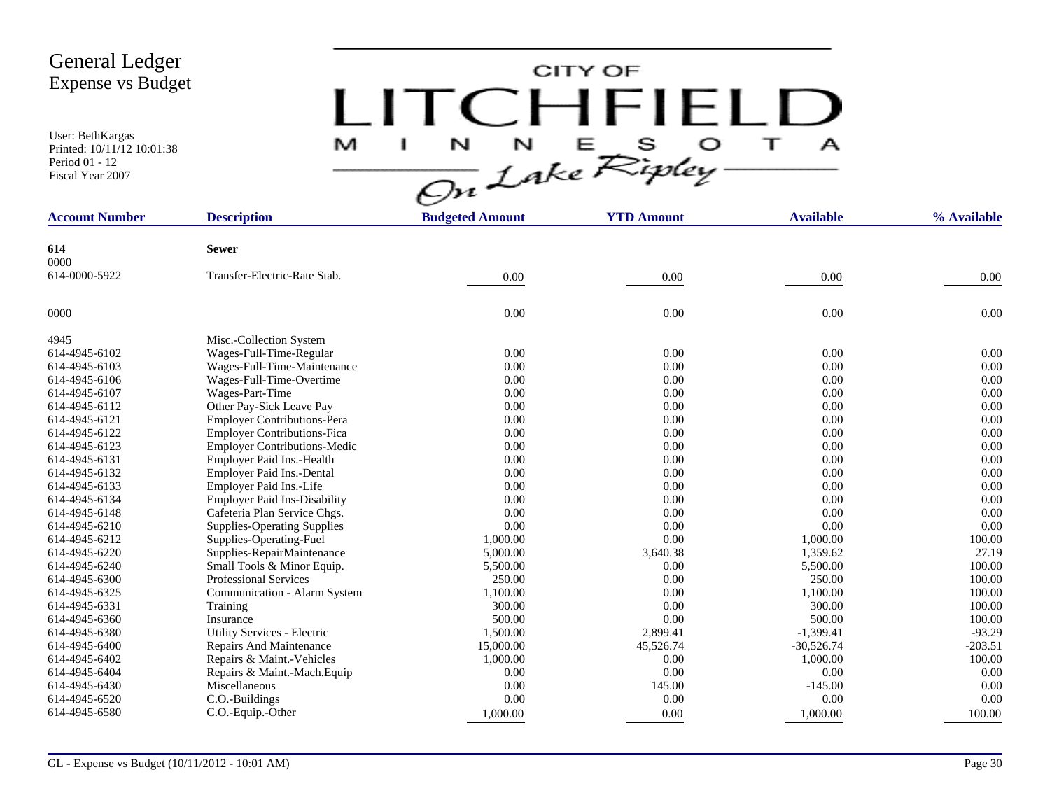# General Ledger
## Expense vs Budget

User: BethKargas
Printed: 10/11/12 10:01:38
Period 01 - 12
Fiscal Year 2007

CITY OF LITCHFIELD MINNESOTA On Lake Ripley

| Account Number | Description | Budgeted Amount | YTD Amount | Available | % Available |
|---|---|---|---|---|---|
| **614** | **Sewer** | | | | |
| 0000 | | | | | |
| 614-0000-5922 | Transfer-Electric-Rate Stab. | 0.00 | 0.00 | 0.00 | 0.00 |
| 0000 | | 0.00 | 0.00 | 0.00 | 0.00 |
| 4945 | Misc.-Collection System | | | | |
| 614-4945-6102 | Wages-Full-Time-Regular | 0.00 | 0.00 | 0.00 | 0.00 |
| 614-4945-6103 | Wages-Full-Time-Maintenance | 0.00 | 0.00 | 0.00 | 0.00 |
| 614-4945-6106 | Wages-Full-Time-Overtime | 0.00 | 0.00 | 0.00 | 0.00 |
| 614-4945-6107 | Wages-Part-Time | 0.00 | 0.00 | 0.00 | 0.00 |
| 614-4945-6112 | Other Pay-Sick Leave Pay | 0.00 | 0.00 | 0.00 | 0.00 |
| 614-4945-6121 | Employer Contributions-Pera | 0.00 | 0.00 | 0.00 | 0.00 |
| 614-4945-6122 | Employer Contributions-Fica | 0.00 | 0.00 | 0.00 | 0.00 |
| 614-4945-6123 | Employer Contributions-Medic | 0.00 | 0.00 | 0.00 | 0.00 |
| 614-4945-6131 | Employer Paid Ins.-Health | 0.00 | 0.00 | 0.00 | 0.00 |
| 614-4945-6132 | Employer Paid Ins.-Dental | 0.00 | 0.00 | 0.00 | 0.00 |
| 614-4945-6133 | Employer Paid Ins.-Life | 0.00 | 0.00 | 0.00 | 0.00 |
| 614-4945-6134 | Employer Paid Ins-Disability | 0.00 | 0.00 | 0.00 | 0.00 |
| 614-4945-6148 | Cafeteria Plan Service Chgs. | 0.00 | 0.00 | 0.00 | 0.00 |
| 614-4945-6210 | Supplies-Operating Supplies | 0.00 | 0.00 | 0.00 | 0.00 |
| 614-4945-6212 | Supplies-Operating-Fuel | 1,000.00 | 0.00 | 1,000.00 | 100.00 |
| 614-4945-6220 | Supplies-RepairMaintenance | 5,000.00 | 3,640.38 | 1,359.62 | 27.19 |
| 614-4945-6240 | Small Tools & Minor Equip. | 5,500.00 | 0.00 | 5,500.00 | 100.00 |
| 614-4945-6300 | Professional Services | 250.00 | 0.00 | 250.00 | 100.00 |
| 614-4945-6325 | Communication - Alarm System | 1,100.00 | 0.00 | 1,100.00 | 100.00 |
| 614-4945-6331 | Training | 300.00 | 0.00 | 300.00 | 100.00 |
| 614-4945-6360 | Insurance | 500.00 | 0.00 | 500.00 | 100.00 |
| 614-4945-6380 | Utility Services - Electric | 1,500.00 | 2,899.41 | -1,399.41 | -93.29 |
| 614-4945-6400 | Repairs And Maintenance | 15,000.00 | 45,526.74 | -30,526.74 | -203.51 |
| 614-4945-6402 | Repairs & Maint.-Vehicles | 1,000.00 | 0.00 | 1,000.00 | 100.00 |
| 614-4945-6404 | Repairs & Maint.-Mach.Equip | 0.00 | 0.00 | 0.00 | 0.00 |
| 614-4945-6430 | Miscellaneous | 0.00 | 145.00 | -145.00 | 0.00 |
| 614-4945-6520 | C.O.-Buildings | 0.00 | 0.00 | 0.00 | 0.00 |
| 614-4945-6580 | C.O.-Equip.-Other | 1,000.00 | 0.00 | 1,000.00 | 100.00 |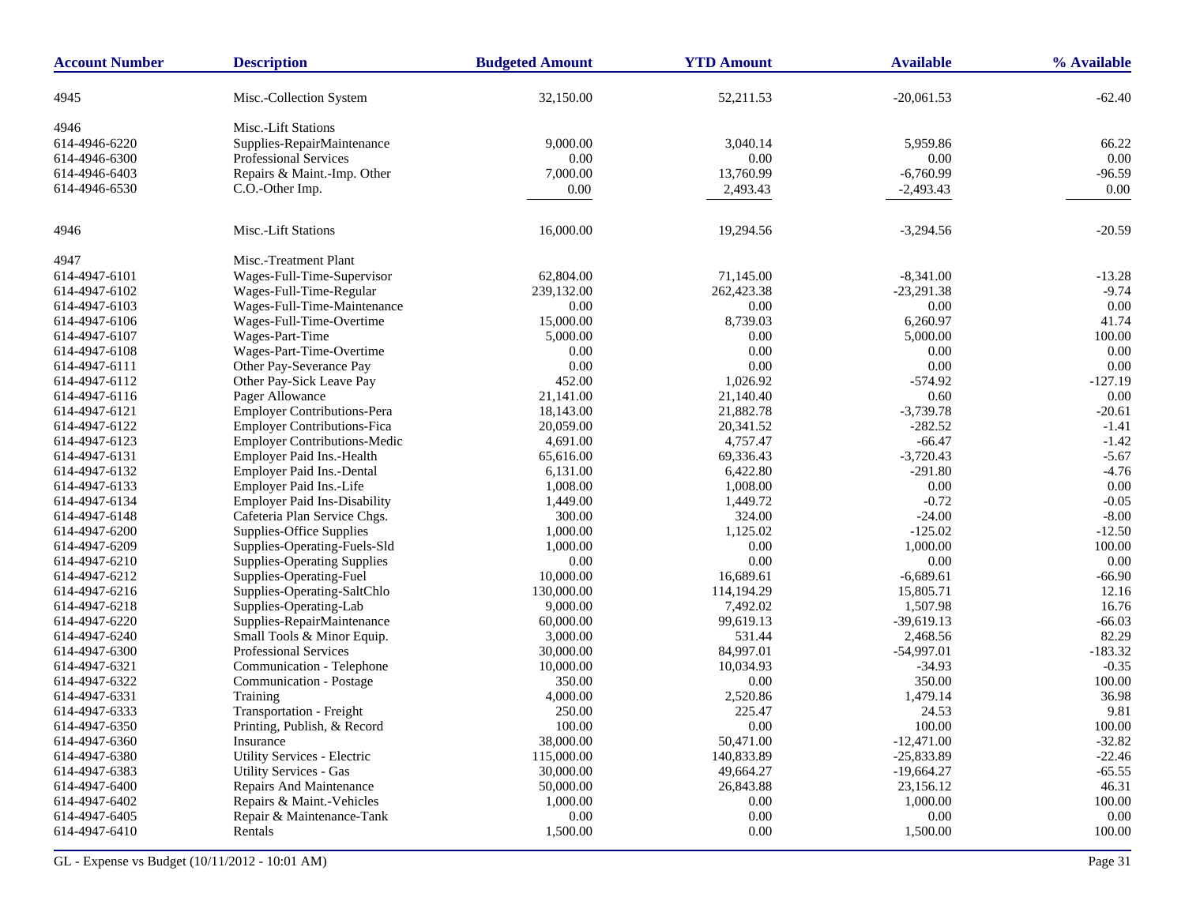| Account Number | Description | Budgeted Amount | YTD Amount | Available | % Available |
|---|---|---|---|---|---|
| 4945 | Misc.-Collection System | 32,150.00 | 52,211.53 | -20,061.53 | -62.40 |
| 4946 | Misc.-Lift Stations | | | | |
| 614-4946-6220 | Supplies-RepairMaintenance | 9,000.00 | 3,040.14 | 5,959.86 | 66.22 |
| 614-4946-6300 | Professional Services | 0.00 | 0.00 | 0.00 | 0.00 |
| 614-4946-6403 | Repairs & Maint.-Imp. Other | 7,000.00 | 13,760.99 | -6,760.99 | -96.59 |
| 614-4946-6530 | C.O.-Other Imp. | 0.00 | 2,493.43 | -2,493.43 | 0.00 |
| 4946 | Misc.-Lift Stations | 16,000.00 | 19,294.56 | -3,294.56 | -20.59 |
| 4947 | Misc.-Treatment Plant | | | | |
| 614-4947-6101 | Wages-Full-Time-Supervisor | 62,804.00 | 71,145.00 | -8,341.00 | -13.28 |
| 614-4947-6102 | Wages-Full-Time-Regular | 239,132.00 | 262,423.38 | -23,291.38 | -9.74 |
| 614-4947-6103 | Wages-Full-Time-Maintenance | 0.00 | 0.00 | 0.00 | 0.00 |
| 614-4947-6106 | Wages-Full-Time-Overtime | 15,000.00 | 8,739.03 | 6,260.97 | 41.74 |
| 614-4947-6107 | Wages-Part-Time | 5,000.00 | 0.00 | 5,000.00 | 100.00 |
| 614-4947-6108 | Wages-Part-Time-Overtime | 0.00 | 0.00 | 0.00 | 0.00 |
| 614-4947-6111 | Other Pay-Severance Pay | 0.00 | 0.00 | 0.00 | 0.00 |
| 614-4947-6112 | Other Pay-Sick Leave Pay | 452.00 | 1,026.92 | -574.92 | -127.19 |
| 614-4947-6116 | Pager Allowance | 21,141.00 | 21,140.40 | 0.60 | 0.00 |
| 614-4947-6121 | Employer Contributions-Pera | 18,143.00 | 21,882.78 | -3,739.78 | -20.61 |
| 614-4947-6122 | Employer Contributions-Fica | 20,059.00 | 20,341.52 | -282.52 | -1.41 |
| 614-4947-6123 | Employer Contributions-Medic | 4,691.00 | 4,757.47 | -66.47 | -1.42 |
| 614-4947-6131 | Employer Paid Ins.-Health | 65,616.00 | 69,336.43 | -3,720.43 | -5.67 |
| 614-4947-6132 | Employer Paid Ins.-Dental | 6,131.00 | 6,422.80 | -291.80 | -4.76 |
| 614-4947-6133 | Employer Paid Ins.-Life | 1,008.00 | 1,008.00 | 0.00 | 0.00 |
| 614-4947-6134 | Employer Paid Ins-Disability | 1,449.00 | 1,449.72 | -0.72 | -0.05 |
| 614-4947-6148 | Cafeteria Plan Service Chgs. | 300.00 | 324.00 | -24.00 | -8.00 |
| 614-4947-6200 | Supplies-Office Supplies | 1,000.00 | 1,125.02 | -125.02 | -12.50 |
| 614-4947-6209 | Supplies-Operating-Fuels-Sld | 1,000.00 | 0.00 | 1,000.00 | 100.00 |
| 614-4947-6210 | Supplies-Operating Supplies | 0.00 | 0.00 | 0.00 | 0.00 |
| 614-4947-6212 | Supplies-Operating-Fuel | 10,000.00 | 16,689.61 | -6,689.61 | -66.90 |
| 614-4947-6216 | Supplies-Operating-SaltChlo | 130,000.00 | 114,194.29 | 15,805.71 | 12.16 |
| 614-4947-6218 | Supplies-Operating-Lab | 9,000.00 | 7,492.02 | 1,507.98 | 16.76 |
| 614-4947-6220 | Supplies-RepairMaintenance | 60,000.00 | 99,619.13 | -39,619.13 | -66.03 |
| 614-4947-6240 | Small Tools & Minor Equip. | 3,000.00 | 531.44 | 2,468.56 | 82.29 |
| 614-4947-6300 | Professional Services | 30,000.00 | 84,997.01 | -54,997.01 | -183.32 |
| 614-4947-6321 | Communication - Telephone | 10,000.00 | 10,034.93 | -34.93 | -0.35 |
| 614-4947-6322 | Communication - Postage | 350.00 | 0.00 | 350.00 | 100.00 |
| 614-4947-6331 | Training | 4,000.00 | 2,520.86 | 1,479.14 | 36.98 |
| 614-4947-6333 | Transportation - Freight | 250.00 | 225.47 | 24.53 | 9.81 |
| 614-4947-6350 | Printing, Publish, & Record | 100.00 | 0.00 | 100.00 | 100.00 |
| 614-4947-6360 | Insurance | 38,000.00 | 50,471.00 | -12,471.00 | -32.82 |
| 614-4947-6380 | Utility Services - Electric | 115,000.00 | 140,833.89 | -25,833.89 | -22.46 |
| 614-4947-6383 | Utility Services - Gas | 30,000.00 | 49,664.27 | -19,664.27 | -65.55 |
| 614-4947-6400 | Repairs And Maintenance | 50,000.00 | 26,843.88 | 23,156.12 | 46.31 |
| 614-4947-6402 | Repairs & Maint.-Vehicles | 1,000.00 | 0.00 | 1,000.00 | 100.00 |
| 614-4947-6405 | Repair & Maintenance-Tank | 0.00 | 0.00 | 0.00 | 0.00 |
| 614-4947-6410 | Rentals | 1,500.00 | 0.00 | 1,500.00 | 100.00 |

GL - Expense vs Budget (10/11/2012 - 10:01 AM)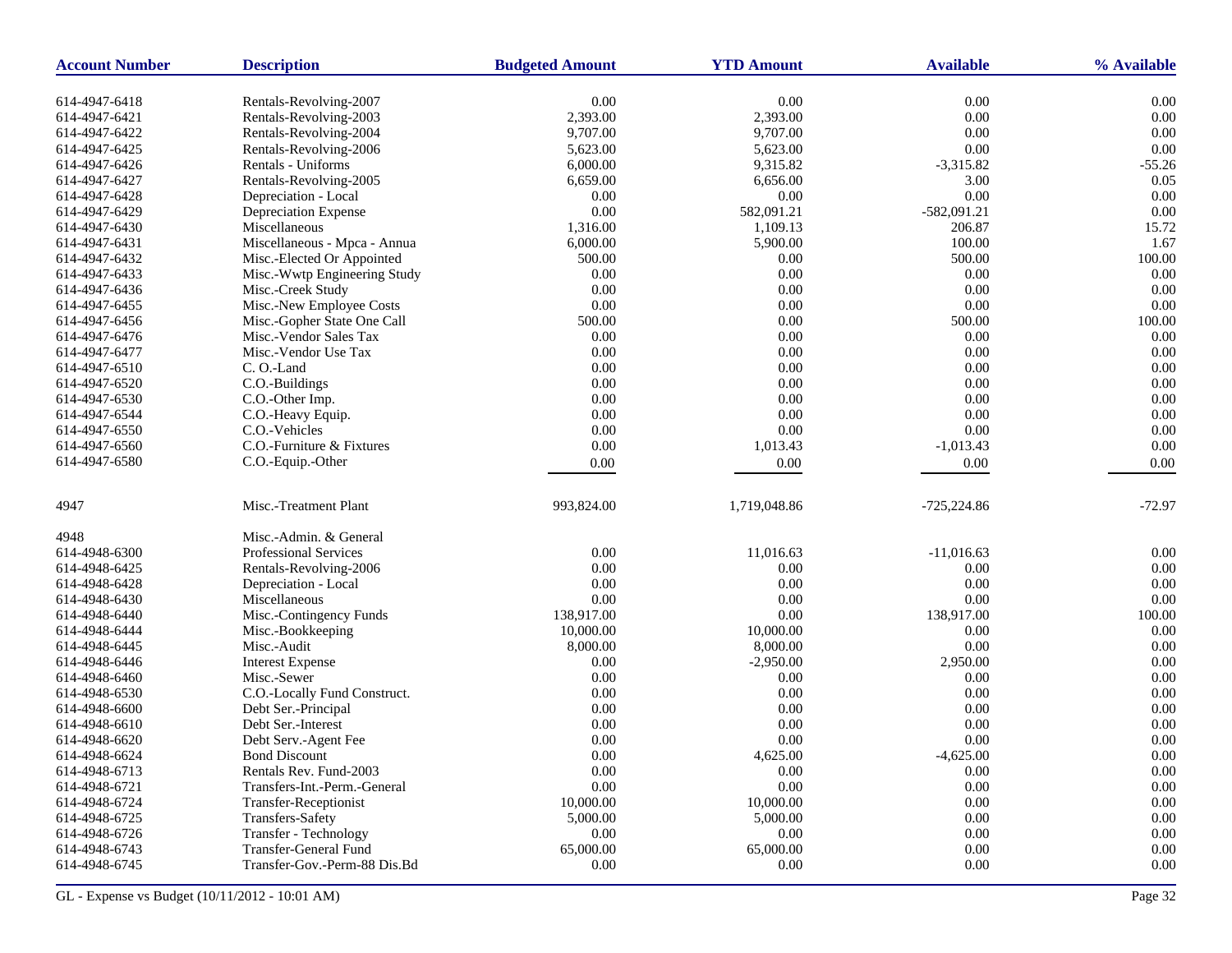| Account Number | Description | Budgeted Amount | YTD Amount | Available | % Available |
|---|---|---|---|---|---|
| 614-4947-6418 | Rentals-Revolving-2007 | 0.00 | 0.00 | 0.00 | 0.00 |
| 614-4947-6421 | Rentals-Revolving-2003 | 2,393.00 | 2,393.00 | 0.00 | 0.00 |
| 614-4947-6422 | Rentals-Revolving-2004 | 9,707.00 | 9,707.00 | 0.00 | 0.00 |
| 614-4947-6425 | Rentals-Revolving-2006 | 5,623.00 | 5,623.00 | 0.00 | 0.00 |
| 614-4947-6426 | Rentals - Uniforms | 6,000.00 | 9,315.82 | -3,315.82 | -55.26 |
| 614-4947-6427 | Rentals-Revolving-2005 | 6,659.00 | 6,656.00 | 3.00 | 0.05 |
| 614-4947-6428 | Depreciation - Local | 0.00 | 0.00 | 0.00 | 0.00 |
| 614-4947-6429 | Depreciation Expense | 0.00 | 582,091.21 | -582,091.21 | 0.00 |
| 614-4947-6430 | Miscellaneous | 1,316.00 | 1,109.13 | 206.87 | 15.72 |
| 614-4947-6431 | Miscellaneous - Mpca - Annua | 6,000.00 | 5,900.00 | 100.00 | 1.67 |
| 614-4947-6432 | Misc.-Elected Or Appointed | 500.00 | 0.00 | 500.00 | 100.00 |
| 614-4947-6433 | Misc.-Wwtp Engineering Study | 0.00 | 0.00 | 0.00 | 0.00 |
| 614-4947-6436 | Misc.-Creek Study | 0.00 | 0.00 | 0.00 | 0.00 |
| 614-4947-6455 | Misc.-New Employee Costs | 0.00 | 0.00 | 0.00 | 0.00 |
| 614-4947-6456 | Misc.-Gopher State One Call | 500.00 | 0.00 | 500.00 | 100.00 |
| 614-4947-6476 | Misc.-Vendor Sales Tax | 0.00 | 0.00 | 0.00 | 0.00 |
| 614-4947-6477 | Misc.-Vendor Use Tax | 0.00 | 0.00 | 0.00 | 0.00 |
| 614-4947-6510 | C. O.-Land | 0.00 | 0.00 | 0.00 | 0.00 |
| 614-4947-6520 | C.O.-Buildings | 0.00 | 0.00 | 0.00 | 0.00 |
| 614-4947-6530 | C.O.-Other Imp. | 0.00 | 0.00 | 0.00 | 0.00 |
| 614-4947-6544 | C.O.-Heavy Equip. | 0.00 | 0.00 | 0.00 | 0.00 |
| 614-4947-6550 | C.O.-Vehicles | 0.00 | 0.00 | 0.00 | 0.00 |
| 614-4947-6560 | C.O.-Furniture & Fixtures | 0.00 | 1,013.43 | -1,013.43 | 0.00 |
| 614-4947-6580 | C.O.-Equip.-Other | 0.00 | 0.00 | 0.00 | 0.00 |
| 4947 | Misc.-Treatment Plant | 993,824.00 | 1,719,048.86 | -725,224.86 | -72.97 |
| 4948 | Misc.-Admin. & General | | | | |
| 614-4948-6300 | Professional Services | 0.00 | 11,016.63 | -11,016.63 | 0.00 |
| 614-4948-6425 | Rentals-Revolving-2006 | 0.00 | 0.00 | 0.00 | 0.00 |
| 614-4948-6428 | Depreciation - Local | 0.00 | 0.00 | 0.00 | 0.00 |
| 614-4948-6430 | Miscellaneous | 0.00 | 0.00 | 0.00 | 0.00 |
| 614-4948-6440 | Misc.-Contingency Funds | 138,917.00 | 0.00 | 138,917.00 | 100.00 |
| 614-4948-6444 | Misc.-Bookkeeping | 10,000.00 | 10,000.00 | 0.00 | 0.00 |
| 614-4948-6445 | Misc.-Audit | 8,000.00 | 8,000.00 | 0.00 | 0.00 |
| 614-4948-6446 | Interest Expense | 0.00 | -2,950.00 | 2,950.00 | 0.00 |
| 614-4948-6460 | Misc.-Sewer | 0.00 | 0.00 | 0.00 | 0.00 |
| 614-4948-6530 | C.O.-Locally Fund Construct. | 0.00 | 0.00 | 0.00 | 0.00 |
| 614-4948-6600 | Debt Ser.-Principal | 0.00 | 0.00 | 0.00 | 0.00 |
| 614-4948-6610 | Debt Ser.-Interest | 0.00 | 0.00 | 0.00 | 0.00 |
| 614-4948-6620 | Debt Serv.-Agent Fee | 0.00 | 0.00 | 0.00 | 0.00 |
| 614-4948-6624 | Bond Discount | 0.00 | 4,625.00 | -4,625.00 | 0.00 |
| 614-4948-6713 | Rentals Rev. Fund-2003 | 0.00 | 0.00 | 0.00 | 0.00 |
| 614-4948-6721 | Transfers-Int.-Perm.-General | 0.00 | 0.00 | 0.00 | 0.00 |
| 614-4948-6724 | Transfer-Receptionist | 10,000.00 | 10,000.00 | 0.00 | 0.00 |
| 614-4948-6725 | Transfers-Safety | 5,000.00 | 5,000.00 | 0.00 | 0.00 |
| 614-4948-6726 | Transfer - Technology | 0.00 | 0.00 | 0.00 | 0.00 |
| 614-4948-6743 | Transfer-General Fund | 65,000.00 | 65,000.00 | 0.00 | 0.00 |
| 614-4948-6745 | Transfer-Gov.-Perm-88 Dis.Bd | 0.00 | 0.00 | 0.00 | 0.00 |

GL - Expense vs Budget (10/11/2012 - 10:01 AM)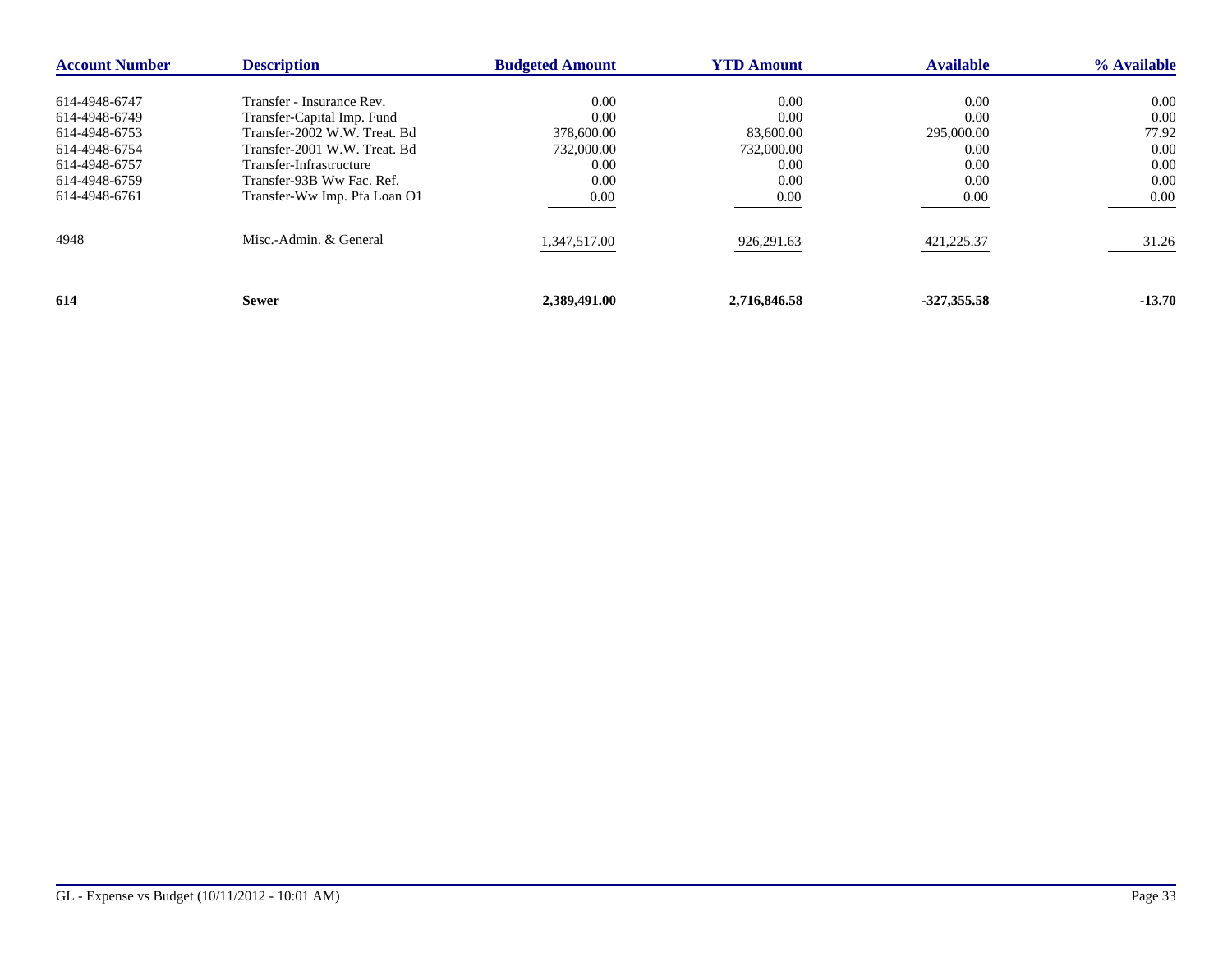| Account Number | Description | Budgeted Amount | YTD Amount | Available | % Available |
|---|---|---|---|---|---|
| 614-4948-6747 | Transfer - Insurance Rev. | 0.00 | 0.00 | 0.00 | 0.00 |
| 614-4948-6749 | Transfer-Capital Imp. Fund | 0.00 | 0.00 | 0.00 | 0.00 |
| 614-4948-6753 | Transfer-2002 W.W. Treat. Bd | 378,600.00 | 83,600.00 | 295,000.00 | 77.92 |
| 614-4948-6754 | Transfer-2001 W.W. Treat. Bd | 732,000.00 | 732,000.00 | 0.00 | 0.00 |
| 614-4948-6757 | Transfer-Infrastructure | 0.00 | 0.00 | 0.00 | 0.00 |
| 614-4948-6759 | Transfer-93B Ww Fac. Ref. | 0.00 | 0.00 | 0.00 | 0.00 |
| 614-4948-6761 | Transfer-Ww Imp. Pfa Loan O1 | 0.00 | 0.00 | 0.00 | 0.00 |
| 4948 | Misc.-Admin. & General | 1,347,517.00 | 926,291.63 | 421,225.37 | 31.26 |
| **614** | **Sewer** | **2,389,491.00** | **2,716,846.58** | **-327,355.58** | **-13.70** |

GL - Expense vs Budget (10/11/2012 - 10:01 AM)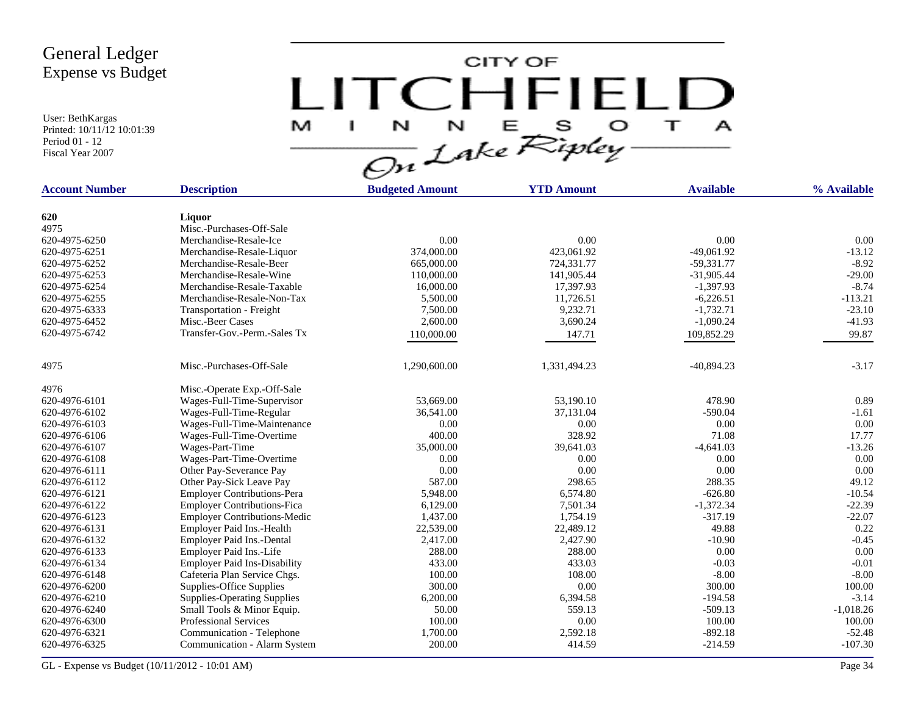# General Ledger
## Expense vs Budget

User: BethKargas
Printed: 10/11/12 10:01:39
Period 01 - 12
Fiscal Year 2007

CITY OF LITCHFIELD MINNESOTA On Lake Ripley

| Account Number | Description | Budgeted Amount | YTD Amount | Available | % Available |
|---|---|---|---|---|---|
| **620** | **Liquor** | | | | |
| 4975 | Misc.-Purchases-Off-Sale | | | | |
| 620-4975-6250 | Merchandise-Resale-Ice | 0.00 | 0.00 | 0.00 | 0.00 |
| 620-4975-6251 | Merchandise-Resale-Liquor | 374,000.00 | 423,061.92 | -49,061.92 | -13.12 |
| 620-4975-6252 | Merchandise-Resale-Beer | 665,000.00 | 724,331.77 | -59,331.77 | -8.92 |
| 620-4975-6253 | Merchandise-Resale-Wine | 110,000.00 | 141,905.44 | -31,905.44 | -29.00 |
| 620-4975-6254 | Merchandise-Resale-Taxable | 16,000.00 | 17,397.93 | -1,397.93 | -8.74 |
| 620-4975-6255 | Merchandise-Resale-Non-Tax | 5,500.00 | 11,726.51 | -6,226.51 | -113.21 |
| 620-4975-6333 | Transportation - Freight | 7,500.00 | 9,232.71 | -1,732.71 | -23.10 |
| 620-4975-6452 | Misc.-Beer Cases | 2,600.00 | 3,690.24 | -1,090.24 | -41.93 |
| 620-4975-6742 | Transfer-Gov.-Perm.-Sales Tx | 110,000.00 | 147.71 | 109,852.29 | 99.87 |
| 4975 | Misc.-Purchases-Off-Sale | 1,290,600.00 | 1,331,494.23 | -40,894.23 | -3.17 |
| 4976 | Misc.-Operate Exp.-Off-Sale | | | | |
| 620-4976-6101 | Wages-Full-Time-Supervisor | 53,669.00 | 53,190.10 | 478.90 | 0.89 |
| 620-4976-6102 | Wages-Full-Time-Regular | 36,541.00 | 37,131.04 | -590.04 | -1.61 |
| 620-4976-6103 | Wages-Full-Time-Maintenance | 0.00 | 0.00 | 0.00 | 0.00 |
| 620-4976-6106 | Wages-Full-Time-Overtime | 400.00 | 328.92 | 71.08 | 17.77 |
| 620-4976-6107 | Wages-Part-Time | 35,000.00 | 39,641.03 | -4,641.03 | -13.26 |
| 620-4976-6108 | Wages-Part-Time-Overtime | 0.00 | 0.00 | 0.00 | 0.00 |
| 620-4976-6111 | Other Pay-Severance Pay | 0.00 | 0.00 | 0.00 | 0.00 |
| 620-4976-6112 | Other Pay-Sick Leave Pay | 587.00 | 298.65 | 288.35 | 49.12 |
| 620-4976-6121 | Employer Contributions-Pera | 5,948.00 | 6,574.80 | -626.80 | -10.54 |
| 620-4976-6122 | Employer Contributions-Fica | 6,129.00 | 7,501.34 | -1,372.34 | -22.39 |
| 620-4976-6123 | Employer Contributions-Medic | 1,437.00 | 1,754.19 | -317.19 | -22.07 |
| 620-4976-6131 | Employer Paid Ins.-Health | 22,539.00 | 22,489.12 | 49.88 | 0.22 |
| 620-4976-6132 | Employer Paid Ins.-Dental | 2,417.00 | 2,427.90 | -10.90 | -0.45 |
| 620-4976-6133 | Employer Paid Ins.-Life | 288.00 | 288.00 | 0.00 | 0.00 |
| 620-4976-6134 | Employer Paid Ins-Disability | 433.00 | 433.03 | -0.03 | -0.01 |
| 620-4976-6148 | Cafeteria Plan Service Chgs. | 100.00 | 108.00 | -8.00 | -8.00 |
| 620-4976-6200 | Supplies-Office Supplies | 300.00 | 0.00 | 300.00 | 100.00 |
| 620-4976-6210 | Supplies-Operating Supplies | 6,200.00 | 6,394.58 | -194.58 | -3.14 |
| 620-4976-6240 | Small Tools & Minor Equip. | 50.00 | 559.13 | -509.13 | -1,018.26 |
| 620-4976-6300 | Professional Services | 100.00 | 0.00 | 100.00 | 100.00 |
| 620-4976-6321 | Communication - Telephone | 1,700.00 | 2,592.18 | -892.18 | -52.48 |
| 620-4976-6325 | Communication - Alarm System | 200.00 | 414.59 | -214.59 | -107.30 |

GL - Expense vs Budget (10/11/2012 - 10:01 AM)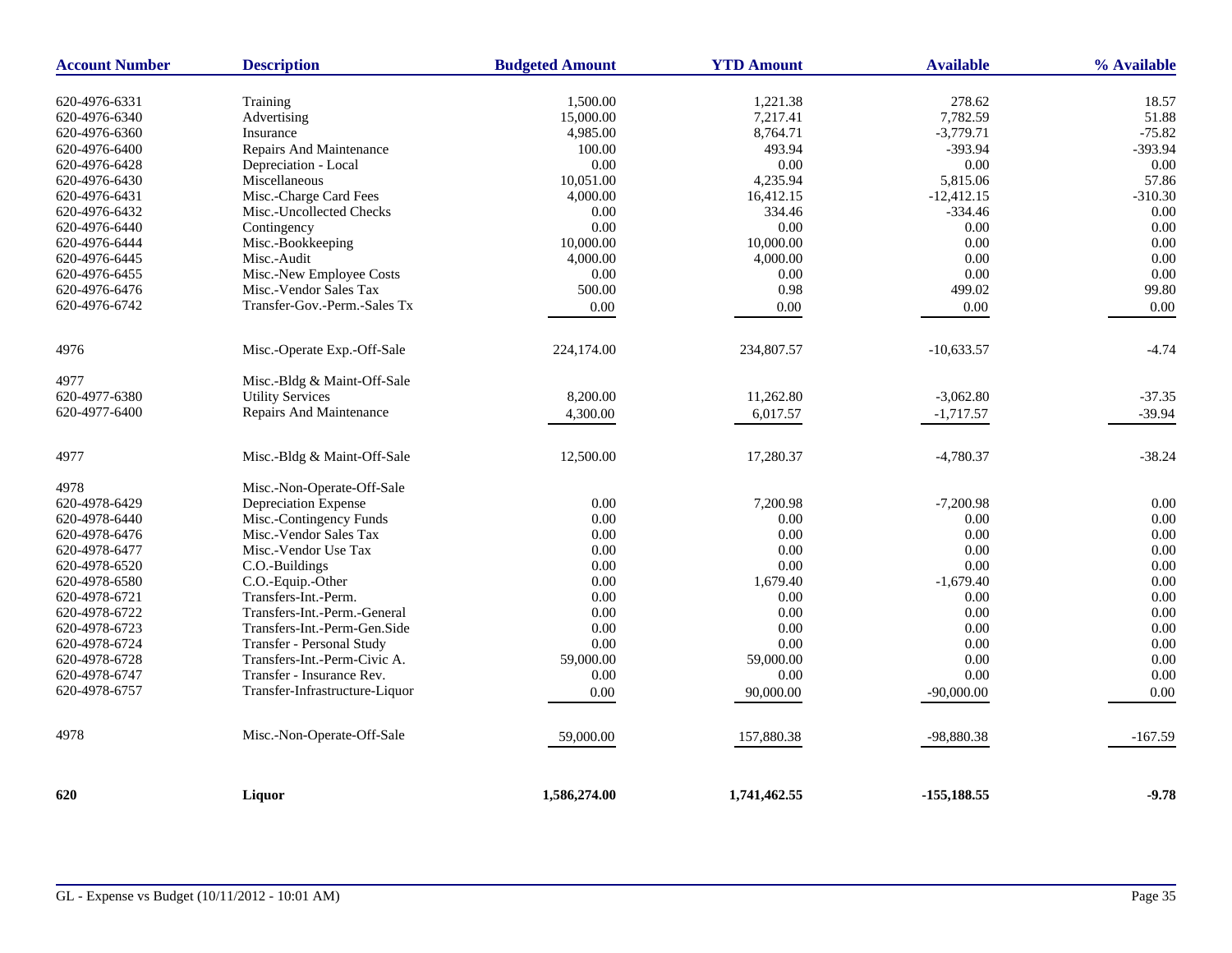| Account Number | Description | Budgeted Amount | YTD Amount | Available | % Available |
|---|---|---|---|---|---|
| 620-4976-6331 | Training | 1,500.00 | 1,221.38 | 278.62 | 18.57 |
| 620-4976-6340 | Advertising | 15,000.00 | 7,217.41 | 7,782.59 | 51.88 |
| 620-4976-6360 | Insurance | 4,985.00 | 8,764.71 | -3,779.71 | -75.82 |
| 620-4976-6400 | Repairs And Maintenance | 100.00 | 493.94 | -393.94 | -393.94 |
| 620-4976-6428 | Depreciation - Local | 0.00 | 0.00 | 0.00 | 0.00 |
| 620-4976-6430 | Miscellaneous | 10,051.00 | 4,235.94 | 5,815.06 | 57.86 |
| 620-4976-6431 | Misc.-Charge Card Fees | 4,000.00 | 16,412.15 | -12,412.15 | -310.30 |
| 620-4976-6432 | Misc.-Uncollected Checks | 0.00 | 334.46 | -334.46 | 0.00 |
| 620-4976-6440 | Contingency | 0.00 | 0.00 | 0.00 | 0.00 |
| 620-4976-6444 | Misc.-Bookkeeping | 10,000.00 | 10,000.00 | 0.00 | 0.00 |
| 620-4976-6445 | Misc.-Audit | 4,000.00 | 4,000.00 | 0.00 | 0.00 |
| 620-4976-6455 | Misc.-New Employee Costs | 0.00 | 0.00 | 0.00 | 0.00 |
| 620-4976-6476 | Misc.-Vendor Sales Tax | 500.00 | 0.98 | 499.02 | 99.80 |
| 620-4976-6742 | Transfer-Gov.-Perm.-Sales Tx | 0.00 | 0.00 | 0.00 | 0.00 |
| 4976 | Misc.-Operate Exp.-Off-Sale | 224,174.00 | 234,807.57 | -10,633.57 | -4.74 |
| 4977 | Misc.-Bldg & Maint-Off-Sale | | | | |
| 620-4977-6380 | Utility Services | 8,200.00 | 11,262.80 | -3,062.80 | -37.35 |
| 620-4977-6400 | Repairs And Maintenance | 4,300.00 | 6,017.57 | -1,717.57 | -39.94 |
| 4977 | Misc.-Bldg & Maint-Off-Sale | 12,500.00 | 17,280.37 | -4,780.37 | -38.24 |
| 4978 | Misc.-Non-Operate-Off-Sale | | | | |
| 620-4978-6429 | Depreciation Expense | 0.00 | 7,200.98 | -7,200.98 | 0.00 |
| 620-4978-6440 | Misc.-Contingency Funds | 0.00 | 0.00 | 0.00 | 0.00 |
| 620-4978-6476 | Misc.-Vendor Sales Tax | 0.00 | 0.00 | 0.00 | 0.00 |
| 620-4978-6477 | Misc.-Vendor Use Tax | 0.00 | 0.00 | 0.00 | 0.00 |
| 620-4978-6520 | C.O.-Buildings | 0.00 | 0.00 | 0.00 | 0.00 |
| 620-4978-6580 | C.O.-Equip.-Other | 0.00 | 1,679.40 | -1,679.40 | 0.00 |
| 620-4978-6721 | Transfers-Int.-Perm. | 0.00 | 0.00 | 0.00 | 0.00 |
| 620-4978-6722 | Transfers-Int.-Perm.-General | 0.00 | 0.00 | 0.00 | 0.00 |
| 620-4978-6723 | Transfers-Int.-Perm-Gen.Side | 0.00 | 0.00 | 0.00 | 0.00 |
| 620-4978-6724 | Transfer - Personal Study | 0.00 | 0.00 | 0.00 | 0.00 |
| 620-4978-6728 | Transfers-Int.-Perm-Civic A. | 59,000.00 | 59,000.00 | 0.00 | 0.00 |
| 620-4978-6747 | Transfer - Insurance Rev. | 0.00 | 0.00 | 0.00 | 0.00 |
| 620-4978-6757 | Transfer-Infrastructure-Liquor | 0.00 | 90,000.00 | -90,000.00 | 0.00 |
| 4978 | Misc.-Non-Operate-Off-Sale | 59,000.00 | 157,880.38 | -98,880.38 | -167.59 |
| **620** | **Liquor** | **1,586,274.00** | **1,741,462.55** | **-155,188.55** | **-9.78** |

GL - Expense vs Budget (10/11/2012 - 10:01 AM)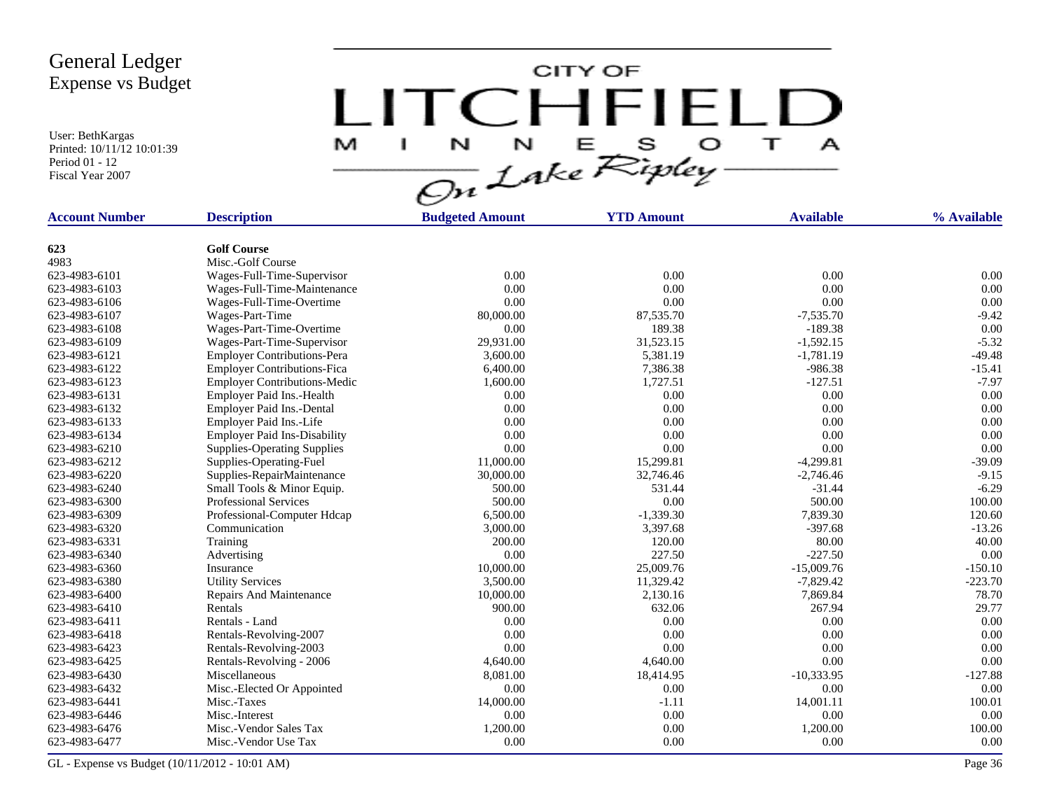# General Ledger
## Expense vs Budget

User: BethKargas
Printed: 10/11/12 10:01:39
Period 01 - 12
Fiscal Year 2007

CITY OF LITCHFIELD MINNESOTA On Lake Ripley

| Account Number | Description | Budgeted Amount | YTD Amount | Available | % Available |
|---|---|---|---|---|---|
| **623** | **Golf Course** | | | | |
| 4983 | Misc.-Golf Course | | | | |
| 623-4983-6101 | Wages-Full-Time-Supervisor | 0.00 | 0.00 | 0.00 | 0.00 |
| 623-4983-6103 | Wages-Full-Time-Maintenance | 0.00 | 0.00 | 0.00 | 0.00 |
| 623-4983-6106 | Wages-Full-Time-Overtime | 0.00 | 0.00 | 0.00 | 0.00 |
| 623-4983-6107 | Wages-Part-Time | 80,000.00 | 87,535.70 | -7,535.70 | -9.42 |
| 623-4983-6108 | Wages-Part-Time-Overtime | 0.00 | 189.38 | -189.38 | 0.00 |
| 623-4983-6109 | Wages-Part-Time-Supervisor | 29,931.00 | 31,523.15 | -1,592.15 | -5.32 |
| 623-4983-6121 | Employer Contributions-Pera | 3,600.00 | 5,381.19 | -1,781.19 | -49.48 |
| 623-4983-6122 | Employer Contributions-Fica | 6,400.00 | 7,386.38 | -986.38 | -15.41 |
| 623-4983-6123 | Employer Contributions-Medic | 1,600.00 | 1,727.51 | -127.51 | -7.97 |
| 623-4983-6131 | Employer Paid Ins.-Health | 0.00 | 0.00 | 0.00 | 0.00 |
| 623-4983-6132 | Employer Paid Ins.-Dental | 0.00 | 0.00 | 0.00 | 0.00 |
| 623-4983-6133 | Employer Paid Ins.-Life | 0.00 | 0.00 | 0.00 | 0.00 |
| 623-4983-6134 | Employer Paid Ins-Disability | 0.00 | 0.00 | 0.00 | 0.00 |
| 623-4983-6210 | Supplies-Operating Supplies | 0.00 | 0.00 | 0.00 | 0.00 |
| 623-4983-6212 | Supplies-Operating-Fuel | 11,000.00 | 15,299.81 | -4,299.81 | -39.09 |
| 623-4983-6220 | Supplies-RepairMaintenance | 30,000.00 | 32,746.46 | -2,746.46 | -9.15 |
| 623-4983-6240 | Small Tools & Minor Equip. | 500.00 | 531.44 | -31.44 | -6.29 |
| 623-4983-6300 | Professional Services | 500.00 | 0.00 | 500.00 | 100.00 |
| 623-4983-6309 | Professional-Computer Hdcap | 6,500.00 | -1,339.30 | 7,839.30 | 120.60 |
| 623-4983-6320 | Communication | 3,000.00 | 3,397.68 | -397.68 | -13.26 |
| 623-4983-6331 | Training | 200.00 | 120.00 | 80.00 | 40.00 |
| 623-4983-6340 | Advertising | 0.00 | 227.50 | -227.50 | 0.00 |
| 623-4983-6360 | Insurance | 10,000.00 | 25,009.76 | -15,009.76 | -150.10 |
| 623-4983-6380 | Utility Services | 3,500.00 | 11,329.42 | -7,829.42 | -223.70 |
| 623-4983-6400 | Repairs And Maintenance | 10,000.00 | 2,130.16 | 7,869.84 | 78.70 |
| 623-4983-6410 | Rentals | 900.00 | 632.06 | 267.94 | 29.77 |
| 623-4983-6411 | Rentals - Land | 0.00 | 0.00 | 0.00 | 0.00 |
| 623-4983-6418 | Rentals-Revolving-2007 | 0.00 | 0.00 | 0.00 | 0.00 |
| 623-4983-6423 | Rentals-Revolving-2003 | 0.00 | 0.00 | 0.00 | 0.00 |
| 623-4983-6425 | Rentals-Revolving - 2006 | 4,640.00 | 4,640.00 | 0.00 | 0.00 |
| 623-4983-6430 | Miscellaneous | 8,081.00 | 18,414.95 | -10,333.95 | -127.88 |
| 623-4983-6432 | Misc.-Elected Or Appointed | 0.00 | 0.00 | 0.00 | 0.00 |
| 623-4983-6441 | Misc.-Taxes | 14,000.00 | -1.11 | 14,001.11 | 100.01 |
| 623-4983-6446 | Misc.-Interest | 0.00 | 0.00 | 0.00 | 0.00 |
| 623-4983-6476 | Misc.-Vendor Sales Tax | 1,200.00 | 0.00 | 1,200.00 | 100.00 |
| 623-4983-6477 | Misc.-Vendor Use Tax | 0.00 | 0.00 | 0.00 | 0.00 |

GL - Expense vs Budget (10/11/2012 - 10:01 AM)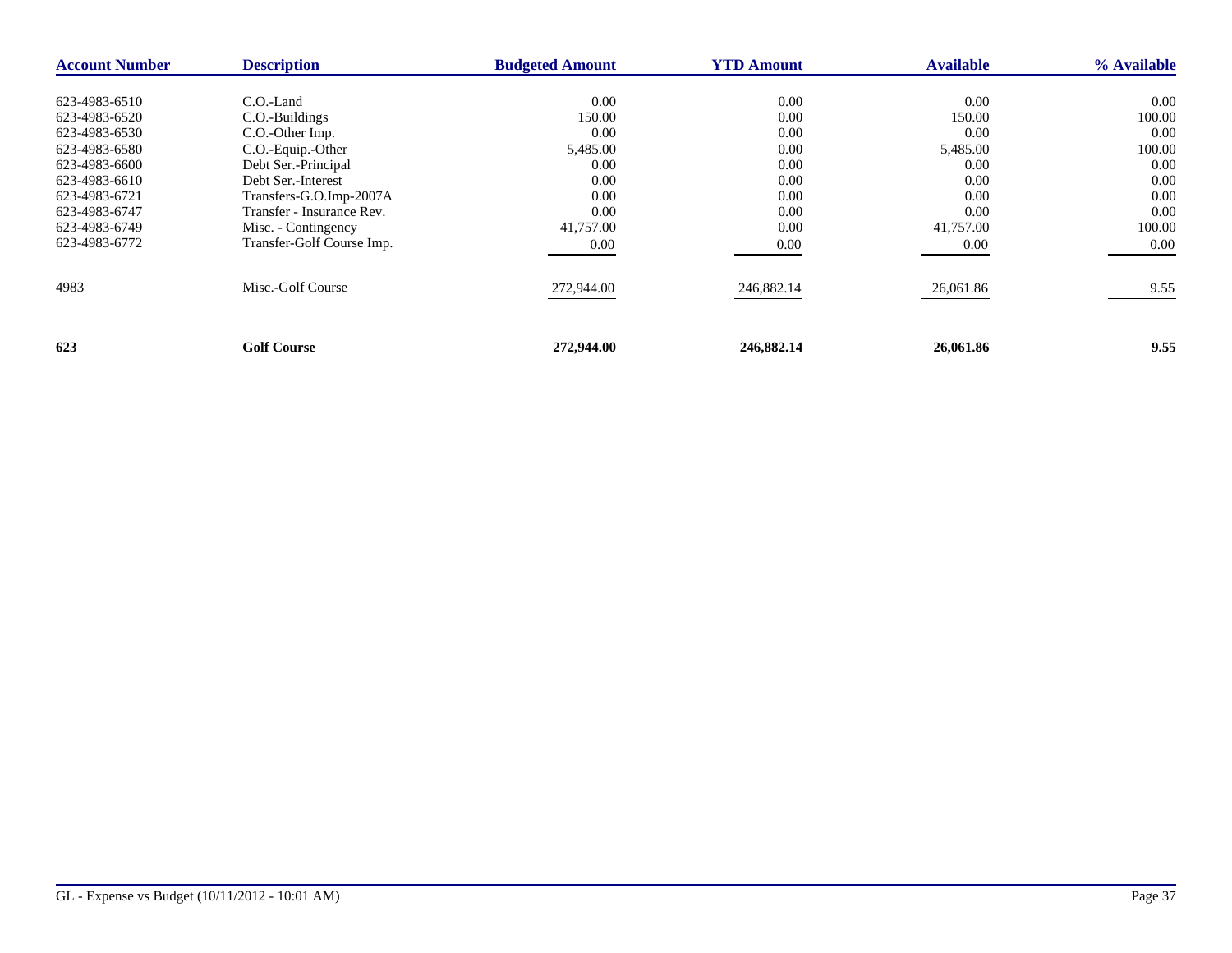| Account Number | Description | Budgeted Amount | YTD Amount | Available | % Available |
|---|---|---|---|---|---|
| 623-4983-6510 | C.O.-Land | 0.00 | 0.00 | 0.00 | 0.00 |
| 623-4983-6520 | C.O.-Buildings | 150.00 | 0.00 | 150.00 | 100.00 |
| 623-4983-6530 | C.O.-Other Imp. | 0.00 | 0.00 | 0.00 | 0.00 |
| 623-4983-6580 | C.O.-Equip.-Other | 5,485.00 | 0.00 | 5,485.00 | 100.00 |
| 623-4983-6600 | Debt Ser.-Principal | 0.00 | 0.00 | 0.00 | 0.00 |
| 623-4983-6610 | Debt Ser.-Interest | 0.00 | 0.00 | 0.00 | 0.00 |
| 623-4983-6721 | Transfers-G.O.Imp-2007A | 0.00 | 0.00 | 0.00 | 0.00 |
| 623-4983-6747 | Transfer - Insurance Rev. | 0.00 | 0.00 | 0.00 | 0.00 |
| 623-4983-6749 | Misc. - Contingency | 41,757.00 | 0.00 | 41,757.00 | 100.00 |
| 623-4983-6772 | Transfer-Golf Course Imp. | 0.00 | 0.00 | 0.00 | 0.00 |
| 4983 | Misc.-Golf Course | 272,944.00 | 246,882.14 | 26,061.86 | 9.55 |
| **623** | **Golf Course** | **272,944.00** | **246,882.14** | **26,061.86** | **9.55** |

GL - Expense vs Budget (10/11/2012 - 10:01 AM)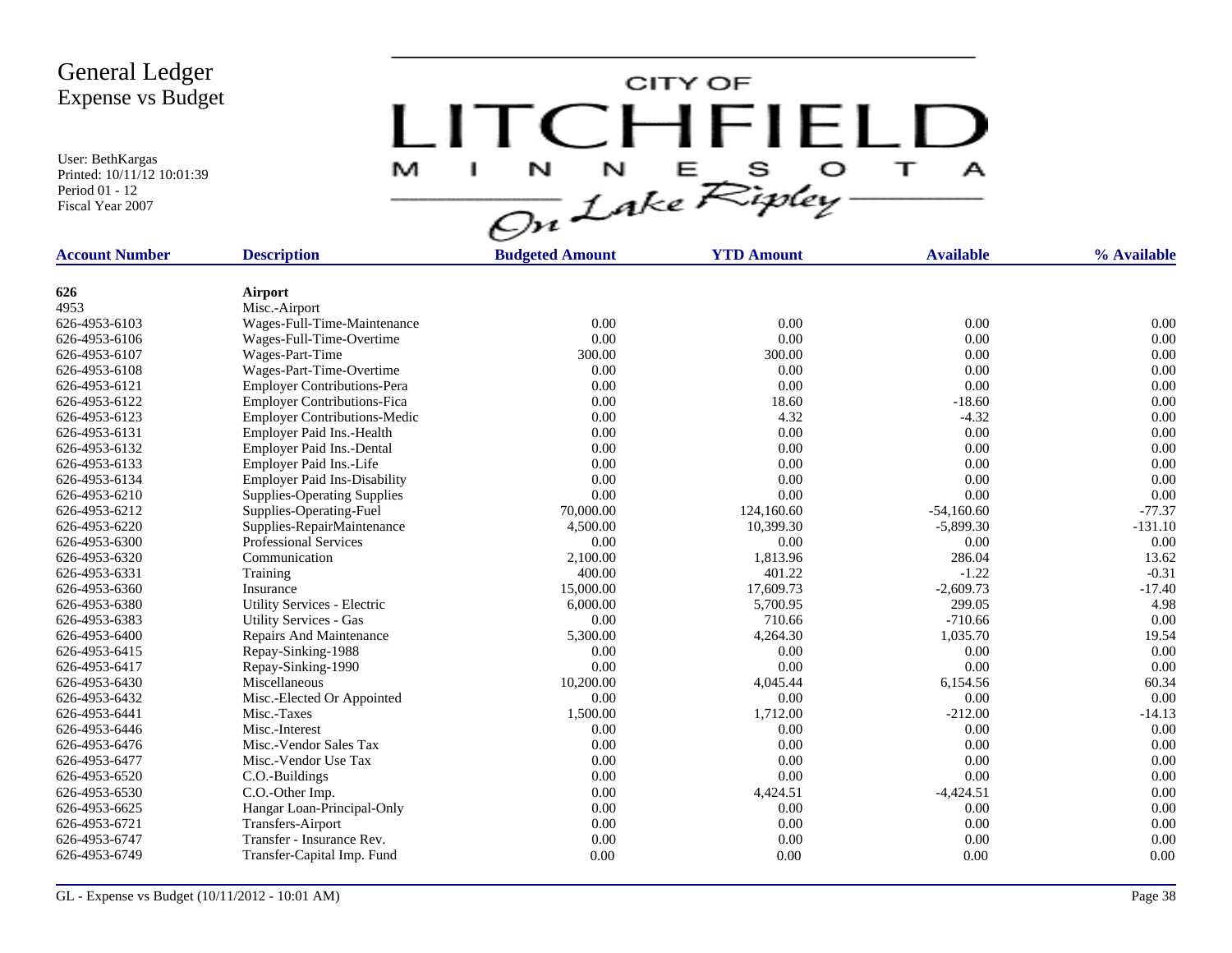# General Ledger
## Expense vs Budget

User: BethKargas
Printed: 10/11/12 10:01:39
Period 01 - 12
Fiscal Year 2007

CITY OF LITCHFIELD MINNESOTA On Lake Ripley

| Account Number | Description | Budgeted Amount | YTD Amount | Available | % Available |
|---|---|---|---|---|---|
| **626** | **Airport** | | | | |
| 4953 | Misc.-Airport | | | | |
| 626-4953-6103 | Wages-Full-Time-Maintenance | 0.00 | 0.00 | 0.00 | 0.00 |
| 626-4953-6106 | Wages-Full-Time-Overtime | 0.00 | 0.00 | 0.00 | 0.00 |
| 626-4953-6107 | Wages-Part-Time | 300.00 | 300.00 | 0.00 | 0.00 |
| 626-4953-6108 | Wages-Part-Time-Overtime | 0.00 | 0.00 | 0.00 | 0.00 |
| 626-4953-6121 | Employer Contributions-Pera | 0.00 | 0.00 | 0.00 | 0.00 |
| 626-4953-6122 | Employer Contributions-Fica | 0.00 | 18.60 | -18.60 | 0.00 |
| 626-4953-6123 | Employer Contributions-Medic | 0.00 | 4.32 | -4.32 | 0.00 |
| 626-4953-6131 | Employer Paid Ins.-Health | 0.00 | 0.00 | 0.00 | 0.00 |
| 626-4953-6132 | Employer Paid Ins.-Dental | 0.00 | 0.00 | 0.00 | 0.00 |
| 626-4953-6133 | Employer Paid Ins.-Life | 0.00 | 0.00 | 0.00 | 0.00 |
| 626-4953-6134 | Employer Paid Ins-Disability | 0.00 | 0.00 | 0.00 | 0.00 |
| 626-4953-6210 | Supplies-Operating Supplies | 0.00 | 0.00 | 0.00 | 0.00 |
| 626-4953-6212 | Supplies-Operating-Fuel | 70,000.00 | 124,160.60 | -54,160.60 | -77.37 |
| 626-4953-6220 | Supplies-RepairMaintenance | 4,500.00 | 10,399.30 | -5,899.30 | -131.10 |
| 626-4953-6300 | Professional Services | 0.00 | 0.00 | 0.00 | 0.00 |
| 626-4953-6320 | Communication | 2,100.00 | 1,813.96 | 286.04 | 13.62 |
| 626-4953-6331 | Training | 400.00 | 401.22 | -1.22 | -0.31 |
| 626-4953-6360 | Insurance | 15,000.00 | 17,609.73 | -2,609.73 | -17.40 |
| 626-4953-6380 | Utility Services - Electric | 6,000.00 | 5,700.95 | 299.05 | 4.98 |
| 626-4953-6383 | Utility Services - Gas | 0.00 | 710.66 | -710.66 | 0.00 |
| 626-4953-6400 | Repairs And Maintenance | 5,300.00 | 4,264.30 | 1,035.70 | 19.54 |
| 626-4953-6415 | Repay-Sinking-1988 | 0.00 | 0.00 | 0.00 | 0.00 |
| 626-4953-6417 | Repay-Sinking-1990 | 0.00 | 0.00 | 0.00 | 0.00 |
| 626-4953-6430 | Miscellaneous | 10,200.00 | 4,045.44 | 6,154.56 | 60.34 |
| 626-4953-6432 | Misc.-Elected Or Appointed | 0.00 | 0.00 | 0.00 | 0.00 |
| 626-4953-6441 | Misc.-Taxes | 1,500.00 | 1,712.00 | -212.00 | -14.13 |
| 626-4953-6446 | Misc.-Interest | 0.00 | 0.00 | 0.00 | 0.00 |
| 626-4953-6476 | Misc.-Vendor Sales Tax | 0.00 | 0.00 | 0.00 | 0.00 |
| 626-4953-6477 | Misc.-Vendor Use Tax | 0.00 | 0.00 | 0.00 | 0.00 |
| 626-4953-6520 | C.O.-Buildings | 0.00 | 0.00 | 0.00 | 0.00 |
| 626-4953-6530 | C.O.-Other Imp. | 0.00 | 4,424.51 | -4,424.51 | 0.00 |
| 626-4953-6625 | Hangar Loan-Principal-Only | 0.00 | 0.00 | 0.00 | 0.00 |
| 626-4953-6721 | Transfers-Airport | 0.00 | 0.00 | 0.00 | 0.00 |
| 626-4953-6747 | Transfer - Insurance Rev. | 0.00 | 0.00 | 0.00 | 0.00 |
| 626-4953-6749 | Transfer-Capital Imp. Fund | 0.00 | 0.00 | 0.00 | 0.00 |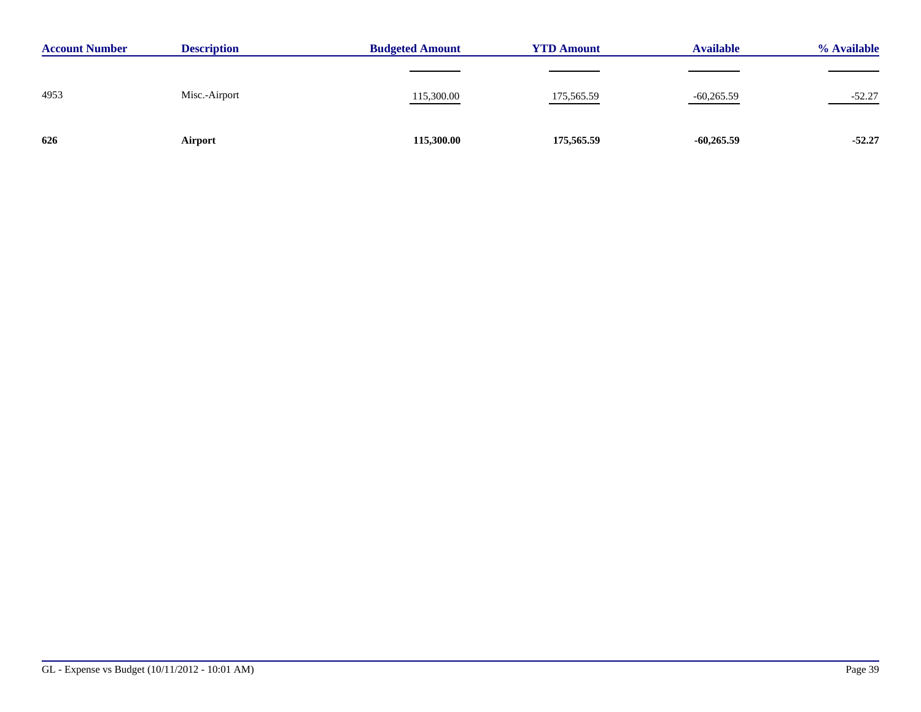| Account Number | Description | Budgeted Amount | YTD Amount | Available | % Available |
|---|---|---|---|---|---|
| 4953 | Misc.-Airport | 115,300.00 | 175,565.59 | -60,265.59 | -52.27 |
| **626** | **Airport** | **115,300.00** | **175,565.59** | **-60,265.59** | **-52.27** |

GL - Expense vs Budget (10/11/2012 - 10:01 AM)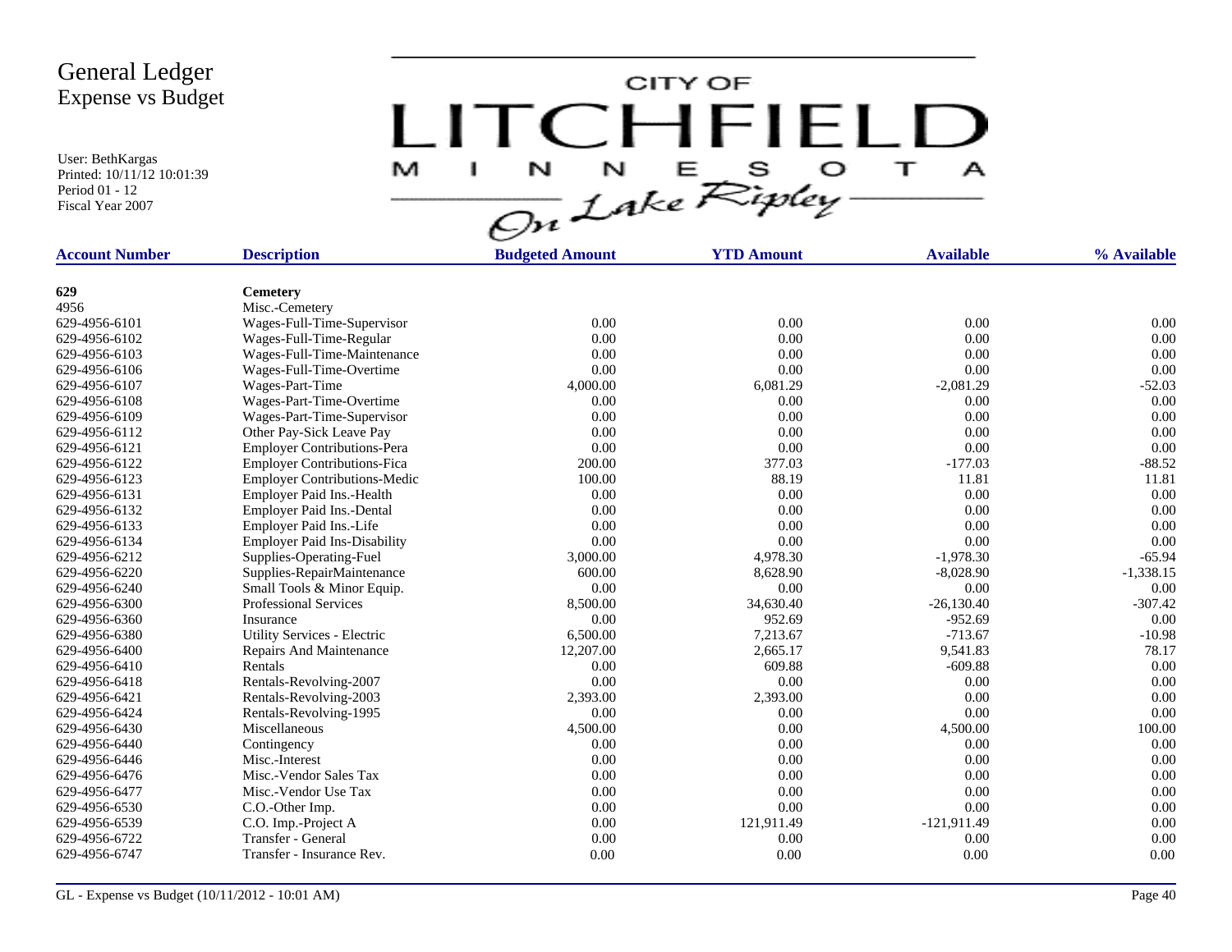# General Ledger
## Expense vs Budget

User: BethKargas
Printed: 10/11/12 10:01:39
Period 01 - 12
Fiscal Year 2007

CITY OF LITCHFIELD MINNESOTA On Lake Ripley

| Account Number | Description | Budgeted Amount | YTD Amount | Available | % Available |
|---|---|---|---|---|---|
| **629** | **Cemetery** | | | | |
| 4956 | Misc.-Cemetery | | | | |
| 629-4956-6101 | Wages-Full-Time-Supervisor | 0.00 | 0.00 | 0.00 | 0.00 |
| 629-4956-6102 | Wages-Full-Time-Regular | 0.00 | 0.00 | 0.00 | 0.00 |
| 629-4956-6103 | Wages-Full-Time-Maintenance | 0.00 | 0.00 | 0.00 | 0.00 |
| 629-4956-6106 | Wages-Full-Time-Overtime | 0.00 | 0.00 | 0.00 | 0.00 |
| 629-4956-6107 | Wages-Part-Time | 4,000.00 | 6,081.29 | -2,081.29 | -52.03 |
| 629-4956-6108 | Wages-Part-Time-Overtime | 0.00 | 0.00 | 0.00 | 0.00 |
| 629-4956-6109 | Wages-Part-Time-Supervisor | 0.00 | 0.00 | 0.00 | 0.00 |
| 629-4956-6112 | Other Pay-Sick Leave Pay | 0.00 | 0.00 | 0.00 | 0.00 |
| 629-4956-6121 | Employer Contributions-Pera | 0.00 | 0.00 | 0.00 | 0.00 |
| 629-4956-6122 | Employer Contributions-Fica | 200.00 | 377.03 | -177.03 | -88.52 |
| 629-4956-6123 | Employer Contributions-Medic | 100.00 | 88.19 | 11.81 | 11.81 |
| 629-4956-6131 | Employer Paid Ins.-Health | 0.00 | 0.00 | 0.00 | 0.00 |
| 629-4956-6132 | Employer Paid Ins.-Dental | 0.00 | 0.00 | 0.00 | 0.00 |
| 629-4956-6133 | Employer Paid Ins.-Life | 0.00 | 0.00 | 0.00 | 0.00 |
| 629-4956-6134 | Employer Paid Ins-Disability | 0.00 | 0.00 | 0.00 | 0.00 |
| 629-4956-6212 | Supplies-Operating-Fuel | 3,000.00 | 4,978.30 | -1,978.30 | -65.94 |
| 629-4956-6220 | Supplies-RepairMaintenance | 600.00 | 8,628.90 | -8,028.90 | -1,338.15 |
| 629-4956-6240 | Small Tools & Minor Equip. | 0.00 | 0.00 | 0.00 | 0.00 |
| 629-4956-6300 | Professional Services | 8,500.00 | 34,630.40 | -26,130.40 | -307.42 |
| 629-4956-6360 | Insurance | 0.00 | 952.69 | -952.69 | 0.00 |
| 629-4956-6380 | Utility Services - Electric | 6,500.00 | 7,213.67 | -713.67 | -10.98 |
| 629-4956-6400 | Repairs And Maintenance | 12,207.00 | 2,665.17 | 9,541.83 | 78.17 |
| 629-4956-6410 | Rentals | 0.00 | 609.88 | -609.88 | 0.00 |
| 629-4956-6418 | Rentals-Revolving-2007 | 0.00 | 0.00 | 0.00 | 0.00 |
| 629-4956-6421 | Rentals-Revolving-2003 | 2,393.00 | 2,393.00 | 0.00 | 0.00 |
| 629-4956-6424 | Rentals-Revolving-1995 | 0.00 | 0.00 | 0.00 | 0.00 |
| 629-4956-6430 | Miscellaneous | 4,500.00 | 0.00 | 4,500.00 | 100.00 |
| 629-4956-6440 | Contingency | 0.00 | 0.00 | 0.00 | 0.00 |
| 629-4956-6446 | Misc.-Interest | 0.00 | 0.00 | 0.00 | 0.00 |
| 629-4956-6476 | Misc.-Vendor Sales Tax | 0.00 | 0.00 | 0.00 | 0.00 |
| 629-4956-6477 | Misc.-Vendor Use Tax | 0.00 | 0.00 | 0.00 | 0.00 |
| 629-4956-6530 | C.O.-Other Imp. | 0.00 | 0.00 | 0.00 | 0.00 |
| 629-4956-6539 | C.O. Imp.-Project A | 0.00 | 121,911.49 | -121,911.49 | 0.00 |
| 629-4956-6722 | Transfer - General | 0.00 | 0.00 | 0.00 | 0.00 |
| 629-4956-6747 | Transfer - Insurance Rev. | 0.00 | 0.00 | 0.00 | 0.00 |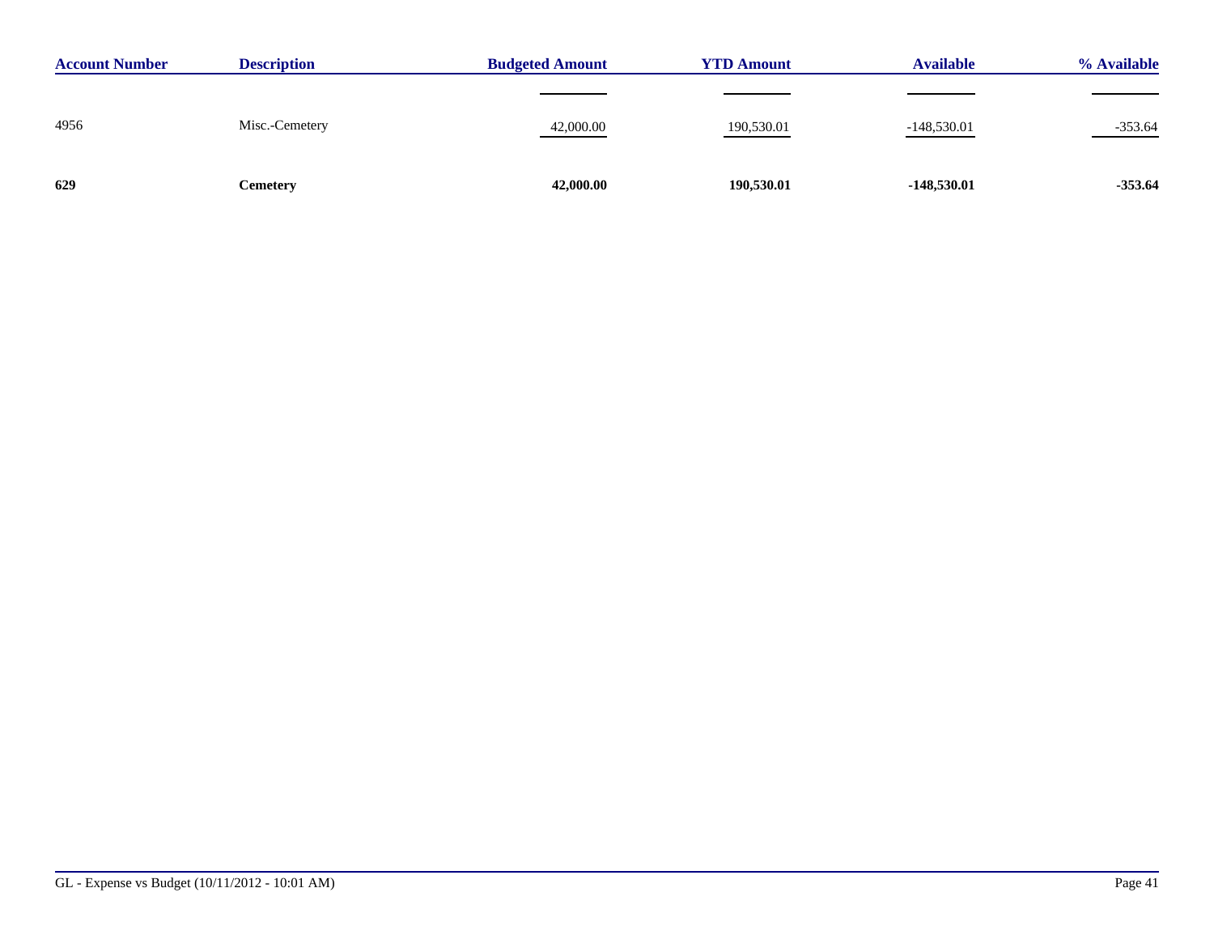| Account Number | Description | Budgeted Amount | YTD Amount | Available | % Available |
|---|---|---|---|---|---|
| 4956 | Misc.-Cemetery | 42,000.00 | 190,530.01 | -148,530.01 | -353.64 |
| **629** | **Cemetery** | **42,000.00** | **190,530.01** | **-148,530.01** | **-353.64** |

GL - Expense vs Budget (10/11/2012 - 10:01 AM)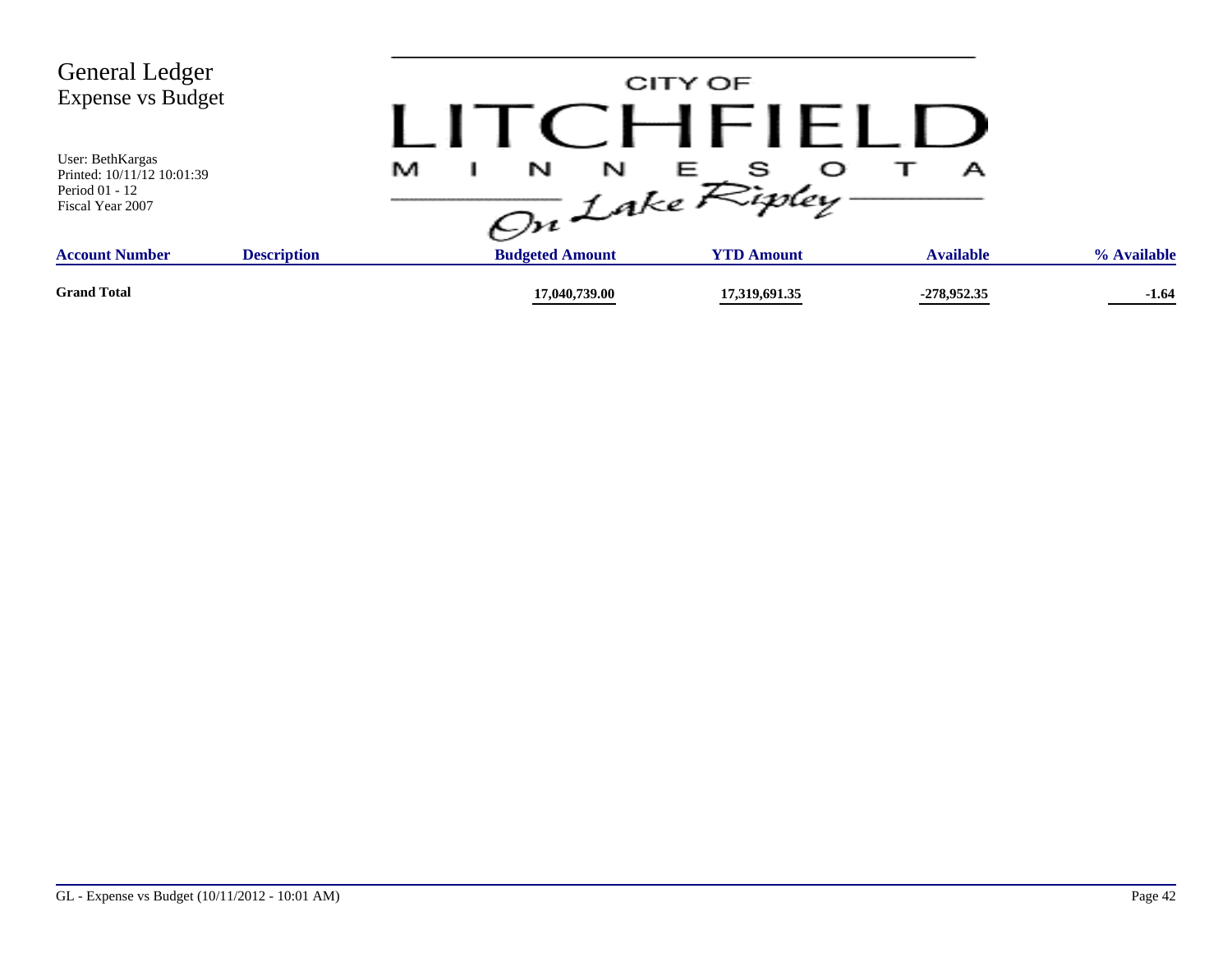# General Ledger
## Expense vs Budget

User: BethKargas
Printed: 10/11/12 10:01:39
Period 01 - 12
Fiscal Year 2007

CITY OF LITCHFIELD MINNESOTA On Lake Ripley

| Account Number | Description | Budgeted Amount | YTD Amount | Available | % Available |
|---|---|---|---|---|---|
| **Grand Total** | | **17,040,739.00** | **17,319,691.35** | **-278,952.35** | **-1.64** |